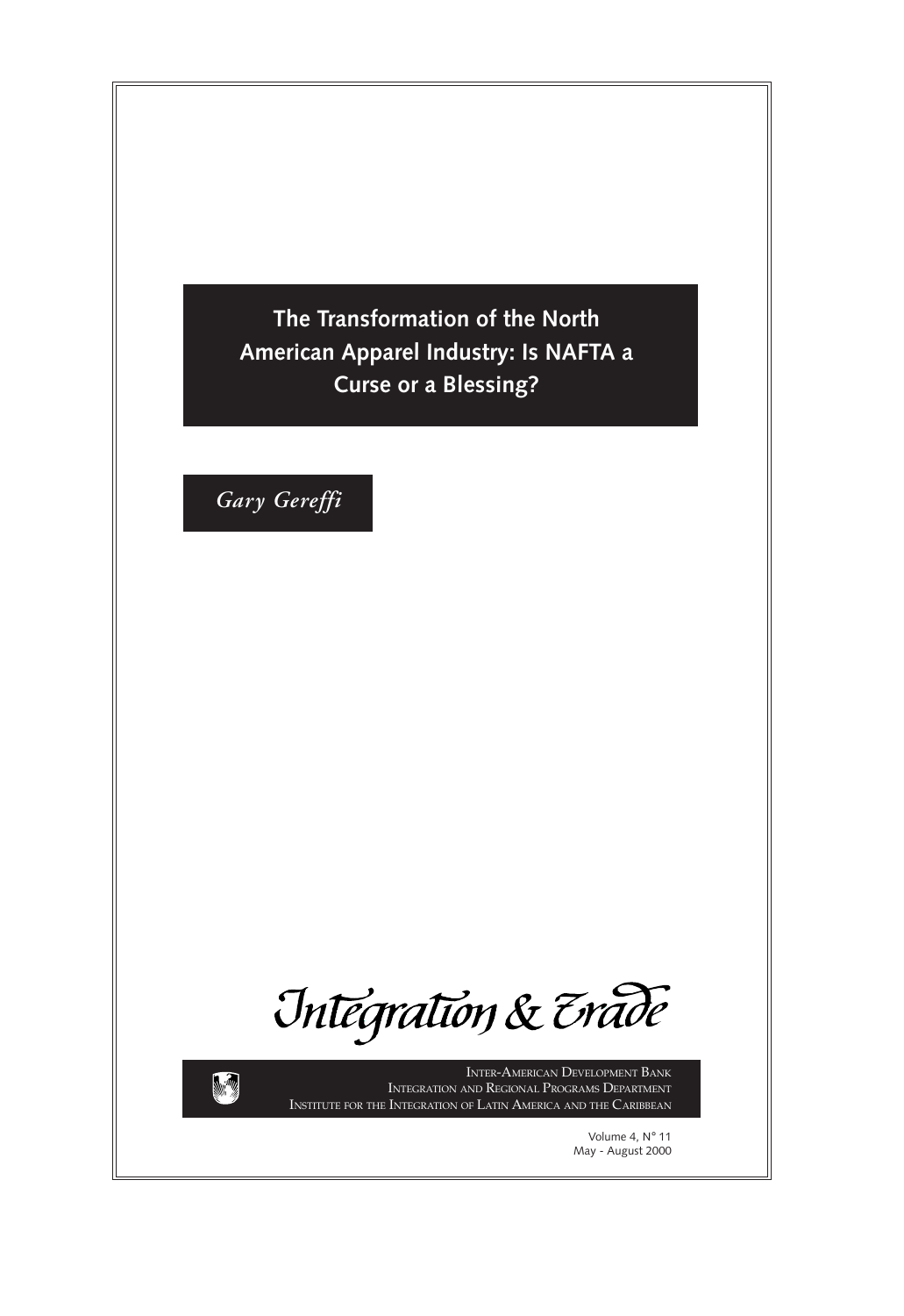# The Transformation of the North American Apparel Industry: Is NAFTA a Curse or a Blessing?

*Gary Gereffi*

Integration & Trade

INTER-AMERICAN DEVELOPMENT BANK
INTEGRATION AND REGIONAL PROGRAMS DEPARTMENT
INSTITUTE FOR THE INTEGRATION OF LATIN AMERICA AND THE CARIBBEAN

Volume 4, N° 11
May - August 2000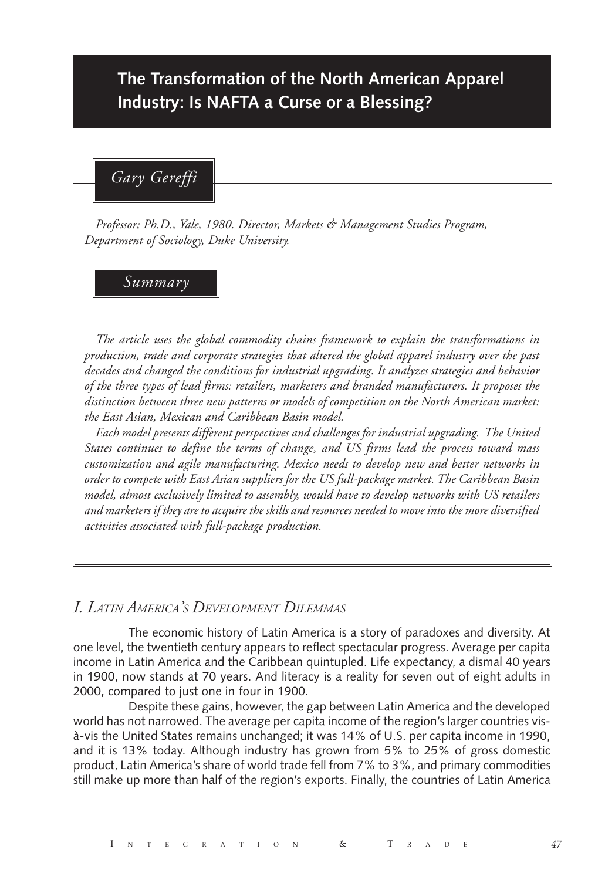# The Transformation of the North American Apparel Industry: Is NAFTA a Curse or a Blessing?

*Gary Gereffi*

*Professor; Ph.D., Yale, 1980. Director, Markets & Management Studies Program, Department of Sociology, Duke University.*

## *Summary*

*The article uses the global commodity chains framework to explain the transformations in production, trade and corporate strategies that altered the global apparel industry over the past decades and changed the conditions for industrial upgrading. It analyzes strategies and behavior of the three types of lead firms: retailers, marketers and branded manufacturers. It proposes the distinction between three new patterns or models of competition on the North American market: the East Asian, Mexican and Caribbean Basin model.*

*Each model presents different perspectives and challenges for industrial upgrading. The United States continues to define the terms of change, and US firms lead the process toward mass customization and agile manufacturing. Mexico needs to develop new and better networks in order to compete with East Asian suppliers for the US full-package market. The Caribbean Basin model, almost exclusively limited to assembly, would have to develop networks with US retailers and marketers if they are to acquire the skills and resources needed to move into the more diversified activities associated with full-package production.*

## *I. Latin America's Development Dilemmas*

The economic history of Latin America is a story of paradoxes and diversity. At one level, the twentieth century appears to reflect spectacular progress. Average per capita income in Latin America and the Caribbean quintupled. Life expectancy, a dismal 40 years in 1900, now stands at 70 years. And literacy is a reality for seven out of eight adults in 2000, compared to just one in four in 1900.

Despite these gains, however, the gap between Latin America and the developed world has not narrowed. The average per capita income of the region's larger countries vis-à-vis the United States remains unchanged; it was 14% of U.S. per capita income in 1990, and it is 13% today. Although industry has grown from 5% to 25% of gross domestic product, Latin America's share of world trade fell from 7% to 3%, and primary commodities still make up more than half of the region's exports. Finally, the countries of Latin America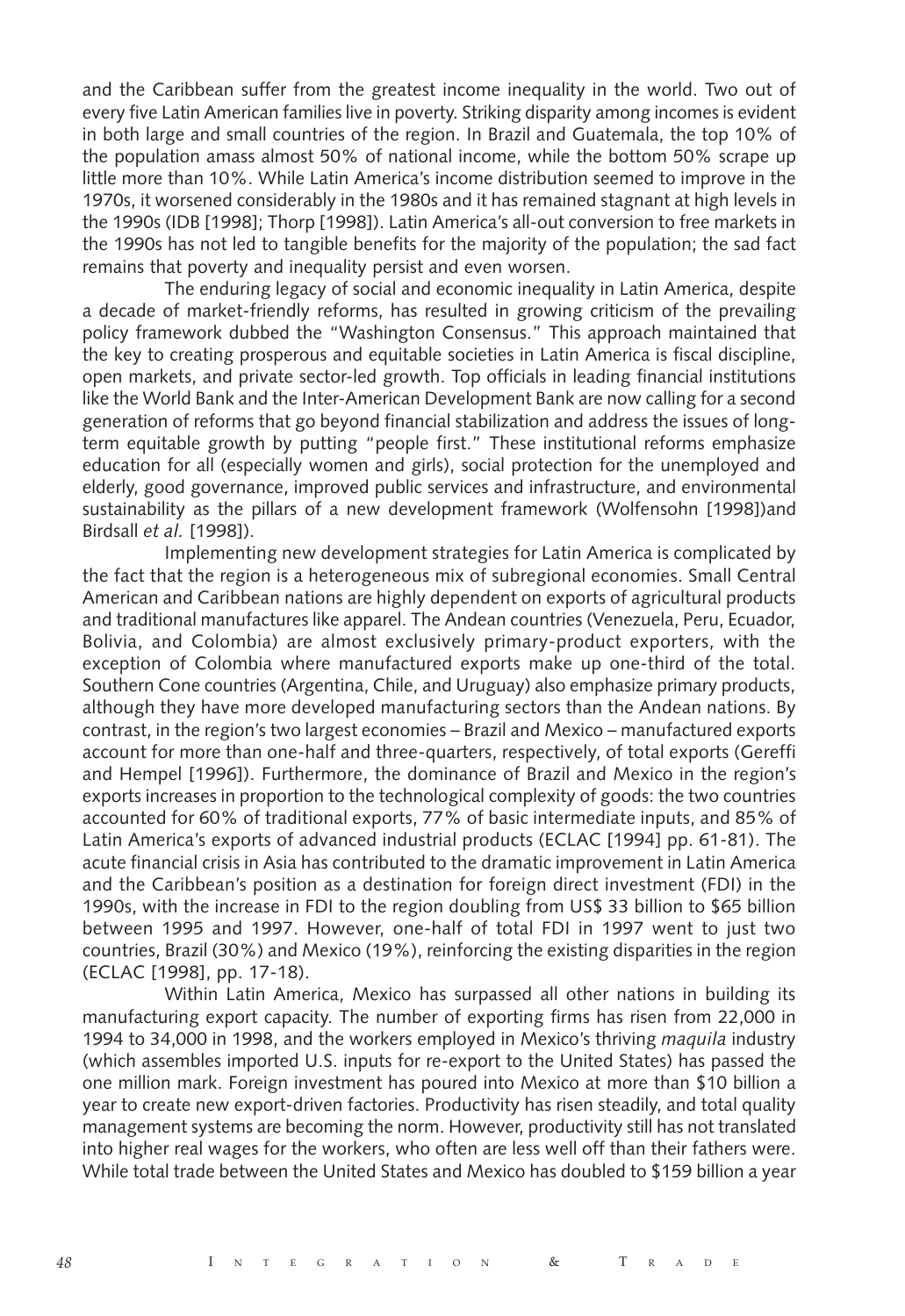and the Caribbean suffer from the greatest income inequality in the world. Two out of every five Latin American families live in poverty. Striking disparity among incomes is evident in both large and small countries of the region. In Brazil and Guatemala, the top 10% of the population amass almost 50% of national income, while the bottom 50% scrape up little more than 10%. While Latin America's income distribution seemed to improve in the 1970s, it worsened considerably in the 1980s and it has remained stagnant at high levels in the 1990s (IDB [1998]; Thorp [1998]). Latin America's all-out conversion to free markets in the 1990s has not led to tangible benefits for the majority of the population; the sad fact remains that poverty and inequality persist and even worsen.

The enduring legacy of social and economic inequality in Latin America, despite a decade of market-friendly reforms, has resulted in growing criticism of the prevailing policy framework dubbed the "Washington Consensus." This approach maintained that the key to creating prosperous and equitable societies in Latin America is fiscal discipline, open markets, and private sector-led growth. Top officials in leading financial institutions like the World Bank and the Inter-American Development Bank are now calling for a second generation of reforms that go beyond financial stabilization and address the issues of long-term equitable growth by putting "people first." These institutional reforms emphasize education for all (especially women and girls), social protection for the unemployed and elderly, good governance, improved public services and infrastructure, and environmental sustainability as the pillars of a new development framework (Wolfensohn [1998])and Birdsall *et al*. [1998]).

Implementing new development strategies for Latin America is complicated by the fact that the region is a heterogeneous mix of subregional economies. Small Central American and Caribbean nations are highly dependent on exports of agricultural products and traditional manufactures like apparel. The Andean countries (Venezuela, Peru, Ecuador, Bolivia, and Colombia) are almost exclusively primary-product exporters, with the exception of Colombia where manufactured exports make up one-third of the total. Southern Cone countries (Argentina, Chile, and Uruguay) also emphasize primary products, although they have more developed manufacturing sectors than the Andean nations. By contrast, in the region's two largest economies – Brazil and Mexico – manufactured exports account for more than one-half and three-quarters, respectively, of total exports (Gereffi and Hempel [1996]). Furthermore, the dominance of Brazil and Mexico in the region's exports increases in proportion to the technological complexity of goods: the two countries accounted for 60% of traditional exports, 77% of basic intermediate inputs, and 85% of Latin America's exports of advanced industrial products (ECLAC [1994] pp. 61-81). The acute financial crisis in Asia has contributed to the dramatic improvement in Latin America and the Caribbean's position as a destination for foreign direct investment (FDI) in the 1990s, with the increase in FDI to the region doubling from US$ 33 billion to $65 billion between 1995 and 1997. However, one-half of total FDI in 1997 went to just two countries, Brazil (30%) and Mexico (19%), reinforcing the existing disparities in the region (ECLAC [1998], pp. 17-18).

Within Latin America, Mexico has surpassed all other nations in building its manufacturing export capacity. The number of exporting firms has risen from 22,000 in 1994 to 34,000 in 1998, and the workers employed in Mexico's thriving *maquila* industry (which assembles imported U.S. inputs for re-export to the United States) has passed the one million mark. Foreign investment has poured into Mexico at more than $10 billion a year to create new export-driven factories. Productivity has risen steadily, and total quality management systems are becoming the norm. However, productivity still has not translated into higher real wages for the workers, who often are less well off than their fathers were. While total trade between the United States and Mexico has doubled to $159 billion a year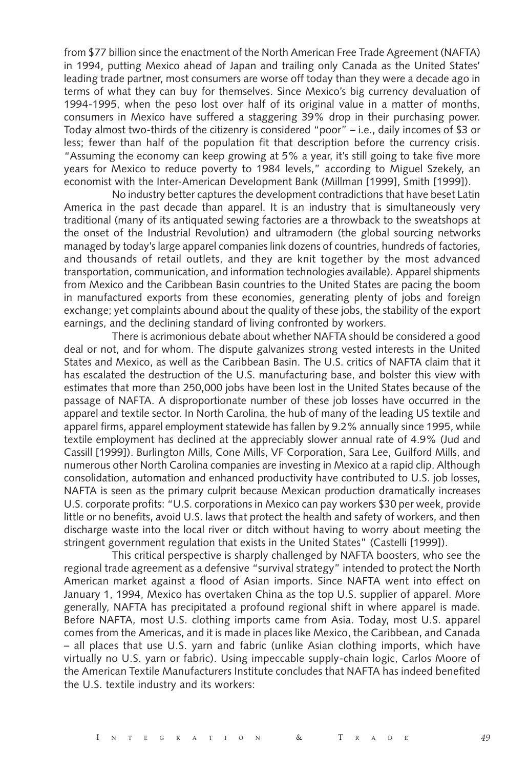from $77 billion since the enactment of the North American Free Trade Agreement (NAFTA) in 1994, putting Mexico ahead of Japan and trailing only Canada as the United States' leading trade partner, most consumers are worse off today than they were a decade ago in terms of what they can buy for themselves. Since Mexico's big currency devaluation of 1994-1995, when the peso lost over half of its original value in a matter of months, consumers in Mexico have suffered a staggering 39% drop in their purchasing power. Today almost two-thirds of the citizenry is considered "poor" – i.e., daily incomes of $3 or less; fewer than half of the population fit that description before the currency crisis. "Assuming the economy can keep growing at 5% a year, it's still going to take five more years for Mexico to reduce poverty to 1984 levels," according to Miguel Szekely, an economist with the Inter-American Development Bank (Millman [1999], Smith [1999]).

No industry better captures the development contradictions that have beset Latin America in the past decade than apparel. It is an industry that is simultaneously very traditional (many of its antiquated sewing factories are a throwback to the sweatshops at the onset of the Industrial Revolution) and ultramodern (the global sourcing networks managed by today's large apparel companies link dozens of countries, hundreds of factories, and thousands of retail outlets, and they are knit together by the most advanced transportation, communication, and information technologies available). Apparel shipments from Mexico and the Caribbean Basin countries to the United States are pacing the boom in manufactured exports from these economies, generating plenty of jobs and foreign exchange; yet complaints abound about the quality of these jobs, the stability of the export earnings, and the declining standard of living confronted by workers.

There is acrimonious debate about whether NAFTA should be considered a good deal or not, and for whom. The dispute galvanizes strong vested interests in the United States and Mexico, as well as the Caribbean Basin. The U.S. critics of NAFTA claim that it has escalated the destruction of the U.S. manufacturing base, and bolster this view with estimates that more than 250,000 jobs have been lost in the United States because of the passage of NAFTA. A disproportionate number of these job losses have occurred in the apparel and textile sector. In North Carolina, the hub of many of the leading US textile and apparel firms, apparel employment statewide has fallen by 9.2% annually since 1995, while textile employment has declined at the appreciably slower annual rate of 4.9% (Jud and Cassill [1999]). Burlington Mills, Cone Mills, VF Corporation, Sara Lee, Guilford Mills, and numerous other North Carolina companies are investing in Mexico at a rapid clip. Although consolidation, automation and enhanced productivity have contributed to U.S. job losses, NAFTA is seen as the primary culprit because Mexican production dramatically increases U.S. corporate profits: "U.S. corporations in Mexico can pay workers $30 per week, provide little or no benefits, avoid U.S. laws that protect the health and safety of workers, and then discharge waste into the local river or ditch without having to worry about meeting the stringent government regulation that exists in the United States" (Castelli [1999]).

This critical perspective is sharply challenged by NAFTA boosters, who see the regional trade agreement as a defensive "survival strategy" intended to protect the North American market against a flood of Asian imports. Since NAFTA went into effect on January 1, 1994, Mexico has overtaken China as the top U.S. supplier of apparel. More generally, NAFTA has precipitated a profound regional shift in where apparel is made. Before NAFTA, most U.S. clothing imports came from Asia. Today, most U.S. apparel comes from the Americas, and it is made in places like Mexico, the Caribbean, and Canada – all places that use U.S. yarn and fabric (unlike Asian clothing imports, which have virtually no U.S. yarn or fabric). Using impeccable supply-chain logic, Carlos Moore of the American Textile Manufacturers Institute concludes that NAFTA has indeed benefited the U.S. textile industry and its workers: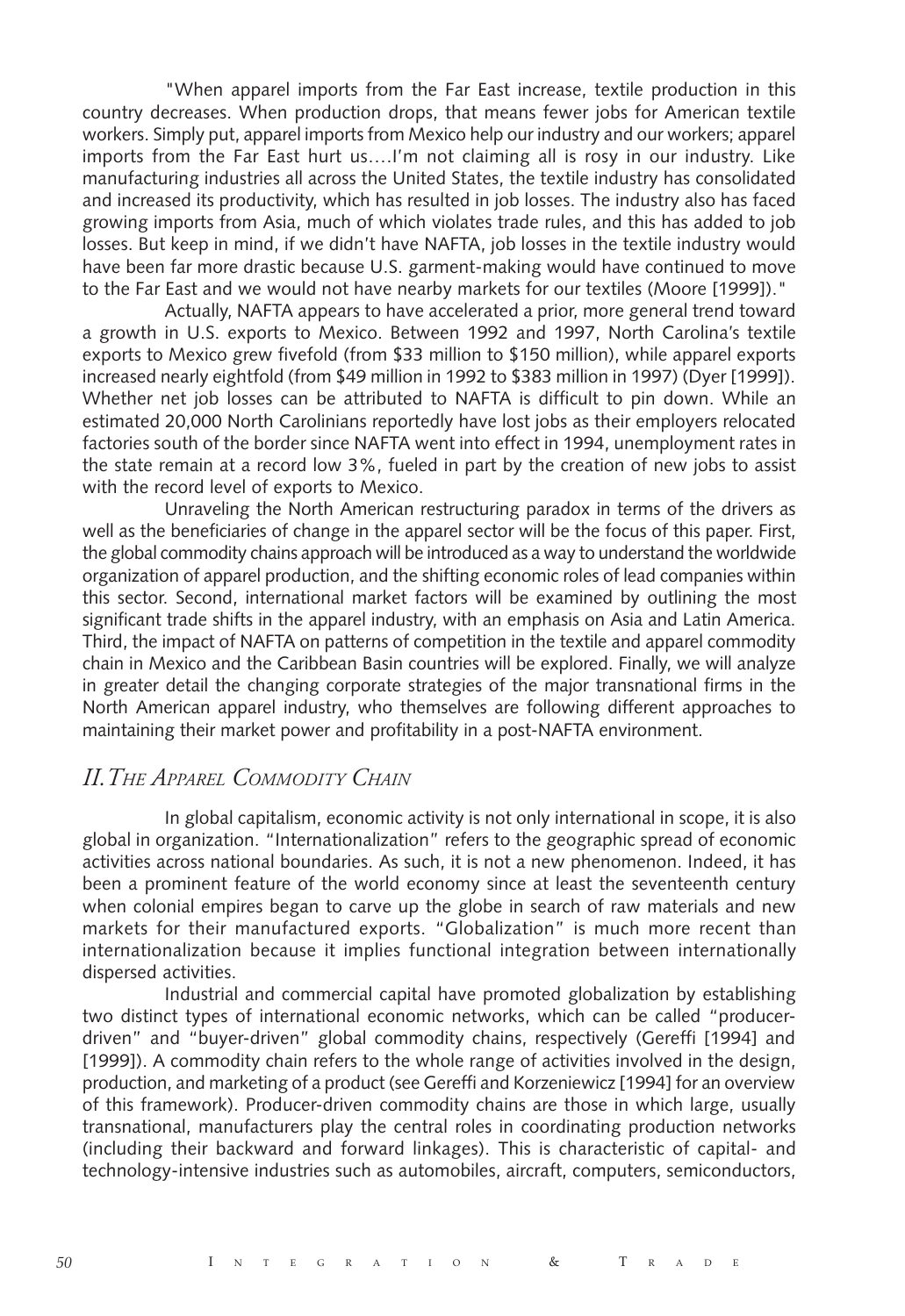"When apparel imports from the Far East increase, textile production in this country decreases. When production drops, that means fewer jobs for American textile workers. Simply put, apparel imports from Mexico help our industry and our workers; apparel imports from the Far East hurt us....I'm not claiming all is rosy in our industry. Like manufacturing industries all across the United States, the textile industry has consolidated and increased its productivity, which has resulted in job losses. The industry also has faced growing imports from Asia, much of which violates trade rules, and this has added to job losses. But keep in mind, if we didn't have NAFTA, job losses in the textile industry would have been far more drastic because U.S. garment-making would have continued to move to the Far East and we would not have nearby markets for our textiles (Moore [1999])."

Actually, NAFTA appears to have accelerated a prior, more general trend toward a growth in U.S. exports to Mexico. Between 1992 and 1997, North Carolina's textile exports to Mexico grew fivefold (from $33 million to $150 million), while apparel exports increased nearly eightfold (from $49 million in 1992 to $383 million in 1997) (Dyer [1999]). Whether net job losses can be attributed to NAFTA is difficult to pin down. While an estimated 20,000 North Carolinians reportedly have lost jobs as their employers relocated factories south of the border since NAFTA went into effect in 1994, unemployment rates in the state remain at a record low 3%, fueled in part by the creation of new jobs to assist with the record level of exports to Mexico.

Unraveling the North American restructuring paradox in terms of the drivers as well as the beneficiaries of change in the apparel sector will be the focus of this paper. First, the global commodity chains approach will be introduced as a way to understand the worldwide organization of apparel production, and the shifting economic roles of lead companies within this sector. Second, international market factors will be examined by outlining the most significant trade shifts in the apparel industry, with an emphasis on Asia and Latin America. Third, the impact of NAFTA on patterns of competition in the textile and apparel commodity chain in Mexico and the Caribbean Basin countries will be explored. Finally, we will analyze in greater detail the changing corporate strategies of the major transnational firms in the North American apparel industry, who themselves are following different approaches to maintaining their market power and profitability in a post-NAFTA environment.

## *II. The Apparel Commodity Chain*

In global capitalism, economic activity is not only international in scope, it is also global in organization. "Internationalization" refers to the geographic spread of economic activities across national boundaries. As such, it is not a new phenomenon. Indeed, it has been a prominent feature of the world economy since at least the seventeenth century when colonial empires began to carve up the globe in search of raw materials and new markets for their manufactured exports. "Globalization" is much more recent than internationalization because it implies functional integration between internationally dispersed activities.

Industrial and commercial capital have promoted globalization by establishing two distinct types of international economic networks, which can be called "producer-driven" and "buyer-driven" global commodity chains, respectively (Gereffi [1994] and [1999]). A commodity chain refers to the whole range of activities involved in the design, production, and marketing of a product (see Gereffi and Korzeniewicz [1994] for an overview of this framework). Producer-driven commodity chains are those in which large, usually transnational, manufacturers play the central roles in coordinating production networks (including their backward and forward linkages). This is characteristic of capital- and technology-intensive industries such as automobiles, aircraft, computers, semiconductors,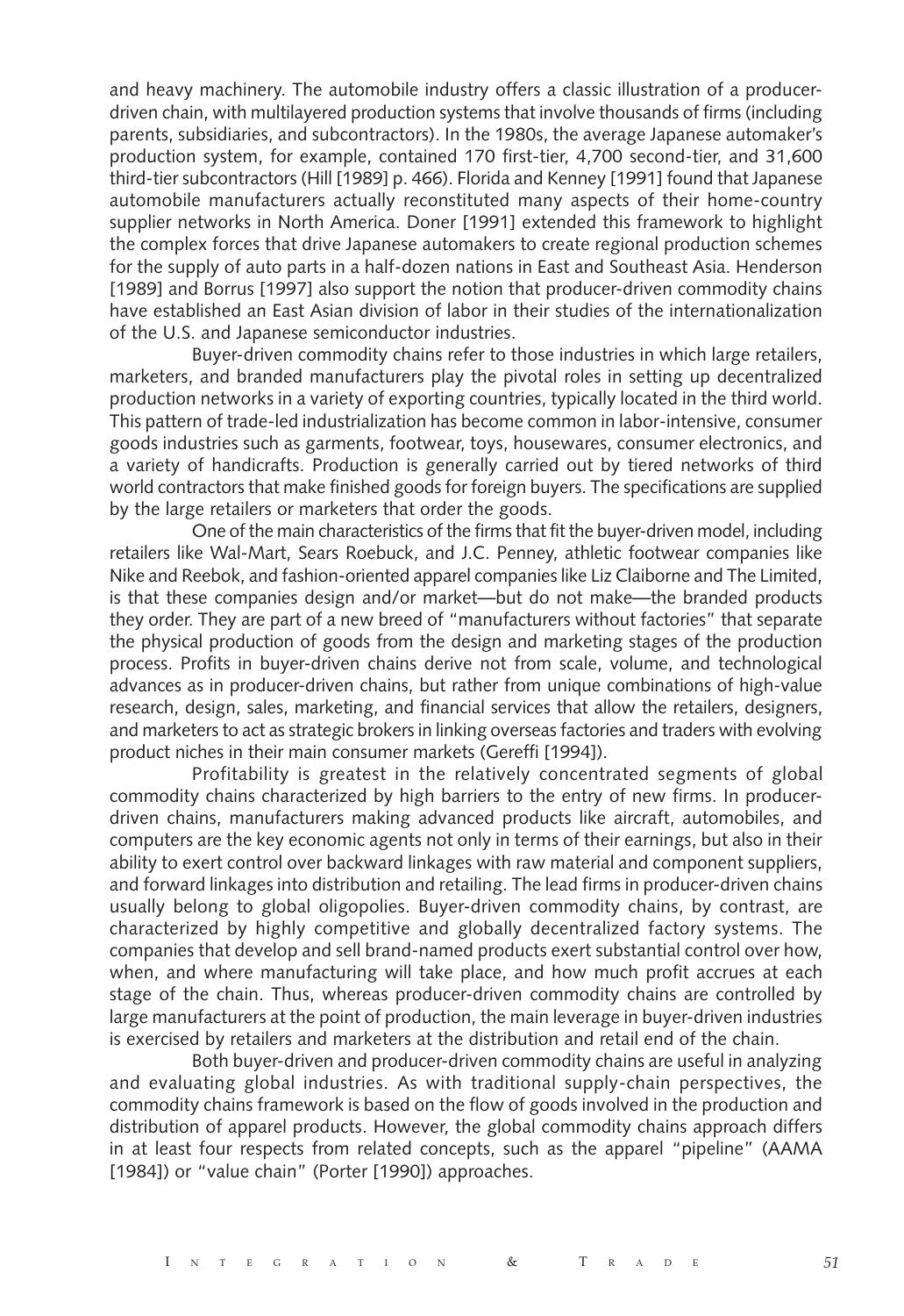and heavy machinery. The automobile industry offers a classic illustration of a producer-driven chain, with multilayered production systems that involve thousands of firms (including parents, subsidiaries, and subcontractors). In the 1980s, the average Japanese automaker's production system, for example, contained 170 first-tier, 4,700 second-tier, and 31,600 third-tier subcontractors (Hill [1989] p. 466). Florida and Kenney [1991] found that Japanese automobile manufacturers actually reconstituted many aspects of their home-country supplier networks in North America. Doner [1991] extended this framework to highlight the complex forces that drive Japanese automakers to create regional production schemes for the supply of auto parts in a half-dozen nations in East and Southeast Asia. Henderson [1989] and Borrus [1997] also support the notion that producer-driven commodity chains have established an East Asian division of labor in their studies of the internationalization of the U.S. and Japanese semiconductor industries.

Buyer-driven commodity chains refer to those industries in which large retailers, marketers, and branded manufacturers play the pivotal roles in setting up decentralized production networks in a variety of exporting countries, typically located in the third world. This pattern of trade-led industrialization has become common in labor-intensive, consumer goods industries such as garments, footwear, toys, housewares, consumer electronics, and a variety of handicrafts. Production is generally carried out by tiered networks of third world contractors that make finished goods for foreign buyers. The specifications are supplied by the large retailers or marketers that order the goods.

One of the main characteristics of the firms that fit the buyer-driven model, including retailers like Wal-Mart, Sears Roebuck, and J.C. Penney, athletic footwear companies like Nike and Reebok, and fashion-oriented apparel companies like Liz Claiborne and The Limited, is that these companies design and/or market—but do not make—the branded products they order. They are part of a new breed of "manufacturers without factories" that separate the physical production of goods from the design and marketing stages of the production process. Profits in buyer-driven chains derive not from scale, volume, and technological advances as in producer-driven chains, but rather from unique combinations of high-value research, design, sales, marketing, and financial services that allow the retailers, designers, and marketers to act as strategic brokers in linking overseas factories and traders with evolving product niches in their main consumer markets (Gereffi [1994]).

Profitability is greatest in the relatively concentrated segments of global commodity chains characterized by high barriers to the entry of new firms. In producer-driven chains, manufacturers making advanced products like aircraft, automobiles, and computers are the key economic agents not only in terms of their earnings, but also in their ability to exert control over backward linkages with raw material and component suppliers, and forward linkages into distribution and retailing. The lead firms in producer-driven chains usually belong to global oligopolies. Buyer-driven commodity chains, by contrast, are characterized by highly competitive and globally decentralized factory systems. The companies that develop and sell brand-named products exert substantial control over how, when, and where manufacturing will take place, and how much profit accrues at each stage of the chain. Thus, whereas producer-driven commodity chains are controlled by large manufacturers at the point of production, the main leverage in buyer-driven industries is exercised by retailers and marketers at the distribution and retail end of the chain.

Both buyer-driven and producer-driven commodity chains are useful in analyzing and evaluating global industries. As with traditional supply-chain perspectives, the commodity chains framework is based on the flow of goods involved in the production and distribution of apparel products. However, the global commodity chains approach differs in at least four respects from related concepts, such as the apparel "pipeline" (AAMA [1984]) or "value chain" (Porter [1990]) approaches.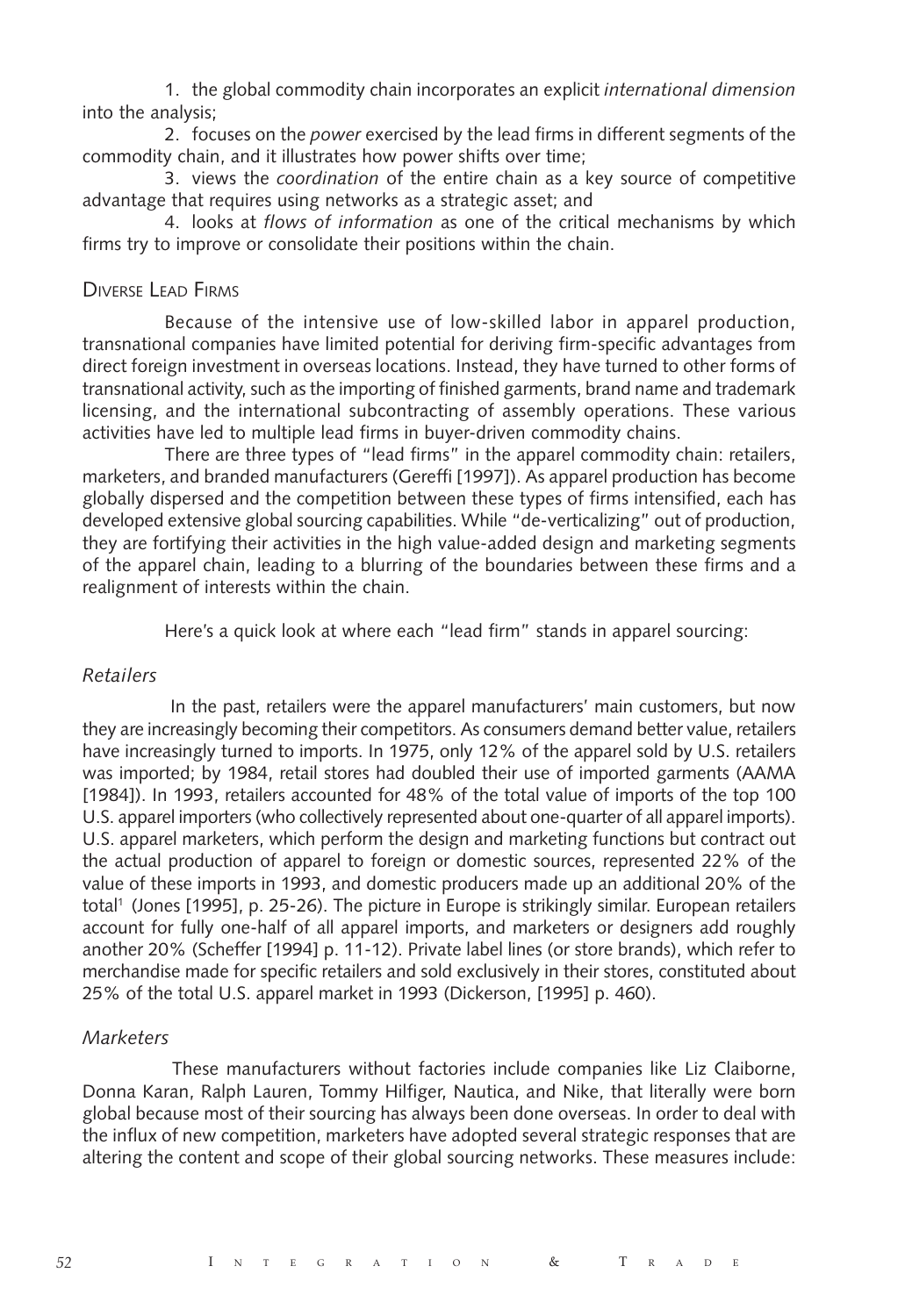1. the global commodity chain incorporates an explicit *international dimension* into the analysis;

2. focuses on the *power* exercised by the lead firms in different segments of the commodity chain, and it illustrates how power shifts over time;

3. views the *coordination* of the entire chain as a key source of competitive advantage that requires using networks as a strategic asset; and

4. looks at *flows of information* as one of the critical mechanisms by which firms try to improve or consolidate their positions within the chain.

## Diverse Lead Firms

Because of the intensive use of low-skilled labor in apparel production, transnational companies have limited potential for deriving firm-specific advantages from direct foreign investment in overseas locations. Instead, they have turned to other forms of transnational activity, such as the importing of finished garments, brand name and trademark licensing, and the international subcontracting of assembly operations. These various activities have led to multiple lead firms in buyer-driven commodity chains.

There are three types of "lead firms" in the apparel commodity chain: retailers, marketers, and branded manufacturers (Gereffi [1997]). As apparel production has become globally dispersed and the competition between these types of firms intensified, each has developed extensive global sourcing capabilities. While "de-verticalizing" out of production, they are fortifying their activities in the high value-added design and marketing segments of the apparel chain, leading to a blurring of the boundaries between these firms and a realignment of interests within the chain.

Here's a quick look at where each "lead firm" stands in apparel sourcing:

### *Retailers*

In the past, retailers were the apparel manufacturers' main customers, but now they are increasingly becoming their competitors. As consumers demand better value, retailers have increasingly turned to imports. In 1975, only 12% of the apparel sold by U.S. retailers was imported; by 1984, retail stores had doubled their use of imported garments (AAMA [1984]). In 1993, retailers accounted for 48% of the total value of imports of the top 100 U.S. apparel importers (who collectively represented about one-quarter of all apparel imports). U.S. apparel marketers, which perform the design and marketing functions but contract out the actual production of apparel to foreign or domestic sources, represented 22% of the value of these imports in 1993, and domestic producers made up an additional 20% of the total[1] (Jones [1995], p. 25-26). The picture in Europe is strikingly similar. European retailers account for fully one-half of all apparel imports, and marketers or designers add roughly another 20% (Scheffer [1994] p. 11-12). Private label lines (or store brands), which refer to merchandise made for specific retailers and sold exclusively in their stores, constituted about 25% of the total U.S. apparel market in 1993 (Dickerson, [1995] p. 460).

### *Marketers*

These manufacturers without factories include companies like Liz Claiborne, Donna Karan, Ralph Lauren, Tommy Hilfiger, Nautica, and Nike, that literally were born global because most of their sourcing has always been done overseas. In order to deal with the influx of new competition, marketers have adopted several strategic responses that are altering the content and scope of their global sourcing networks. These measures include: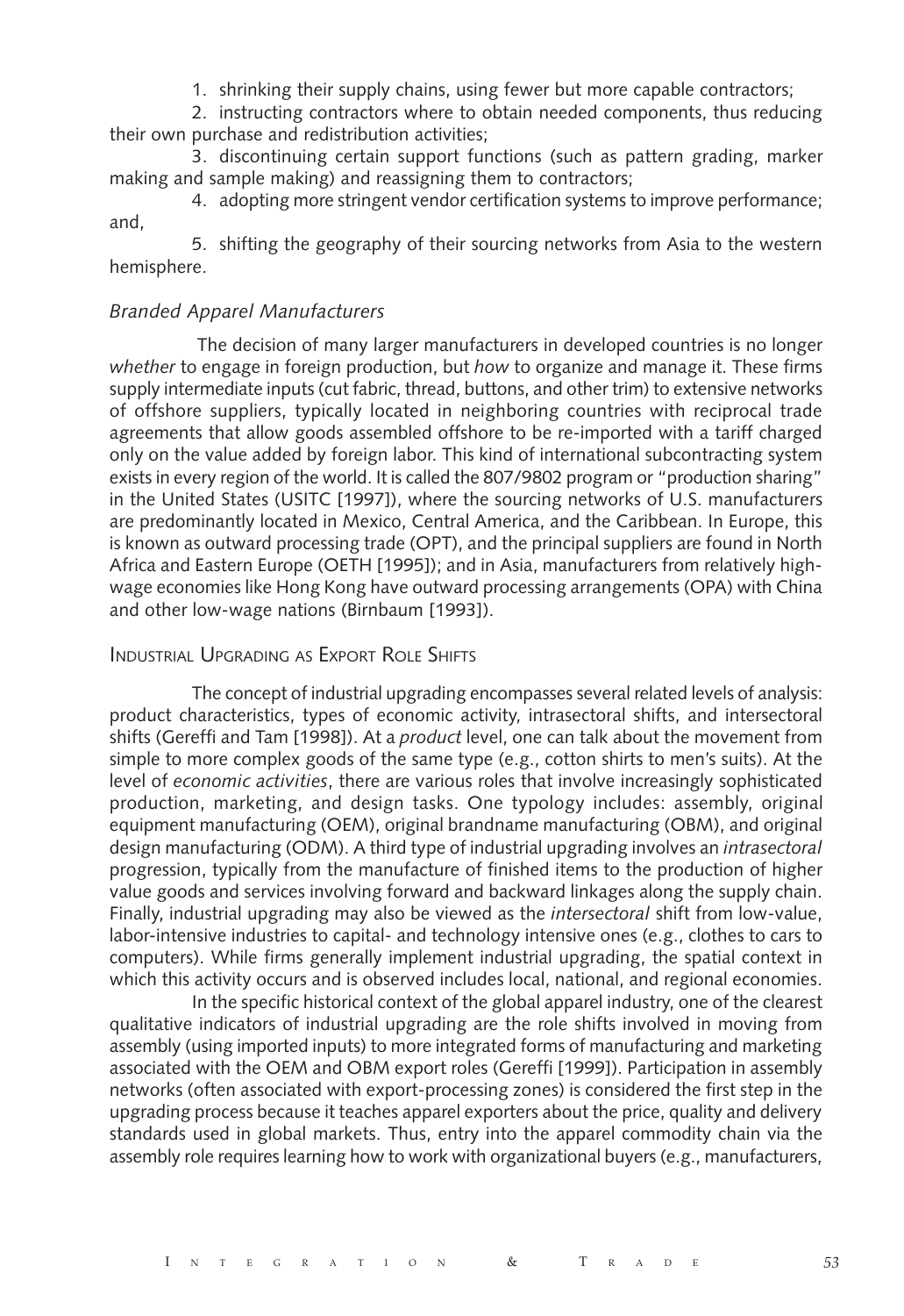1. shrinking their supply chains, using fewer but more capable contractors;
2. instructing contractors where to obtain needed components, thus reducing their own purchase and redistribution activities;
3. discontinuing certain support functions (such as pattern grading, marker making and sample making) and reassigning them to contractors;
4. adopting more stringent vendor certification systems to improve performance; and,
5. shifting the geography of their sourcing networks from Asia to the western hemisphere.

### *Branded Apparel Manufacturers*

The decision of many larger manufacturers in developed countries is no longer *whether* to engage in foreign production, but *how* to organize and manage it. These firms supply intermediate inputs (cut fabric, thread, buttons, and other trim) to extensive networks of offshore suppliers, typically located in neighboring countries with reciprocal trade agreements that allow goods assembled offshore to be re-imported with a tariff charged only on the value added by foreign labor. This kind of international subcontracting system exists in every region of the world. It is called the 807/9802 program or "production sharing" in the United States (USITC [1997]), where the sourcing networks of U.S. manufacturers are predominantly located in Mexico, Central America, and the Caribbean. In Europe, this is known as outward processing trade (OPT), and the principal suppliers are found in North Africa and Eastern Europe (OETH [1995]); and in Asia, manufacturers from relatively high-wage economies like Hong Kong have outward processing arrangements (OPA) with China and other low-wage nations (Birnbaum [1993]).

## Industrial Upgrading as Export Role Shifts

The concept of industrial upgrading encompasses several related levels of analysis: product characteristics, types of economic activity, intrasectoral shifts, and intersectoral shifts (Gereffi and Tam [1998]). At a *product* level, one can talk about the movement from simple to more complex goods of the same type (e.g., cotton shirts to men's suits). At the level of *economic activities*, there are various roles that involve increasingly sophisticated production, marketing, and design tasks. One typology includes: assembly, original equipment manufacturing (OEM), original brandname manufacturing (OBM), and original design manufacturing (ODM). A third type of industrial upgrading involves an *intrasectoral* progression, typically from the manufacture of finished items to the production of higher value goods and services involving forward and backward linkages along the supply chain. Finally, industrial upgrading may also be viewed as the *intersectoral* shift from low-value, labor-intensive industries to capital- and technology intensive ones (e.g., clothes to cars to computers). While firms generally implement industrial upgrading, the spatial context in which this activity occurs and is observed includes local, national, and regional economies.

In the specific historical context of the global apparel industry, one of the clearest qualitative indicators of industrial upgrading are the role shifts involved in moving from assembly (using imported inputs) to more integrated forms of manufacturing and marketing associated with the OEM and OBM export roles (Gereffi [1999]). Participation in assembly networks (often associated with export-processing zones) is considered the first step in the upgrading process because it teaches apparel exporters about the price, quality and delivery standards used in global markets. Thus, entry into the apparel commodity chain via the assembly role requires learning how to work with organizational buyers (e.g., manufacturers,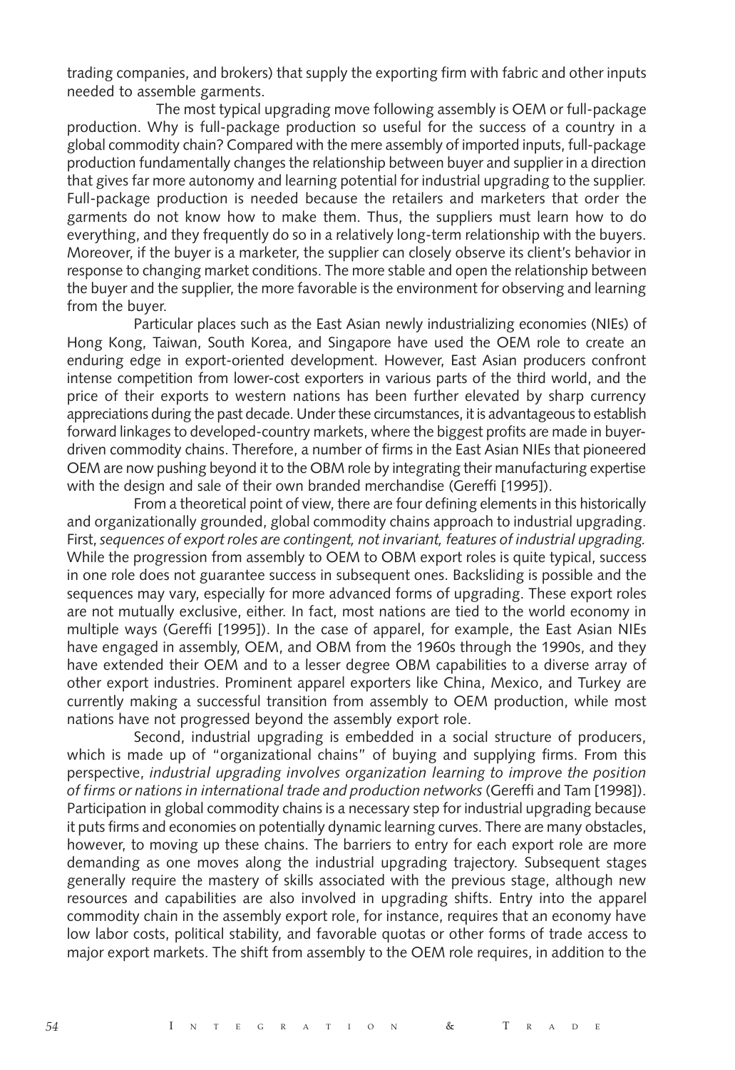trading companies, and brokers) that supply the exporting firm with fabric and other inputs needed to assemble garments.

The most typical upgrading move following assembly is OEM or full-package production. Why is full-package production so useful for the success of a country in a global commodity chain? Compared with the mere assembly of imported inputs, full-package production fundamentally changes the relationship between buyer and supplier in a direction that gives far more autonomy and learning potential for industrial upgrading to the supplier. Full-package production is needed because the retailers and marketers that order the garments do not know how to make them. Thus, the suppliers must learn how to do everything, and they frequently do so in a relatively long-term relationship with the buyers. Moreover, if the buyer is a marketer, the supplier can closely observe its client's behavior in response to changing market conditions. The more stable and open the relationship between the buyer and the supplier, the more favorable is the environment for observing and learning from the buyer.

Particular places such as the East Asian newly industrializing economies (NIEs) of Hong Kong, Taiwan, South Korea, and Singapore have used the OEM role to create an enduring edge in export-oriented development. However, East Asian producers confront intense competition from lower-cost exporters in various parts of the third world, and the price of their exports to western nations has been further elevated by sharp currency appreciations during the past decade. Under these circumstances, it is advantageous to establish forward linkages to developed-country markets, where the biggest profits are made in buyer-driven commodity chains. Therefore, a number of firms in the East Asian NIEs that pioneered OEM are now pushing beyond it to the OBM role by integrating their manufacturing expertise with the design and sale of their own branded merchandise (Gereffi [1995]).

From a theoretical point of view, there are four defining elements in this historically and organizationally grounded, global commodity chains approach to industrial upgrading. First, *sequences of export roles are contingent, not invariant, features of industrial upgrading.* While the progression from assembly to OEM to OBM export roles is quite typical, success in one role does not guarantee success in subsequent ones. Backsliding is possible and the sequences may vary, especially for more advanced forms of upgrading. These export roles are not mutually exclusive, either. In fact, most nations are tied to the world economy in multiple ways (Gereffi [1995]). In the case of apparel, for example, the East Asian NIEs have engaged in assembly, OEM, and OBM from the 1960s through the 1990s, and they have extended their OEM and to a lesser degree OBM capabilities to a diverse array of other export industries. Prominent apparel exporters like China, Mexico, and Turkey are currently making a successful transition from assembly to OEM production, while most nations have not progressed beyond the assembly export role.

Second, industrial upgrading is embedded in a social structure of producers, which is made up of "organizational chains" of buying and supplying firms. From this perspective, *industrial upgrading involves organization learning to improve the position of firms or nations in international trade and production networks* (Gereffi and Tam [1998]). Participation in global commodity chains is a necessary step for industrial upgrading because it puts firms and economies on potentially dynamic learning curves. There are many obstacles, however, to moving up these chains. The barriers to entry for each export role are more demanding as one moves along the industrial upgrading trajectory. Subsequent stages generally require the mastery of skills associated with the previous stage, although new resources and capabilities are also involved in upgrading shifts. Entry into the apparel commodity chain in the assembly export role, for instance, requires that an economy have low labor costs, political stability, and favorable quotas or other forms of trade access to major export markets. The shift from assembly to the OEM role requires, in addition to the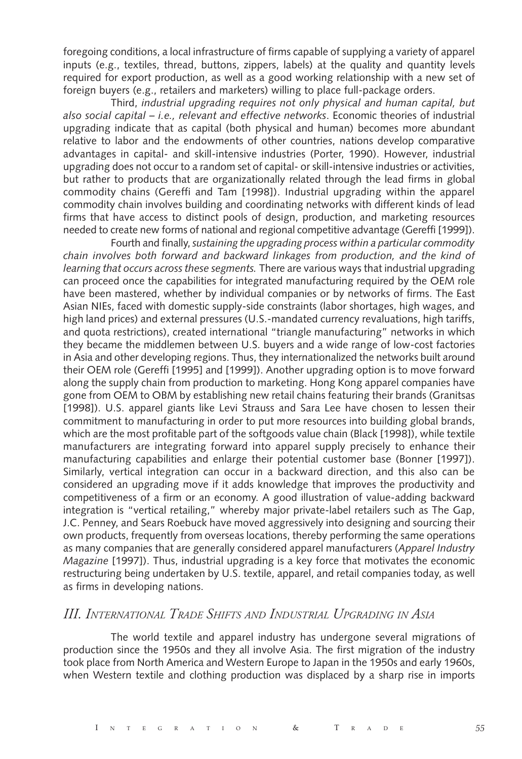foregoing conditions, a local infrastructure of firms capable of supplying a variety of apparel inputs (e.g., textiles, thread, buttons, zippers, labels) at the quality and quantity levels required for export production, as well as a good working relationship with a new set of foreign buyers (e.g., retailers and marketers) willing to place full-package orders.

Third, *industrial upgrading requires not only physical and human capital, but also social capital – i.e., relevant and effective networks*. Economic theories of industrial upgrading indicate that as capital (both physical and human) becomes more abundant relative to labor and the endowments of other countries, nations develop comparative advantages in capital- and skill-intensive industries (Porter, 1990). However, industrial upgrading does not occur to a random set of capital- or skill-intensive industries or activities, but rather to products that are organizationally related through the lead firms in global commodity chains (Gereffi and Tam [1998]). Industrial upgrading within the apparel commodity chain involves building and coordinating networks with different kinds of lead firms that have access to distinct pools of design, production, and marketing resources needed to create new forms of national and regional competitive advantage (Gereffi [1999]).

Fourth and finally, *sustaining the upgrading process within a particular commodity chain involves both forward and backward linkages from production, and the kind of learning that occurs across these segments.* There are various ways that industrial upgrading can proceed once the capabilities for integrated manufacturing required by the OEM role have been mastered, whether by individual companies or by networks of firms. The East Asian NIEs, faced with domestic supply-side constraints (labor shortages, high wages, and high land prices) and external pressures (U.S.-mandated currency revaluations, high tariffs, and quota restrictions), created international "triangle manufacturing" networks in which they became the middlemen between U.S. buyers and a wide range of low-cost factories in Asia and other developing regions. Thus, they internationalized the networks built around their OEM role (Gereffi [1995] and [1999]). Another upgrading option is to move forward along the supply chain from production to marketing. Hong Kong apparel companies have gone from OEM to OBM by establishing new retail chains featuring their brands (Granitsas [1998]). U.S. apparel giants like Levi Strauss and Sara Lee have chosen to lessen their commitment to manufacturing in order to put more resources into building global brands, which are the most profitable part of the softgoods value chain (Black [1998]), while textile manufacturers are integrating forward into apparel supply precisely to enhance their manufacturing capabilities and enlarge their potential customer base (Bonner [1997]). Similarly, vertical integration can occur in a backward direction, and this also can be considered an upgrading move if it adds knowledge that improves the productivity and competitiveness of a firm or an economy. A good illustration of value-adding backward integration is "vertical retailing," whereby major private-label retailers such as The Gap, J.C. Penney, and Sears Roebuck have moved aggressively into designing and sourcing their own products, frequently from overseas locations, thereby performing the same operations as many companies that are generally considered apparel manufacturers (*Apparel Industry Magazine* [1997]). Thus, industrial upgrading is a key force that motivates the economic restructuring being undertaken by U.S. textile, apparel, and retail companies today, as well as firms in developing nations.

## *III. International Trade Shifts and Industrial Upgrading in Asia*

The world textile and apparel industry has undergone several migrations of production since the 1950s and they all involve Asia. The first migration of the industry took place from North America and Western Europe to Japan in the 1950s and early 1960s, when Western textile and clothing production was displaced by a sharp rise in imports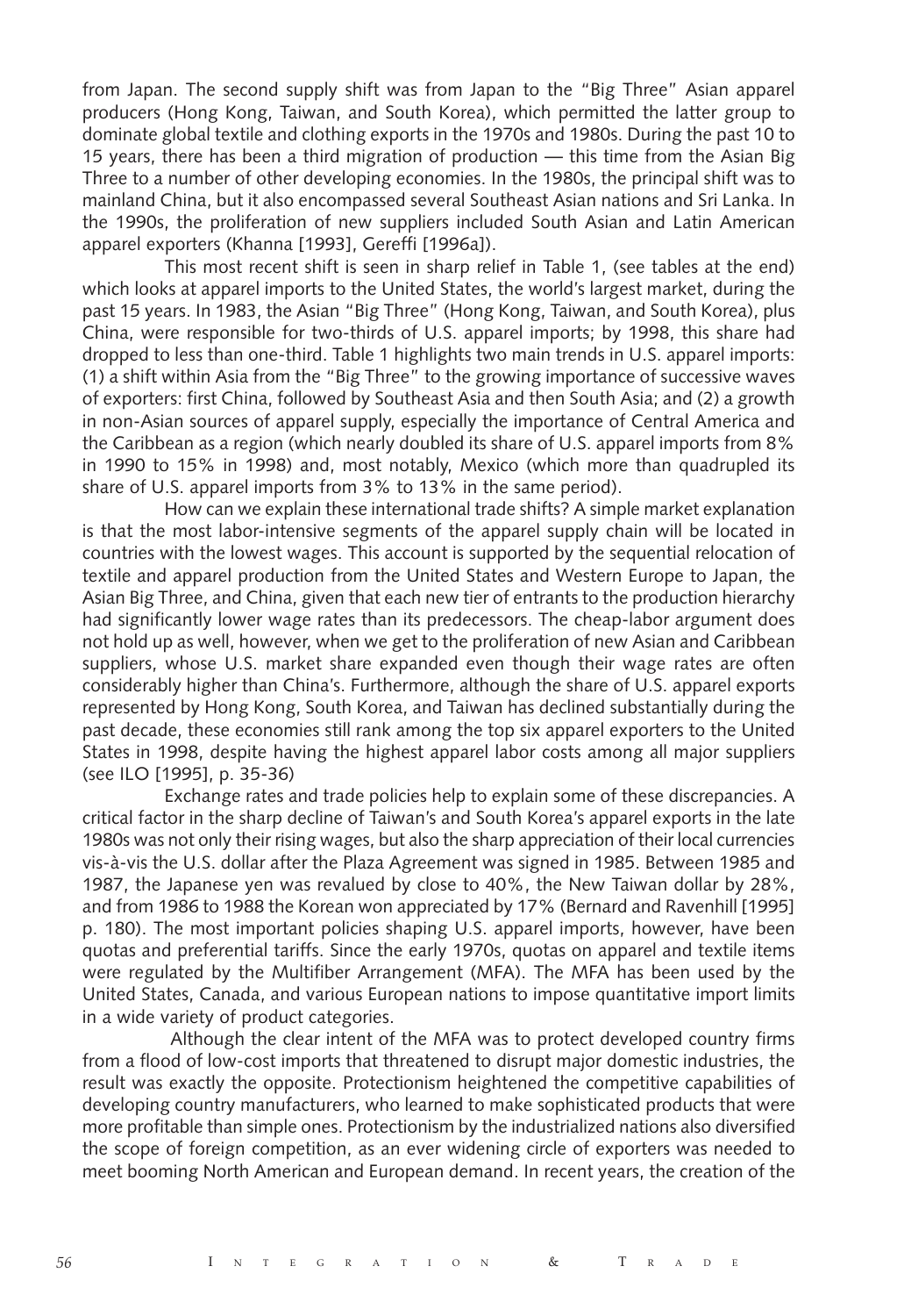from Japan. The second supply shift was from Japan to the "Big Three" Asian apparel producers (Hong Kong, Taiwan, and South Korea), which permitted the latter group to dominate global textile and clothing exports in the 1970s and 1980s. During the past 10 to 15 years, there has been a third migration of production — this time from the Asian Big Three to a number of other developing economies. In the 1980s, the principal shift was to mainland China, but it also encompassed several Southeast Asian nations and Sri Lanka. In the 1990s, the proliferation of new suppliers included South Asian and Latin American apparel exporters (Khanna [1993], Gereffi [1996a]).

This most recent shift is seen in sharp relief in Table 1, (see tables at the end) which looks at apparel imports to the United States, the world's largest market, during the past 15 years. In 1983, the Asian "Big Three" (Hong Kong, Taiwan, and South Korea), plus China, were responsible for two-thirds of U.S. apparel imports; by 1998, this share had dropped to less than one-third. Table 1 highlights two main trends in U.S. apparel imports: (1) a shift within Asia from the "Big Three" to the growing importance of successive waves of exporters: first China, followed by Southeast Asia and then South Asia; and (2) a growth in non-Asian sources of apparel supply, especially the importance of Central America and the Caribbean as a region (which nearly doubled its share of U.S. apparel imports from 8% in 1990 to 15% in 1998) and, most notably, Mexico (which more than quadrupled its share of U.S. apparel imports from 3% to 13% in the same period).

How can we explain these international trade shifts? A simple market explanation is that the most labor-intensive segments of the apparel supply chain will be located in countries with the lowest wages. This account is supported by the sequential relocation of textile and apparel production from the United States and Western Europe to Japan, the Asian Big Three, and China, given that each new tier of entrants to the production hierarchy had significantly lower wage rates than its predecessors. The cheap-labor argument does not hold up as well, however, when we get to the proliferation of new Asian and Caribbean suppliers, whose U.S. market share expanded even though their wage rates are often considerably higher than China's. Furthermore, although the share of U.S. apparel exports represented by Hong Kong, South Korea, and Taiwan has declined substantially during the past decade, these economies still rank among the top six apparel exporters to the United States in 1998, despite having the highest apparel labor costs among all major suppliers (see ILO [1995], p. 35-36)

Exchange rates and trade policies help to explain some of these discrepancies. A critical factor in the sharp decline of Taiwan's and South Korea's apparel exports in the late 1980s was not only their rising wages, but also the sharp appreciation of their local currencies vis-à-vis the U.S. dollar after the Plaza Agreement was signed in 1985. Between 1985 and 1987, the Japanese yen was revalued by close to 40%, the New Taiwan dollar by 28%, and from 1986 to 1988 the Korean won appreciated by 17% (Bernard and Ravenhill [1995] p. 180). The most important policies shaping U.S. apparel imports, however, have been quotas and preferential tariffs. Since the early 1970s, quotas on apparel and textile items were regulated by the Multifiber Arrangement (MFA). The MFA has been used by the United States, Canada, and various European nations to impose quantitative import limits in a wide variety of product categories.

Although the clear intent of the MFA was to protect developed country firms from a flood of low-cost imports that threatened to disrupt major domestic industries, the result was exactly the opposite. Protectionism heightened the competitive capabilities of developing country manufacturers, who learned to make sophisticated products that were more profitable than simple ones. Protectionism by the industrialized nations also diversified the scope of foreign competition, as an ever widening circle of exporters was needed to meet booming North American and European demand. In recent years, the creation of the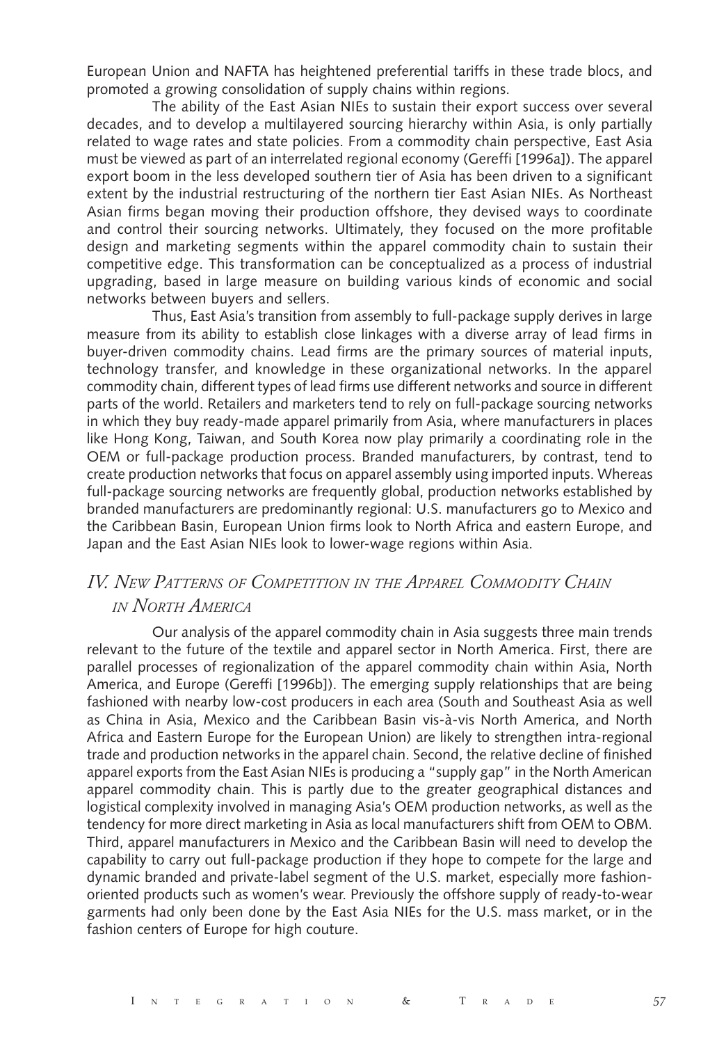European Union and NAFTA has heightened preferential tariffs in these trade blocs, and promoted a growing consolidation of supply chains within regions.

The ability of the East Asian NIEs to sustain their export success over several decades, and to develop a multilayered sourcing hierarchy within Asia, is only partially related to wage rates and state policies. From a commodity chain perspective, East Asia must be viewed as part of an interrelated regional economy (Gereffi [1996a]). The apparel export boom in the less developed southern tier of Asia has been driven to a significant extent by the industrial restructuring of the northern tier East Asian NIEs. As Northeast Asian firms began moving their production offshore, they devised ways to coordinate and control their sourcing networks. Ultimately, they focused on the more profitable design and marketing segments within the apparel commodity chain to sustain their competitive edge. This transformation can be conceptualized as a process of industrial upgrading, based in large measure on building various kinds of economic and social networks between buyers and sellers.

Thus, East Asia's transition from assembly to full-package supply derives in large measure from its ability to establish close linkages with a diverse array of lead firms in buyer-driven commodity chains. Lead firms are the primary sources of material inputs, technology transfer, and knowledge in these organizational networks. In the apparel commodity chain, different types of lead firms use different networks and source in different parts of the world. Retailers and marketers tend to rely on full-package sourcing networks in which they buy ready-made apparel primarily from Asia, where manufacturers in places like Hong Kong, Taiwan, and South Korea now play primarily a coordinating role in the OEM or full-package production process. Branded manufacturers, by contrast, tend to create production networks that focus on apparel assembly using imported inputs. Whereas full-package sourcing networks are frequently global, production networks established by branded manufacturers are predominantly regional: U.S. manufacturers go to Mexico and the Caribbean Basin, European Union firms look to North Africa and eastern Europe, and Japan and the East Asian NIEs look to lower-wage regions within Asia.

## *IV. New Patterns of Competition in the Apparel Commodity Chain in North America*

Our analysis of the apparel commodity chain in Asia suggests three main trends relevant to the future of the textile and apparel sector in North America. First, there are parallel processes of regionalization of the apparel commodity chain within Asia, North America, and Europe (Gereffi [1996b]). The emerging supply relationships that are being fashioned with nearby low-cost producers in each area (South and Southeast Asia as well as China in Asia, Mexico and the Caribbean Basin vis-à-vis North America, and North Africa and Eastern Europe for the European Union) are likely to strengthen intra-regional trade and production networks in the apparel chain. Second, the relative decline of finished apparel exports from the East Asian NIEs is producing a "supply gap" in the North American apparel commodity chain. This is partly due to the greater geographical distances and logistical complexity involved in managing Asia's OEM production networks, as well as the tendency for more direct marketing in Asia as local manufacturers shift from OEM to OBM. Third, apparel manufacturers in Mexico and the Caribbean Basin will need to develop the capability to carry out full-package production if they hope to compete for the large and dynamic branded and private-label segment of the U.S. market, especially more fashion-oriented products such as women's wear. Previously the offshore supply of ready-to-wear garments had only been done by the East Asia NIEs for the U.S. mass market, or in the fashion centers of Europe for high couture.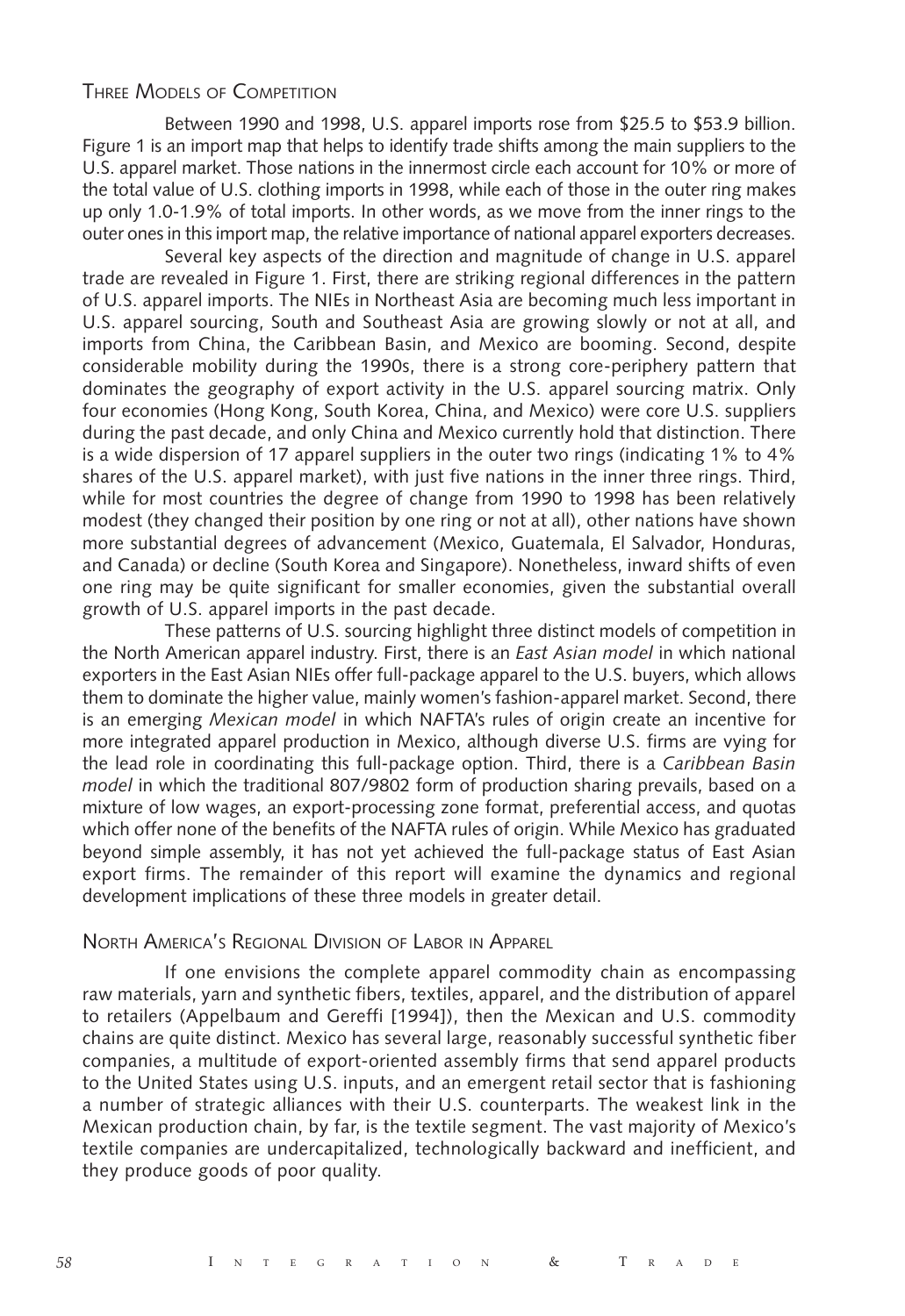## Three Models of Competition

Between 1990 and 1998, U.S. apparel imports rose from $25.5 to $53.9 billion. Figure 1 is an import map that helps to identify trade shifts among the main suppliers to the U.S. apparel market. Those nations in the innermost circle each account for 10% or more of the total value of U.S. clothing imports in 1998, while each of those in the outer ring makes up only 1.0-1.9% of total imports. In other words, as we move from the inner rings to the outer ones in this import map, the relative importance of national apparel exporters decreases.

Several key aspects of the direction and magnitude of change in U.S. apparel trade are revealed in Figure 1. First, there are striking regional differences in the pattern of U.S. apparel imports. The NIEs in Northeast Asia are becoming much less important in U.S. apparel sourcing, South and Southeast Asia are growing slowly or not at all, and imports from China, the Caribbean Basin, and Mexico are booming. Second, despite considerable mobility during the 1990s, there is a strong core-periphery pattern that dominates the geography of export activity in the U.S. apparel sourcing matrix. Only four economies (Hong Kong, South Korea, China, and Mexico) were core U.S. suppliers during the past decade, and only China and Mexico currently hold that distinction. There is a wide dispersion of 17 apparel suppliers in the outer two rings (indicating 1% to 4% shares of the U.S. apparel market), with just five nations in the inner three rings. Third, while for most countries the degree of change from 1990 to 1998 has been relatively modest (they changed their position by one ring or not at all), other nations have shown more substantial degrees of advancement (Mexico, Guatemala, El Salvador, Honduras, and Canada) or decline (South Korea and Singapore). Nonetheless, inward shifts of even one ring may be quite significant for smaller economies, given the substantial overall growth of U.S. apparel imports in the past decade.

These patterns of U.S. sourcing highlight three distinct models of competition in the North American apparel industry. First, there is an *East Asian model* in which national exporters in the East Asian NIEs offer full-package apparel to the U.S. buyers, which allows them to dominate the higher value, mainly women's fashion-apparel market. Second, there is an emerging *Mexican model* in which NAFTA's rules of origin create an incentive for more integrated apparel production in Mexico, although diverse U.S. firms are vying for the lead role in coordinating this full-package option. Third, there is a *Caribbean Basin model* in which the traditional 807/9802 form of production sharing prevails, based on a mixture of low wages, an export-processing zone format, preferential access, and quotas which offer none of the benefits of the NAFTA rules of origin. While Mexico has graduated beyond simple assembly, it has not yet achieved the full-package status of East Asian export firms. The remainder of this report will examine the dynamics and regional development implications of these three models in greater detail.

## North America's Regional Division of Labor in Apparel

If one envisions the complete apparel commodity chain as encompassing raw materials, yarn and synthetic fibers, textiles, apparel, and the distribution of apparel to retailers (Appelbaum and Gereffi [1994]), then the Mexican and U.S. commodity chains are quite distinct. Mexico has several large, reasonably successful synthetic fiber companies, a multitude of export-oriented assembly firms that send apparel products to the United States using U.S. inputs, and an emergent retail sector that is fashioning a number of strategic alliances with their U.S. counterparts. The weakest link in the Mexican production chain, by far, is the textile segment. The vast majority of Mexico's textile companies are undercapitalized, technologically backward and inefficient, and they produce goods of poor quality.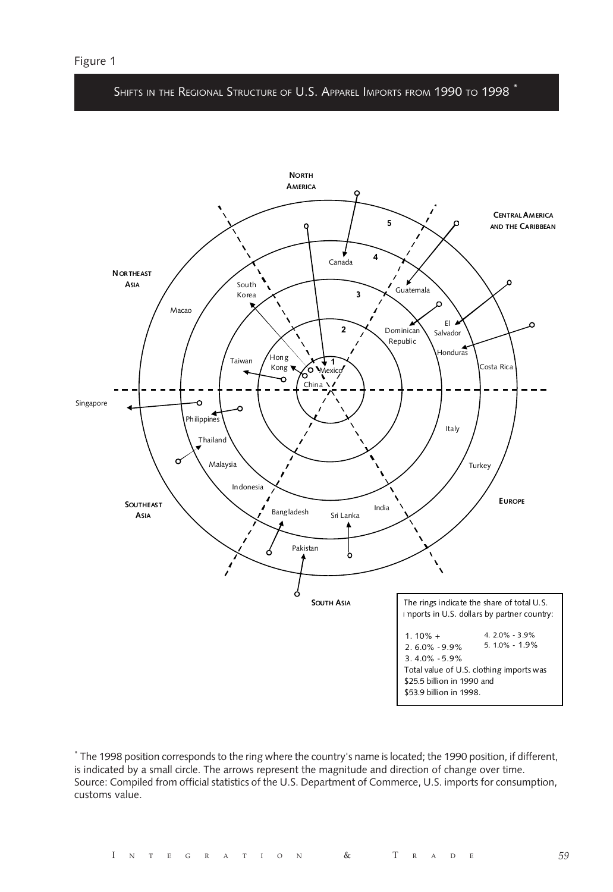Figure 1

## SHIFTS IN THE REGIONAL STRUCTURE OF U.S. APPAREL IMPORTS FROM 1990 TO 1998 *

NORTH AMERICA

CENTRAL AMERICA AND THE CARIBBEAN

NORTHEAST ASIA

SOUTHEAST ASIA

SOUTH ASIA

EUROPE

Canada, Mexico, Guatemala, Dominican Republic, El Salvador, Honduras, Costa Rica, South Korea, Macao, Taiwan, Hong Kong, China, Singapore, Philippines, Thailand, Malaysia, Indonesia, Bangladesh, Sri Lanka, India, Pakistan, Italy, Turkey

The rings indicate the share of total U.S. imports in U.S. dollars by partner country:

1. 10% +
2. 6.0% - 9.9%
3. 4.0% - 5.9%
4. 2.0% - 3.9%
5. 1.0% - 1.9%

Total value of U.S. clothing imports was $25.5 billion in 1990 and $53.9 billion in 1998.

* The 1998 position corresponds to the ring where the country's name is located; the 1990 position, if different, is indicated by a small circle. The arrows represent the magnitude and direction of change over time.
Source: Compiled from official statistics of the U.S. Department of Commerce, U.S. imports for consumption, customs value.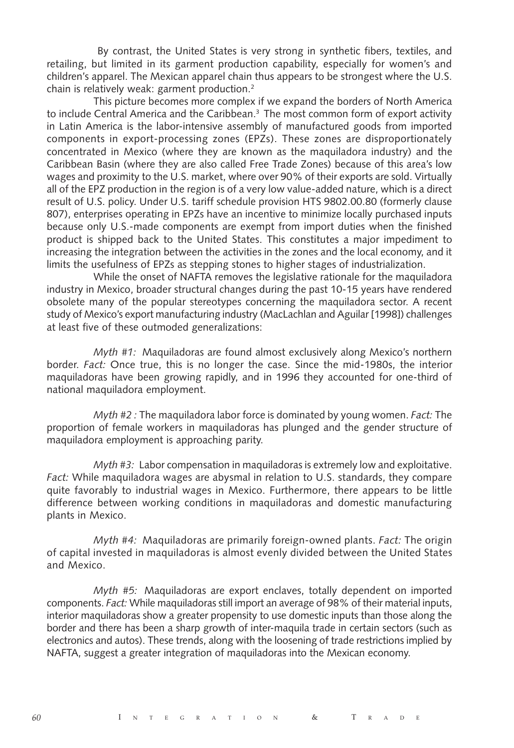By contrast, the United States is very strong in synthetic fibers, textiles, and retailing, but limited in its garment production capability, especially for women's and children's apparel. The Mexican apparel chain thus appears to be strongest where the U.S. chain is relatively weak: garment production.[2]

This picture becomes more complex if we expand the borders of North America to include Central America and the Caribbean.[3] The most common form of export activity in Latin America is the labor-intensive assembly of manufactured goods from imported components in export-processing zones (EPZs). These zones are disproportionately concentrated in Mexico (where they are known as the maquiladora industry) and the Caribbean Basin (where they are also called Free Trade Zones) because of this area's low wages and proximity to the U.S. market, where over 90% of their exports are sold. Virtually all of the EPZ production in the region is of a very low value-added nature, which is a direct result of U.S. policy. Under U.S. tariff schedule provision HTS 9802.00.80 (formerly clause 807), enterprises operating in EPZs have an incentive to minimize locally purchased inputs because only U.S.-made components are exempt from import duties when the finished product is shipped back to the United States. This constitutes a major impediment to increasing the integration between the activities in the zones and the local economy, and it limits the usefulness of EPZs as stepping stones to higher stages of industrialization.

While the onset of NAFTA removes the legislative rationale for the maquiladora industry in Mexico, broader structural changes during the past 10-15 years have rendered obsolete many of the popular stereotypes concerning the maquiladora sector. A recent study of Mexico's export manufacturing industry (MacLachlan and Aguilar [1998]) challenges at least five of these outmoded generalizations:

*Myth #1:* Maquiladoras are found almost exclusively along Mexico's northern border. *Fact:* Once true, this is no longer the case. Since the mid-1980s, the interior maquiladoras have been growing rapidly, and in 1996 they accounted for one-third of national maquiladora employment.

*Myth #2 :* The maquiladora labor force is dominated by young women. *Fact:* The proportion of female workers in maquiladoras has plunged and the gender structure of maquiladora employment is approaching parity.

*Myth #3:* Labor compensation in maquiladoras is extremely low and exploitative. *Fact:* While maquiladora wages are abysmal in relation to U.S. standards, they compare quite favorably to industrial wages in Mexico. Furthermore, there appears to be little difference between working conditions in maquiladoras and domestic manufacturing plants in Mexico.

*Myth #4:* Maquiladoras are primarily foreign-owned plants. *Fact:* The origin of capital invested in maquiladoras is almost evenly divided between the United States and Mexico.

*Myth #5:* Maquiladoras are export enclaves, totally dependent on imported components. *Fact:* While maquiladoras still import an average of 98% of their material inputs, interior maquiladoras show a greater propensity to use domestic inputs than those along the border and there has been a sharp growth of inter-maquila trade in certain sectors (such as electronics and autos). These trends, along with the loosening of trade restrictions implied by NAFTA, suggest a greater integration of maquiladoras into the Mexican economy.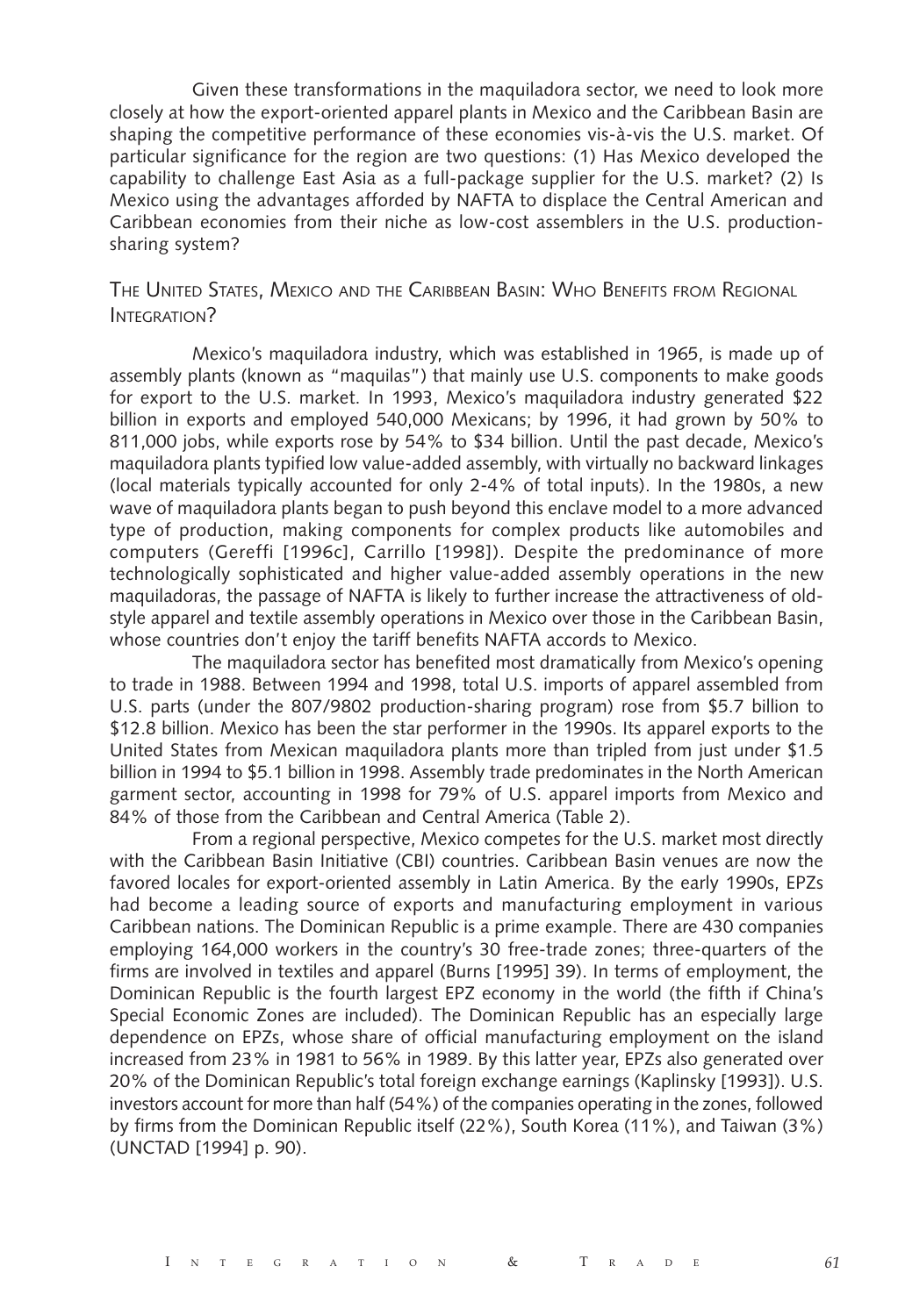Given these transformations in the maquiladora sector, we need to look more closely at how the export-oriented apparel plants in Mexico and the Caribbean Basin are shaping the competitive performance of these economies vis-à-vis the U.S. market. Of particular significance for the region are two questions: (1) Has Mexico developed the capability to challenge East Asia as a full-package supplier for the U.S. market? (2) Is Mexico using the advantages afforded by NAFTA to displace the Central American and Caribbean economies from their niche as low-cost assemblers in the U.S. production-sharing system?

## The United States, Mexico and the Caribbean Basin: Who Benefits from Regional Integration?

Mexico's maquiladora industry, which was established in 1965, is made up of assembly plants (known as "maquilas") that mainly use U.S. components to make goods for export to the U.S. market. In 1993, Mexico's maquiladora industry generated $22 billion in exports and employed 540,000 Mexicans; by 1996, it had grown by 50% to 811,000 jobs, while exports rose by 54% to $34 billion. Until the past decade, Mexico's maquiladora plants typified low value-added assembly, with virtually no backward linkages (local materials typically accounted for only 2-4% of total inputs). In the 1980s, a new wave of maquiladora plants began to push beyond this enclave model to a more advanced type of production, making components for complex products like automobiles and computers (Gereffi [1996c], Carrillo [1998]). Despite the predominance of more technologically sophisticated and higher value-added assembly operations in the new maquiladoras, the passage of NAFTA is likely to further increase the attractiveness of old-style apparel and textile assembly operations in Mexico over those in the Caribbean Basin, whose countries don't enjoy the tariff benefits NAFTA accords to Mexico.

The maquiladora sector has benefited most dramatically from Mexico's opening to trade in 1988. Between 1994 and 1998, total U.S. imports of apparel assembled from U.S. parts (under the 807/9802 production-sharing program) rose from $5.7 billion to $12.8 billion. Mexico has been the star performer in the 1990s. Its apparel exports to the United States from Mexican maquiladora plants more than tripled from just under $1.5 billion in 1994 to $5.1 billion in 1998. Assembly trade predominates in the North American garment sector, accounting in 1998 for 79% of U.S. apparel imports from Mexico and 84% of those from the Caribbean and Central America (Table 2).

From a regional perspective, Mexico competes for the U.S. market most directly with the Caribbean Basin Initiative (CBI) countries. Caribbean Basin venues are now the favored locales for export-oriented assembly in Latin America. By the early 1990s, EPZs had become a leading source of exports and manufacturing employment in various Caribbean nations. The Dominican Republic is a prime example. There are 430 companies employing 164,000 workers in the country's 30 free-trade zones; three-quarters of the firms are involved in textiles and apparel (Burns [1995] 39). In terms of employment, the Dominican Republic is the fourth largest EPZ economy in the world (the fifth if China's Special Economic Zones are included). The Dominican Republic has an especially large dependence on EPZs, whose share of official manufacturing employment on the island increased from 23% in 1981 to 56% in 1989. By this latter year, EPZs also generated over 20% of the Dominican Republic's total foreign exchange earnings (Kaplinsky [1993]). U.S. investors account for more than half (54%) of the companies operating in the zones, followed by firms from the Dominican Republic itself (22%), South Korea (11%), and Taiwan (3%) (UNCTAD [1994] p. 90).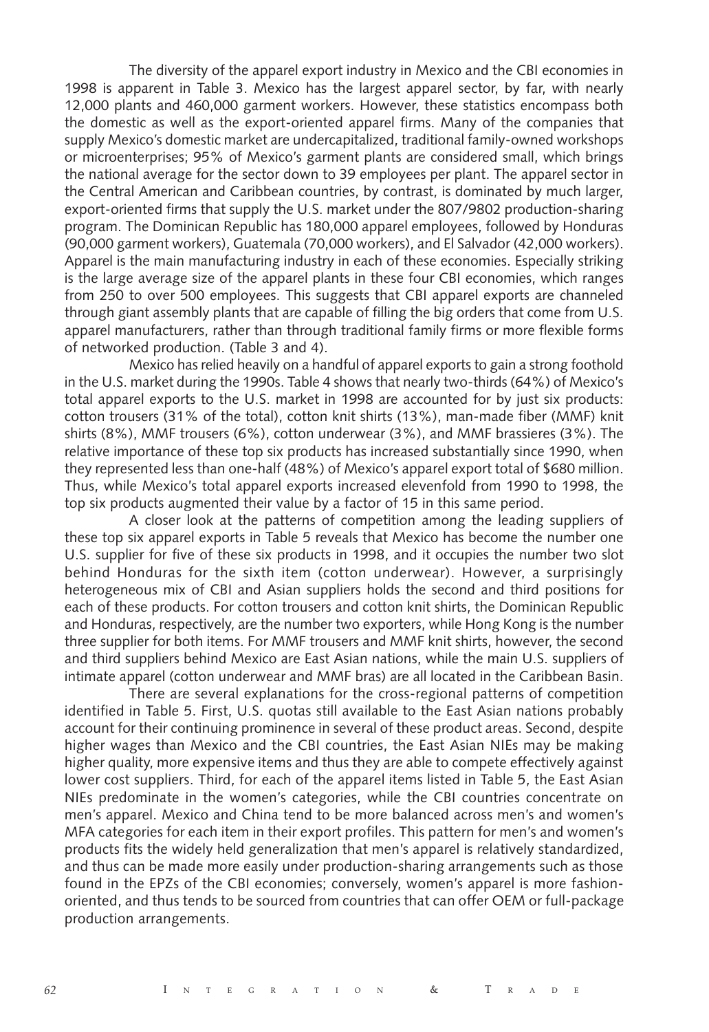The diversity of the apparel export industry in Mexico and the CBI economies in 1998 is apparent in Table 3. Mexico has the largest apparel sector, by far, with nearly 12,000 plants and 460,000 garment workers. However, these statistics encompass both the domestic as well as the export-oriented apparel firms. Many of the companies that supply Mexico's domestic market are undercapitalized, traditional family-owned workshops or microenterprises; 95% of Mexico's garment plants are considered small, which brings the national average for the sector down to 39 employees per plant. The apparel sector in the Central American and Caribbean countries, by contrast, is dominated by much larger, export-oriented firms that supply the U.S. market under the 807/9802 production-sharing program. The Dominican Republic has 180,000 apparel employees, followed by Honduras (90,000 garment workers), Guatemala (70,000 workers), and El Salvador (42,000 workers). Apparel is the main manufacturing industry in each of these economies. Especially striking is the large average size of the apparel plants in these four CBI economies, which ranges from 250 to over 500 employees. This suggests that CBI apparel exports are channeled through giant assembly plants that are capable of filling the big orders that come from U.S. apparel manufacturers, rather than through traditional family firms or more flexible forms of networked production. (Table 3 and 4).

Mexico has relied heavily on a handful of apparel exports to gain a strong foothold in the U.S. market during the 1990s. Table 4 shows that nearly two-thirds (64%) of Mexico's total apparel exports to the U.S. market in 1998 are accounted for by just six products: cotton trousers (31% of the total), cotton knit shirts (13%), man-made fiber (MMF) knit shirts (8%), MMF trousers (6%), cotton underwear (3%), and MMF brassieres (3%). The relative importance of these top six products has increased substantially since 1990, when they represented less than one-half (48%) of Mexico's apparel export total of $680 million. Thus, while Mexico's total apparel exports increased elevenfold from 1990 to 1998, the top six products augmented their value by a factor of 15 in this same period.

A closer look at the patterns of competition among the leading suppliers of these top six apparel exports in Table 5 reveals that Mexico has become the number one U.S. supplier for five of these six products in 1998, and it occupies the number two slot behind Honduras for the sixth item (cotton underwear). However, a surprisingly heterogeneous mix of CBI and Asian suppliers holds the second and third positions for each of these products. For cotton trousers and cotton knit shirts, the Dominican Republic and Honduras, respectively, are the number two exporters, while Hong Kong is the number three supplier for both items. For MMF trousers and MMF knit shirts, however, the second and third suppliers behind Mexico are East Asian nations, while the main U.S. suppliers of intimate apparel (cotton underwear and MMF bras) are all located in the Caribbean Basin.

There are several explanations for the cross-regional patterns of competition identified in Table 5. First, U.S. quotas still available to the East Asian nations probably account for their continuing prominence in several of these product areas. Second, despite higher wages than Mexico and the CBI countries, the East Asian NIEs may be making higher quality, more expensive items and thus they are able to compete effectively against lower cost suppliers. Third, for each of the apparel items listed in Table 5, the East Asian NIEs predominate in the women's categories, while the CBI countries concentrate on men's apparel. Mexico and China tend to be more balanced across men's and women's MFA categories for each item in their export profiles. This pattern for men's and women's products fits the widely held generalization that men's apparel is relatively standardized, and thus can be made more easily under production-sharing arrangements such as those found in the EPZs of the CBI economies; conversely, women's apparel is more fashion-oriented, and thus tends to be sourced from countries that can offer OEM or full-package production arrangements.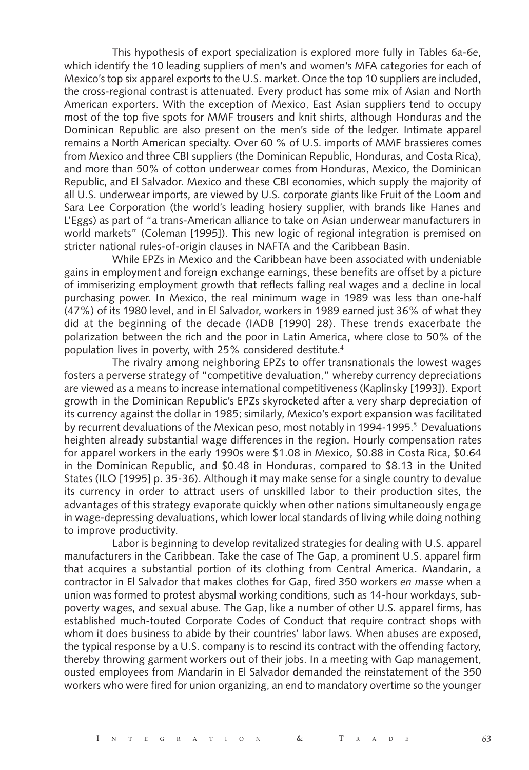This hypothesis of export specialization is explored more fully in Tables 6a-6e, which identify the 10 leading suppliers of men's and women's MFA categories for each of Mexico's top six apparel exports to the U.S. market. Once the top 10 suppliers are included, the cross-regional contrast is attenuated. Every product has some mix of Asian and North American exporters. With the exception of Mexico, East Asian suppliers tend to occupy most of the top five spots for MMF trousers and knit shirts, although Honduras and the Dominican Republic are also present on the men's side of the ledger. Intimate apparel remains a North American specialty. Over 60 % of U.S. imports of MMF brassieres comes from Mexico and three CBI suppliers (the Dominican Republic, Honduras, and Costa Rica), and more than 50% of cotton underwear comes from Honduras, Mexico, the Dominican Republic, and El Salvador. Mexico and these CBI economies, which supply the majority of all U.S. underwear imports, are viewed by U.S. corporate giants like Fruit of the Loom and Sara Lee Corporation (the world's leading hosiery supplier, with brands like Hanes and L'Eggs) as part of "a trans-American alliance to take on Asian underwear manufacturers in world markets" (Coleman [1995]). This new logic of regional integration is premised on stricter national rules-of-origin clauses in NAFTA and the Caribbean Basin.

While EPZs in Mexico and the Caribbean have been associated with undeniable gains in employment and foreign exchange earnings, these benefits are offset by a picture of immiserizing employment growth that reflects falling real wages and a decline in local purchasing power. In Mexico, the real minimum wage in 1989 was less than one-half (47%) of its 1980 level, and in El Salvador, workers in 1989 earned just 36% of what they did at the beginning of the decade (IADB [1990] 28). These trends exacerbate the polarization between the rich and the poor in Latin America, where close to 50% of the population lives in poverty, with 25% considered destitute.[4]

The rivalry among neighboring EPZs to offer transnationals the lowest wages fosters a perverse strategy of "competitive devaluation," whereby currency depreciations are viewed as a means to increase international competitiveness (Kaplinsky [1993]). Export growth in the Dominican Republic's EPZs skyrocketed after a very sharp depreciation of its currency against the dollar in 1985; similarly, Mexico's export expansion was facilitated by recurrent devaluations of the Mexican peso, most notably in 1994-1995.[5] Devaluations heighten already substantial wage differences in the region. Hourly compensation rates for apparel workers in the early 1990s were $1.08 in Mexico, $0.88 in Costa Rica, $0.64 in the Dominican Republic, and $0.48 in Honduras, compared to $8.13 in the United States (ILO [1995] p. 35-36). Although it may make sense for a single country to devalue its currency in order to attract users of unskilled labor to their production sites, the advantages of this strategy evaporate quickly when other nations simultaneously engage in wage-depressing devaluations, which lower local standards of living while doing nothing to improve productivity.

Labor is beginning to develop revitalized strategies for dealing with U.S. apparel manufacturers in the Caribbean. Take the case of The Gap, a prominent U.S. apparel firm that acquires a substantial portion of its clothing from Central America. Mandarin, a contractor in El Salvador that makes clothes for Gap, fired 350 workers *en masse* when a union was formed to protest abysmal working conditions, such as 14-hour workdays, sub-poverty wages, and sexual abuse. The Gap, like a number of other U.S. apparel firms, has established much-touted Corporate Codes of Conduct that require contract shops with whom it does business to abide by their countries' labor laws. When abuses are exposed, the typical response by a U.S. company is to rescind its contract with the offending factory, thereby throwing garment workers out of their jobs. In a meeting with Gap management, ousted employees from Mandarin in El Salvador demanded the reinstatement of the 350 workers who were fired for union organizing, an end to mandatory overtime so the younger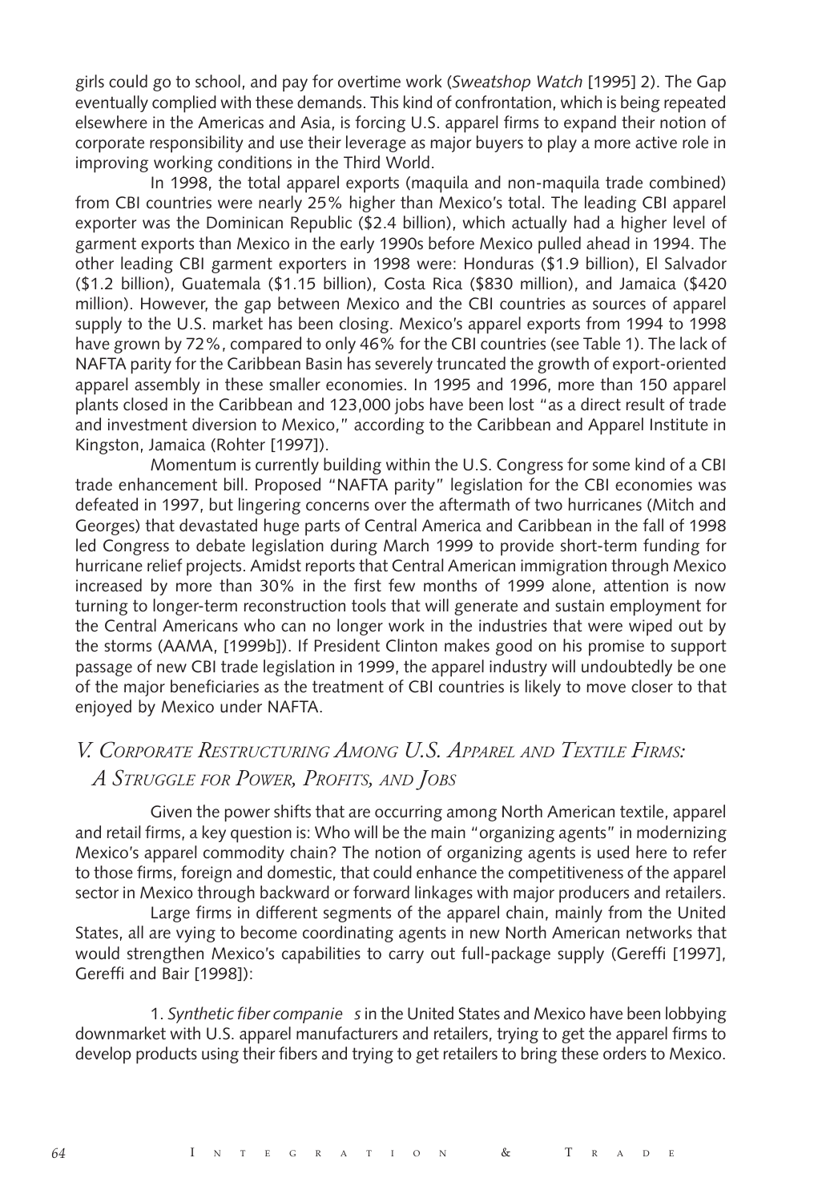girls could go to school, and pay for overtime work (*Sweatshop Watch* [1995] 2). The Gap eventually complied with these demands. This kind of confrontation, which is being repeated elsewhere in the Americas and Asia, is forcing U.S. apparel firms to expand their notion of corporate responsibility and use their leverage as major buyers to play a more active role in improving working conditions in the Third World.

In 1998, the total apparel exports (maquila and non-maquila trade combined) from CBI countries were nearly 25% higher than Mexico's total. The leading CBI apparel exporter was the Dominican Republic ($2.4 billion), which actually had a higher level of garment exports than Mexico in the early 1990s before Mexico pulled ahead in 1994. The other leading CBI garment exporters in 1998 were: Honduras ($1.9 billion), El Salvador ($1.2 billion), Guatemala ($1.15 billion), Costa Rica ($830 million), and Jamaica ($420 million). However, the gap between Mexico and the CBI countries as sources of apparel supply to the U.S. market has been closing. Mexico's apparel exports from 1994 to 1998 have grown by 72%, compared to only 46% for the CBI countries (see Table 1). The lack of NAFTA parity for the Caribbean Basin has severely truncated the growth of export-oriented apparel assembly in these smaller economies. In 1995 and 1996, more than 150 apparel plants closed in the Caribbean and 123,000 jobs have been lost "as a direct result of trade and investment diversion to Mexico," according to the Caribbean and Apparel Institute in Kingston, Jamaica (Rohter [1997]).

Momentum is currently building within the U.S. Congress for some kind of a CBI trade enhancement bill. Proposed "NAFTA parity" legislation for the CBI economies was defeated in 1997, but lingering concerns over the aftermath of two hurricanes (Mitch and Georges) that devastated huge parts of Central America and Caribbean in the fall of 1998 led Congress to debate legislation during March 1999 to provide short-term funding for hurricane relief projects. Amidst reports that Central American immigration through Mexico increased by more than 30% in the first few months of 1999 alone, attention is now turning to longer-term reconstruction tools that will generate and sustain employment for the Central Americans who can no longer work in the industries that were wiped out by the storms (AAMA, [1999b]). If President Clinton makes good on his promise to support passage of new CBI trade legislation in 1999, the apparel industry will undoubtedly be one of the major beneficiaries as the treatment of CBI countries is likely to move closer to that enjoyed by Mexico under NAFTA.

## *V. Corporate Restructuring Among U.S. Apparel and Textile Firms: A Struggle for Power, Profits, and Jobs*

Given the power shifts that are occurring among North American textile, apparel and retail firms, a key question is: Who will be the main "organizing agents" in modernizing Mexico's apparel commodity chain? The notion of organizing agents is used here to refer to those firms, foreign and domestic, that could enhance the competitiveness of the apparel sector in Mexico through backward or forward linkages with major producers and retailers.

Large firms in different segments of the apparel chain, mainly from the United States, all are vying to become coordinating agents in new North American networks that would strengthen Mexico's capabilities to carry out full-package supply (Gereffi [1997], Gereffi and Bair [1998]):

1. *Synthetic fiber companies* in the United States and Mexico have been lobbying downmarket with U.S. apparel manufacturers and retailers, trying to get the apparel firms to develop products using their fibers and trying to get retailers to bring these orders to Mexico.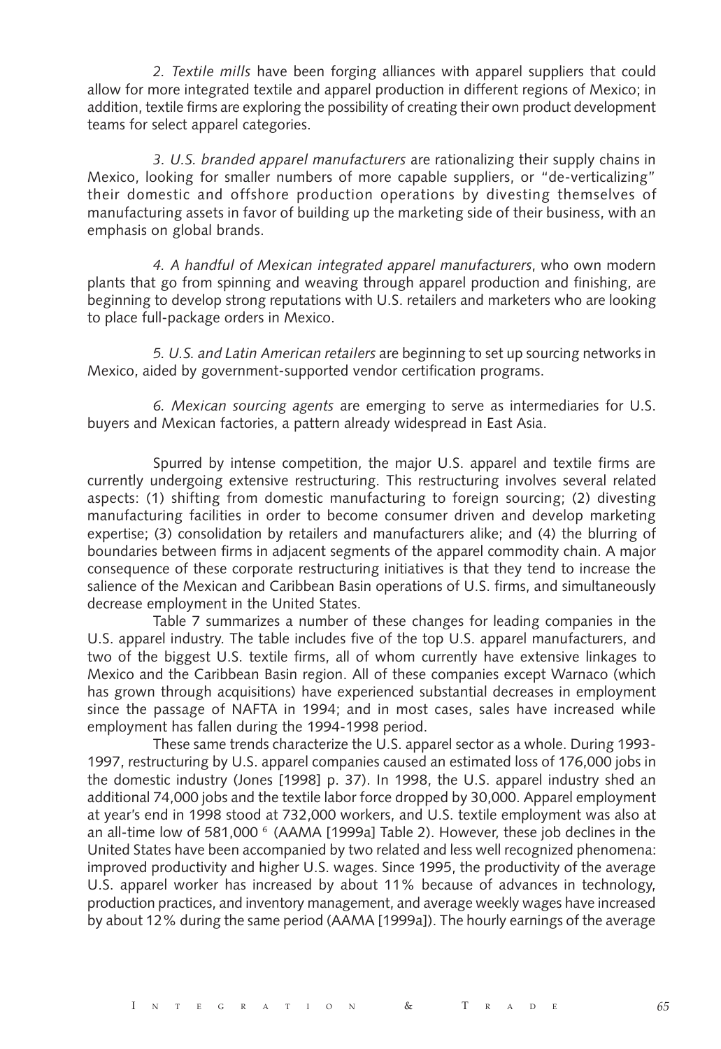*2. Textile mills* have been forging alliances with apparel suppliers that could allow for more integrated textile and apparel production in different regions of Mexico; in addition, textile firms are exploring the possibility of creating their own product development teams for select apparel categories.

*3. U.S. branded apparel manufacturers* are rationalizing their supply chains in Mexico, looking for smaller numbers of more capable suppliers, or "de-verticalizing" their domestic and offshore production operations by divesting themselves of manufacturing assets in favor of building up the marketing side of their business, with an emphasis on global brands.

*4. A handful of Mexican integrated apparel manufacturers*, who own modern plants that go from spinning and weaving through apparel production and finishing, are beginning to develop strong reputations with U.S. retailers and marketers who are looking to place full-package orders in Mexico.

*5. U.S. and Latin American retailers* are beginning to set up sourcing networks in Mexico, aided by government-supported vendor certification programs.

*6. Mexican sourcing agents* are emerging to serve as intermediaries for U.S. buyers and Mexican factories, a pattern already widespread in East Asia.

Spurred by intense competition, the major U.S. apparel and textile firms are currently undergoing extensive restructuring. This restructuring involves several related aspects: (1) shifting from domestic manufacturing to foreign sourcing; (2) divesting manufacturing facilities in order to become consumer driven and develop marketing expertise; (3) consolidation by retailers and manufacturers alike; and (4) the blurring of boundaries between firms in adjacent segments of the apparel commodity chain. A major consequence of these corporate restructuring initiatives is that they tend to increase the salience of the Mexican and Caribbean Basin operations of U.S. firms, and simultaneously decrease employment in the United States.

Table 7 summarizes a number of these changes for leading companies in the U.S. apparel industry. The table includes five of the top U.S. apparel manufacturers, and two of the biggest U.S. textile firms, all of whom currently have extensive linkages to Mexico and the Caribbean Basin region. All of these companies except Warnaco (which has grown through acquisitions) have experienced substantial decreases in employment since the passage of NAFTA in 1994; and in most cases, sales have increased while employment has fallen during the 1994-1998 period.

These same trends characterize the U.S. apparel sector as a whole. During 1993-1997, restructuring by U.S. apparel companies caused an estimated loss of 176,000 jobs in the domestic industry (Jones [1998] p. 37). In 1998, the U.S. apparel industry shed an additional 74,000 jobs and the textile labor force dropped by 30,000. Apparel employment at year's end in 1998 stood at 732,000 workers, and U.S. textile employment was also at an all-time low of 581,000 [6] (AAMA [1999a] Table 2). However, these job declines in the United States have been accompanied by two related and less well recognized phenomena: improved productivity and higher U.S. wages. Since 1995, the productivity of the average U.S. apparel worker has increased by about 11% because of advances in technology, production practices, and inventory management, and average weekly wages have increased by about 12% during the same period (AAMA [1999a]). The hourly earnings of the average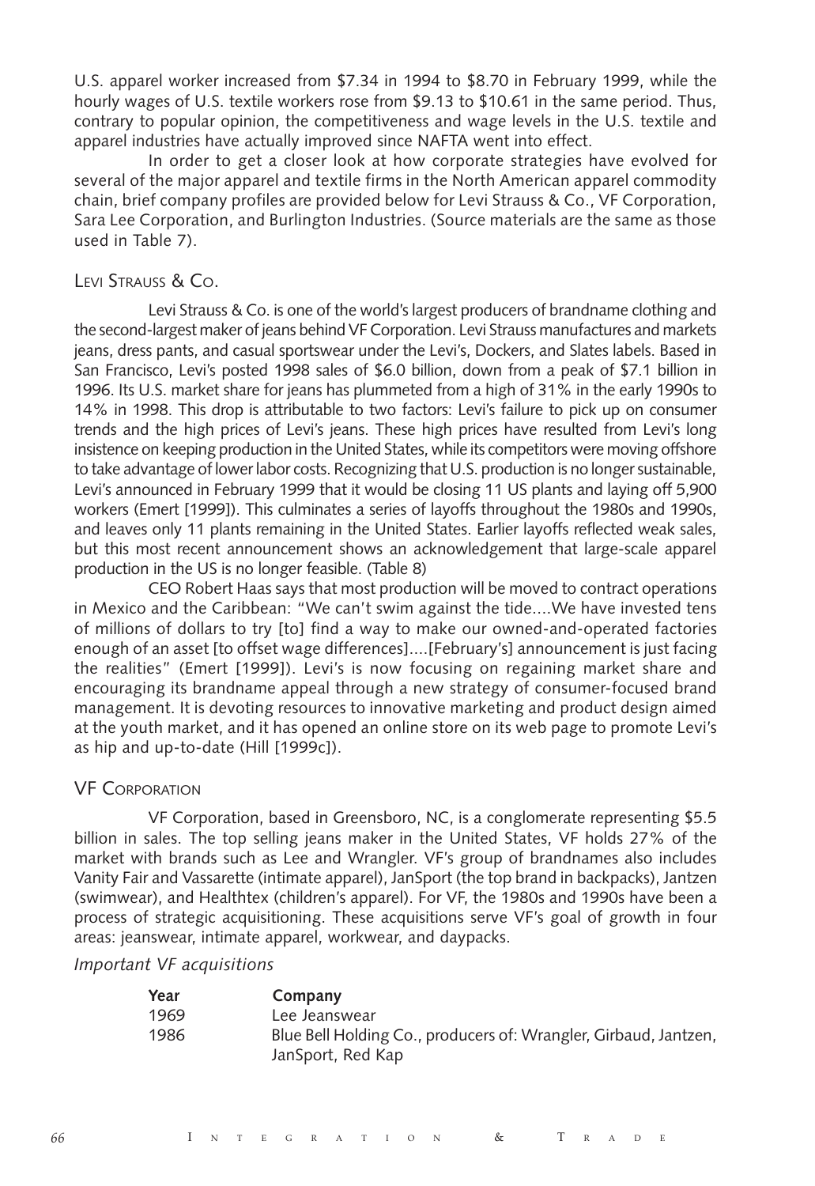U.S. apparel worker increased from $7.34 in 1994 to $8.70 in February 1999, while the hourly wages of U.S. textile workers rose from $9.13 to $10.61 in the same period. Thus, contrary to popular opinion, the competitiveness and wage levels in the U.S. textile and apparel industries have actually improved since NAFTA went into effect.

In order to get a closer look at how corporate strategies have evolved for several of the major apparel and textile firms in the North American apparel commodity chain, brief company profiles are provided below for Levi Strauss & Co., VF Corporation, Sara Lee Corporation, and Burlington Industries. (Source materials are the same as those used in Table 7).

## Levi Strauss & Co.

Levi Strauss & Co. is one of the world's largest producers of brandname clothing and the second-largest maker of jeans behind VF Corporation. Levi Strauss manufactures and markets jeans, dress pants, and casual sportswear under the Levi's, Dockers, and Slates labels. Based in San Francisco, Levi's posted 1998 sales of $6.0 billion, down from a peak of $7.1 billion in 1996. Its U.S. market share for jeans has plummeted from a high of 31% in the early 1990s to 14% in 1998. This drop is attributable to two factors: Levi's failure to pick up on consumer trends and the high prices of Levi's jeans. These high prices have resulted from Levi's long insistence on keeping production in the United States, while its competitors were moving offshore to take advantage of lower labor costs. Recognizing that U.S. production is no longer sustainable, Levi's announced in February 1999 that it would be closing 11 US plants and laying off 5,900 workers (Emert [1999]). This culminates a series of layoffs throughout the 1980s and 1990s, and leaves only 11 plants remaining in the United States. Earlier layoffs reflected weak sales, but this most recent announcement shows an acknowledgement that large-scale apparel production in the US is no longer feasible. (Table 8)

CEO Robert Haas says that most production will be moved to contract operations in Mexico and the Caribbean: "We can't swim against the tide....We have invested tens of millions of dollars to try [to] find a way to make our owned-and-operated factories enough of an asset [to offset wage differences]....[February's] announcement is just facing the realities" (Emert [1999]). Levi's is now focusing on regaining market share and encouraging its brandname appeal through a new strategy of consumer-focused brand management. It is devoting resources to innovative marketing and product design aimed at the youth market, and it has opened an online store on its web page to promote Levi's as hip and up-to-date (Hill [1999c]).

## VF Corporation

VF Corporation, based in Greensboro, NC, is a conglomerate representing $5.5 billion in sales. The top selling jeans maker in the United States, VF holds 27% of the market with brands such as Lee and Wrangler. VF's group of brandnames also includes Vanity Fair and Vassarette (intimate apparel), JanSport (the top brand in backpacks), Jantzen (swimwear), and Healthtex (children's apparel). For VF, the 1980s and 1990s have been a process of strategic acquisitioning. These acquisitions serve VF's goal of growth in four areas: jeanswear, intimate apparel, workwear, and daypacks.

*Important VF acquisitions*

| Year | Company |
|---|---|
| 1969 | Lee Jeanswear |
| 1986 | Blue Bell Holding Co., producers of: Wrangler, Girbaud, Jantzen, JanSport, Red Kap |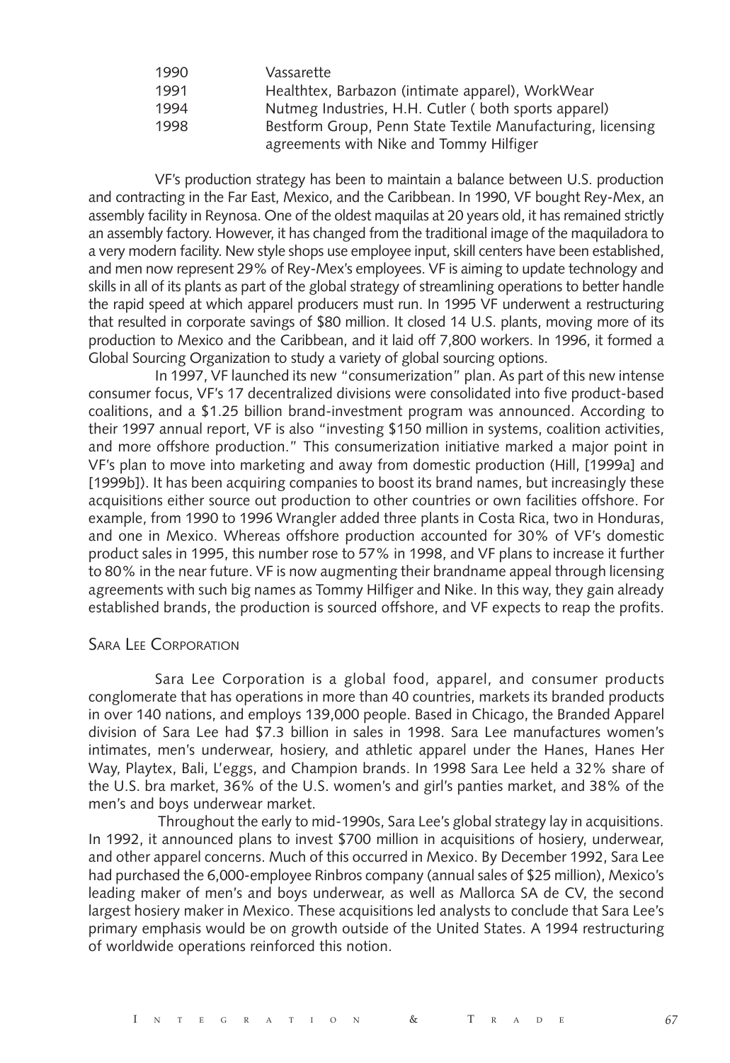| | |
|---|---|
| 1990 | Vassarette |
| 1991 | Healthtex, Barbazon (intimate apparel), WorkWear |
| 1994 | Nutmeg Industries, H.H. Cutler ( both sports apparel) |
| 1998 | Bestform Group, Penn State Textile Manufacturing, licensing agreements with Nike and Tommy Hilfiger |

VF's production strategy has been to maintain a balance between U.S. production and contracting in the Far East, Mexico, and the Caribbean. In 1990, VF bought Rey-Mex, an assembly facility in Reynosa. One of the oldest maquilas at 20 years old, it has remained strictly an assembly factory. However, it has changed from the traditional image of the maquiladora to a very modern facility. New style shops use employee input, skill centers have been established, and men now represent 29% of Rey-Mex's employees. VF is aiming to update technology and skills in all of its plants as part of the global strategy of streamlining operations to better handle the rapid speed at which apparel producers must run. In 1995 VF underwent a restructuring that resulted in corporate savings of $80 million. It closed 14 U.S. plants, moving more of its production to Mexico and the Caribbean, and it laid off 7,800 workers. In 1996, it formed a Global Sourcing Organization to study a variety of global sourcing options.

In 1997, VF launched its new "consumerization" plan. As part of this new intense consumer focus, VF's 17 decentralized divisions were consolidated into five product-based coalitions, and a $1.25 billion brand-investment program was announced. According to their 1997 annual report, VF is also "investing $150 million in systems, coalition activities, and more offshore production." This consumerization initiative marked a major point in VF's plan to move into marketing and away from domestic production (Hill, [1999a] and [1999b]). It has been acquiring companies to boost its brand names, but increasingly these acquisitions either source out production to other countries or own facilities offshore. For example, from 1990 to 1996 Wrangler added three plants in Costa Rica, two in Honduras, and one in Mexico. Whereas offshore production accounted for 30% of VF's domestic product sales in 1995, this number rose to 57% in 1998, and VF plans to increase it further to 80% in the near future. VF is now augmenting their brandname appeal through licensing agreements with such big names as Tommy Hilfiger and Nike. In this way, they gain already established brands, the production is sourced offshore, and VF expects to reap the profits.

### Sara Lee Corporation

Sara Lee Corporation is a global food, apparel, and consumer products conglomerate that has operations in more than 40 countries, markets its branded products in over 140 nations, and employs 139,000 people. Based in Chicago, the Branded Apparel division of Sara Lee had $7.3 billion in sales in 1998. Sara Lee manufactures women's intimates, men's underwear, hosiery, and athletic apparel under the Hanes, Hanes Her Way, Playtex, Bali, L'eggs, and Champion brands. In 1998 Sara Lee held a 32% share of the U.S. bra market, 36% of the U.S. women's and girl's panties market, and 38% of the men's and boys underwear market.

Throughout the early to mid-1990s, Sara Lee's global strategy lay in acquisitions. In 1992, it announced plans to invest $700 million in acquisitions of hosiery, underwear, and other apparel concerns. Much of this occurred in Mexico. By December 1992, Sara Lee had purchased the 6,000-employee Rinbros company (annual sales of $25 million), Mexico's leading maker of men's and boys underwear, as well as Mallorca SA de CV, the second largest hosiery maker in Mexico. These acquisitions led analysts to conclude that Sara Lee's primary emphasis would be on growth outside of the United States. A 1994 restructuring of worldwide operations reinforced this notion.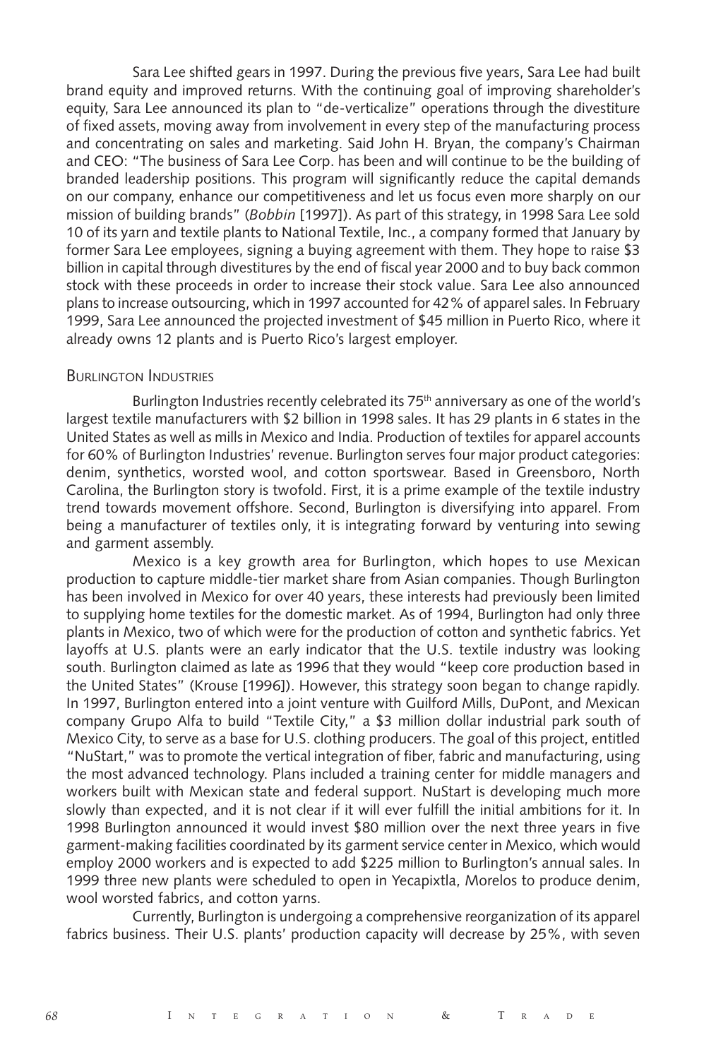Sara Lee shifted gears in 1997. During the previous five years, Sara Lee had built brand equity and improved returns. With the continuing goal of improving shareholder's equity, Sara Lee announced its plan to "de-verticalize" operations through the divestiture of fixed assets, moving away from involvement in every step of the manufacturing process and concentrating on sales and marketing. Said John H. Bryan, the company's Chairman and CEO: "The business of Sara Lee Corp. has been and will continue to be the building of branded leadership positions. This program will significantly reduce the capital demands on our company, enhance our competitiveness and let us focus even more sharply on our mission of building brands" (*Bobbin* [1997]). As part of this strategy, in 1998 Sara Lee sold 10 of its yarn and textile plants to National Textile, Inc., a company formed that January by former Sara Lee employees, signing a buying agreement with them. They hope to raise $3 billion in capital through divestitures by the end of fiscal year 2000 and to buy back common stock with these proceeds in order to increase their stock value. Sara Lee also announced plans to increase outsourcing, which in 1997 accounted for 42% of apparel sales. In February 1999, Sara Lee announced the projected investment of $45 million in Puerto Rico, where it already owns 12 plants and is Puerto Rico's largest employer.

### Burlington Industries

Burlington Industries recently celebrated its 75th anniversary as one of the world's largest textile manufacturers with $2 billion in 1998 sales. It has 29 plants in 6 states in the United States as well as mills in Mexico and India. Production of textiles for apparel accounts for 60% of Burlington Industries' revenue. Burlington serves four major product categories: denim, synthetics, worsted wool, and cotton sportswear. Based in Greensboro, North Carolina, the Burlington story is twofold. First, it is a prime example of the textile industry trend towards movement offshore. Second, Burlington is diversifying into apparel. From being a manufacturer of textiles only, it is integrating forward by venturing into sewing and garment assembly.

Mexico is a key growth area for Burlington, which hopes to use Mexican production to capture middle-tier market share from Asian companies. Though Burlington has been involved in Mexico for over 40 years, these interests had previously been limited to supplying home textiles for the domestic market. As of 1994, Burlington had only three plants in Mexico, two of which were for the production of cotton and synthetic fabrics. Yet layoffs at U.S. plants were an early indicator that the U.S. textile industry was looking south. Burlington claimed as late as 1996 that they would "keep core production based in the United States" (Krouse [1996]). However, this strategy soon began to change rapidly. In 1997, Burlington entered into a joint venture with Guilford Mills, DuPont, and Mexican company Grupo Alfa to build "Textile City," a $3 million dollar industrial park south of Mexico City, to serve as a base for U.S. clothing producers. The goal of this project, entitled "NuStart," was to promote the vertical integration of fiber, fabric and manufacturing, using the most advanced technology. Plans included a training center for middle managers and workers built with Mexican state and federal support. NuStart is developing much more slowly than expected, and it is not clear if it will ever fulfill the initial ambitions for it. In 1998 Burlington announced it would invest $80 million over the next three years in five garment-making facilities coordinated by its garment service center in Mexico, which would employ 2000 workers and is expected to add $225 million to Burlington's annual sales. In 1999 three new plants were scheduled to open in Yecapixtla, Morelos to produce denim, wool worsted fabrics, and cotton yarns.

Currently, Burlington is undergoing a comprehensive reorganization of its apparel fabrics business. Their U.S. plants' production capacity will decrease by 25%, with seven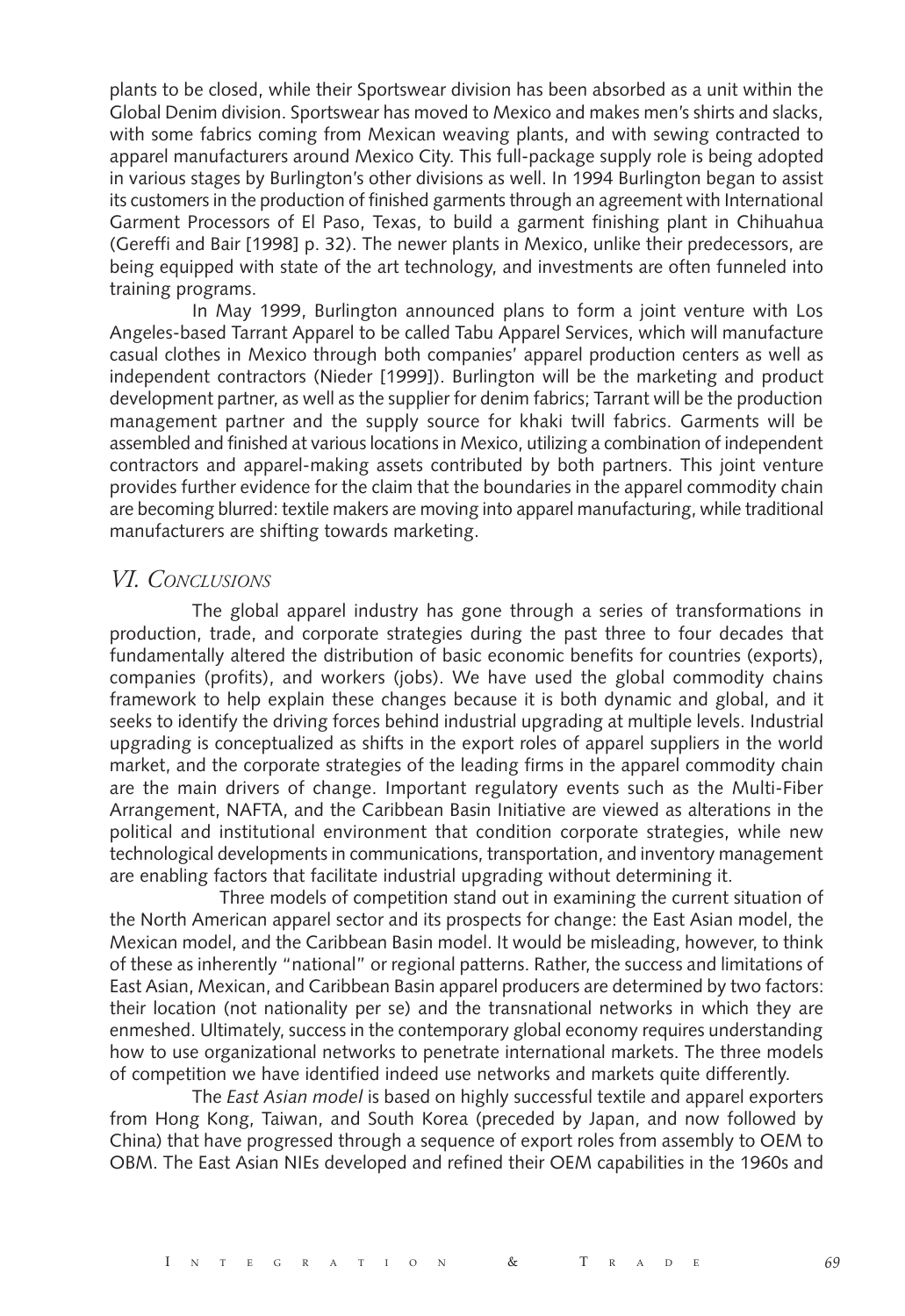plants to be closed, while their Sportswear division has been absorbed as a unit within the Global Denim division. Sportswear has moved to Mexico and makes men's shirts and slacks, with some fabrics coming from Mexican weaving plants, and with sewing contracted to apparel manufacturers around Mexico City. This full-package supply role is being adopted in various stages by Burlington's other divisions as well. In 1994 Burlington began to assist its customers in the production of finished garments through an agreement with International Garment Processors of El Paso, Texas, to build a garment finishing plant in Chihuahua (Gereffi and Bair [1998] p. 32). The newer plants in Mexico, unlike their predecessors, are being equipped with state of the art technology, and investments are often funneled into training programs.

In May 1999, Burlington announced plans to form a joint venture with Los Angeles-based Tarrant Apparel to be called Tabu Apparel Services, which will manufacture casual clothes in Mexico through both companies' apparel production centers as well as independent contractors (Nieder [1999]). Burlington will be the marketing and product development partner, as well as the supplier for denim fabrics; Tarrant will be the production management partner and the supply source for khaki twill fabrics. Garments will be assembled and finished at various locations in Mexico, utilizing a combination of independent contractors and apparel-making assets contributed by both partners. This joint venture provides further evidence for the claim that the boundaries in the apparel commodity chain are becoming blurred: textile makers are moving into apparel manufacturing, while traditional manufacturers are shifting towards marketing.

## *VI. Conclusions*

The global apparel industry has gone through a series of transformations in production, trade, and corporate strategies during the past three to four decades that fundamentally altered the distribution of basic economic benefits for countries (exports), companies (profits), and workers (jobs). We have used the global commodity chains framework to help explain these changes because it is both dynamic and global, and it seeks to identify the driving forces behind industrial upgrading at multiple levels. Industrial upgrading is conceptualized as shifts in the export roles of apparel suppliers in the world market, and the corporate strategies of the leading firms in the apparel commodity chain are the main drivers of change. Important regulatory events such as the Multi-Fiber Arrangement, NAFTA, and the Caribbean Basin Initiative are viewed as alterations in the political and institutional environment that condition corporate strategies, while new technological developments in communications, transportation, and inventory management are enabling factors that facilitate industrial upgrading without determining it.

Three models of competition stand out in examining the current situation of the North American apparel sector and its prospects for change: the East Asian model, the Mexican model, and the Caribbean Basin model. It would be misleading, however, to think of these as inherently "national" or regional patterns. Rather, the success and limitations of East Asian, Mexican, and Caribbean Basin apparel producers are determined by two factors: their location (not nationality per se) and the transnational networks in which they are enmeshed. Ultimately, success in the contemporary global economy requires understanding how to use organizational networks to penetrate international markets. The three models of competition we have identified indeed use networks and markets quite differently.

The *East Asian model* is based on highly successful textile and apparel exporters from Hong Kong, Taiwan, and South Korea (preceded by Japan, and now followed by China) that have progressed through a sequence of export roles from assembly to OEM to OBM. The East Asian NIEs developed and refined their OEM capabilities in the 1960s and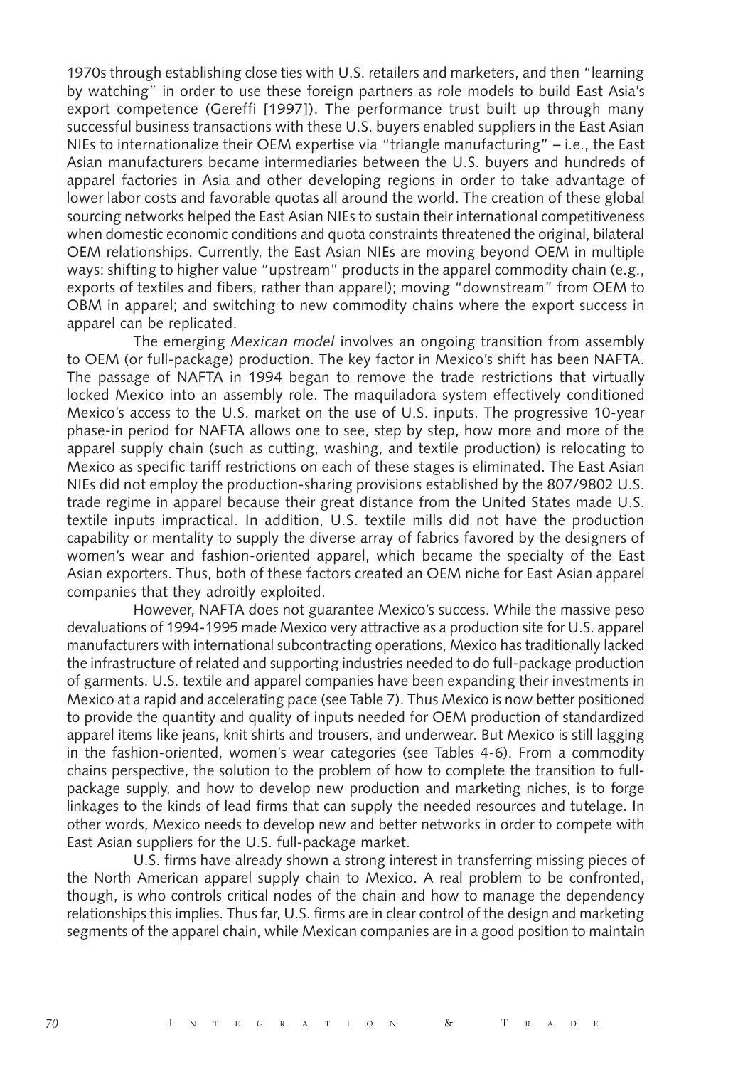1970s through establishing close ties with U.S. retailers and marketers, and then "learning by watching" in order to use these foreign partners as role models to build East Asia's export competence (Gereffi [1997]). The performance trust built up through many successful business transactions with these U.S. buyers enabled suppliers in the East Asian NIEs to internationalize their OEM expertise via "triangle manufacturing" – i.e., the East Asian manufacturers became intermediaries between the U.S. buyers and hundreds of apparel factories in Asia and other developing regions in order to take advantage of lower labor costs and favorable quotas all around the world. The creation of these global sourcing networks helped the East Asian NIEs to sustain their international competitiveness when domestic economic conditions and quota constraints threatened the original, bilateral OEM relationships. Currently, the East Asian NIEs are moving beyond OEM in multiple ways: shifting to higher value "upstream" products in the apparel commodity chain (e.g., exports of textiles and fibers, rather than apparel); moving "downstream" from OEM to OBM in apparel; and switching to new commodity chains where the export success in apparel can be replicated.

The emerging *Mexican model* involves an ongoing transition from assembly to OEM (or full-package) production. The key factor in Mexico's shift has been NAFTA. The passage of NAFTA in 1994 began to remove the trade restrictions that virtually locked Mexico into an assembly role. The maquiladora system effectively conditioned Mexico's access to the U.S. market on the use of U.S. inputs. The progressive 10-year phase-in period for NAFTA allows one to see, step by step, how more and more of the apparel supply chain (such as cutting, washing, and textile production) is relocating to Mexico as specific tariff restrictions on each of these stages is eliminated. The East Asian NIEs did not employ the production-sharing provisions established by the 807/9802 U.S. trade regime in apparel because their great distance from the United States made U.S. textile inputs impractical. In addition, U.S. textile mills did not have the production capability or mentality to supply the diverse array of fabrics favored by the designers of women's wear and fashion-oriented apparel, which became the specialty of the East Asian exporters. Thus, both of these factors created an OEM niche for East Asian apparel companies that they adroitly exploited.

However, NAFTA does not guarantee Mexico's success. While the massive peso devaluations of 1994-1995 made Mexico very attractive as a production site for U.S. apparel manufacturers with international subcontracting operations, Mexico has traditionally lacked the infrastructure of related and supporting industries needed to do full-package production of garments. U.S. textile and apparel companies have been expanding their investments in Mexico at a rapid and accelerating pace (see Table 7). Thus Mexico is now better positioned to provide the quantity and quality of inputs needed for OEM production of standardized apparel items like jeans, knit shirts and trousers, and underwear. But Mexico is still lagging in the fashion-oriented, women's wear categories (see Tables 4-6). From a commodity chains perspective, the solution to the problem of how to complete the transition to full-package supply, and how to develop new production and marketing niches, is to forge linkages to the kinds of lead firms that can supply the needed resources and tutelage. In other words, Mexico needs to develop new and better networks in order to compete with East Asian suppliers for the U.S. full-package market.

U.S. firms have already shown a strong interest in transferring missing pieces of the North American apparel supply chain to Mexico. A real problem to be confronted, though, is who controls critical nodes of the chain and how to manage the dependency relationships this implies. Thus far, U.S. firms are in clear control of the design and marketing segments of the apparel chain, while Mexican companies are in a good position to maintain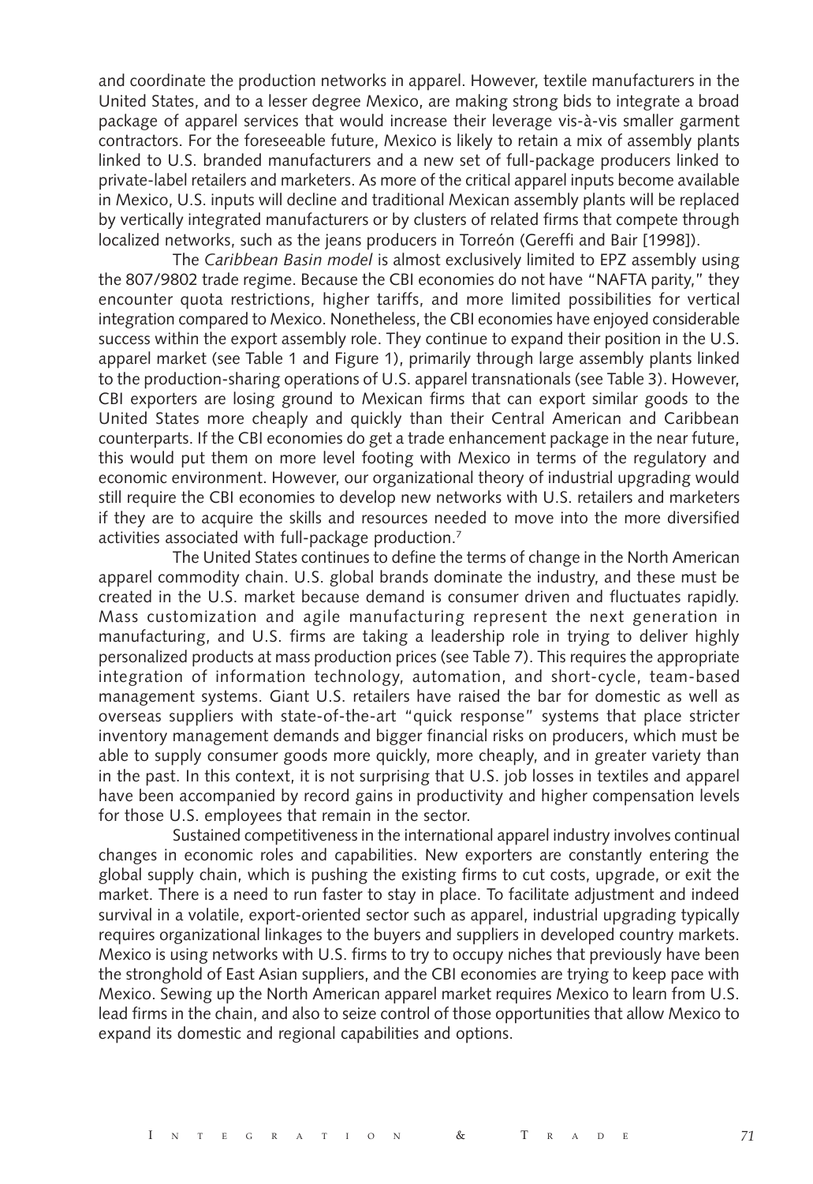and coordinate the production networks in apparel. However, textile manufacturers in the United States, and to a lesser degree Mexico, are making strong bids to integrate a broad package of apparel services that would increase their leverage vis-à-vis smaller garment contractors. For the foreseeable future, Mexico is likely to retain a mix of assembly plants linked to U.S. branded manufacturers and a new set of full-package producers linked to private-label retailers and marketers. As more of the critical apparel inputs become available in Mexico, U.S. inputs will decline and traditional Mexican assembly plants will be replaced by vertically integrated manufacturers or by clusters of related firms that compete through localized networks, such as the jeans producers in Torreón (Gereffi and Bair [1998]).

The *Caribbean Basin model* is almost exclusively limited to EPZ assembly using the 807/9802 trade regime. Because the CBI economies do not have "NAFTA parity," they encounter quota restrictions, higher tariffs, and more limited possibilities for vertical integration compared to Mexico. Nonetheless, the CBI economies have enjoyed considerable success within the export assembly role. They continue to expand their position in the U.S. apparel market (see Table 1 and Figure 1), primarily through large assembly plants linked to the production-sharing operations of U.S. apparel transnationals (see Table 3). However, CBI exporters are losing ground to Mexican firms that can export similar goods to the United States more cheaply and quickly than their Central American and Caribbean counterparts. If the CBI economies do get a trade enhancement package in the near future, this would put them on more level footing with Mexico in terms of the regulatory and economic environment. However, our organizational theory of industrial upgrading would still require the CBI economies to develop new networks with U.S. retailers and marketers if they are to acquire the skills and resources needed to move into the more diversified activities associated with full-package production.[7]

The United States continues to define the terms of change in the North American apparel commodity chain. U.S. global brands dominate the industry, and these must be created in the U.S. market because demand is consumer driven and fluctuates rapidly. Mass customization and agile manufacturing represent the next generation in manufacturing, and U.S. firms are taking a leadership role in trying to deliver highly personalized products at mass production prices (see Table 7). This requires the appropriate integration of information technology, automation, and short-cycle, team-based management systems. Giant U.S. retailers have raised the bar for domestic as well as overseas suppliers with state-of-the-art "quick response" systems that place stricter inventory management demands and bigger financial risks on producers, which must be able to supply consumer goods more quickly, more cheaply, and in greater variety than in the past. In this context, it is not surprising that U.S. job losses in textiles and apparel have been accompanied by record gains in productivity and higher compensation levels for those U.S. employees that remain in the sector.

Sustained competitiveness in the international apparel industry involves continual changes in economic roles and capabilities. New exporters are constantly entering the global supply chain, which is pushing the existing firms to cut costs, upgrade, or exit the market. There is a need to run faster to stay in place. To facilitate adjustment and indeed survival in a volatile, export-oriented sector such as apparel, industrial upgrading typically requires organizational linkages to the buyers and suppliers in developed country markets. Mexico is using networks with U.S. firms to try to occupy niches that previously have been the stronghold of East Asian suppliers, and the CBI economies are trying to keep pace with Mexico. Sewing up the North American apparel market requires Mexico to learn from U.S. lead firms in the chain, and also to seize control of those opportunities that allow Mexico to expand its domestic and regional capabilities and options.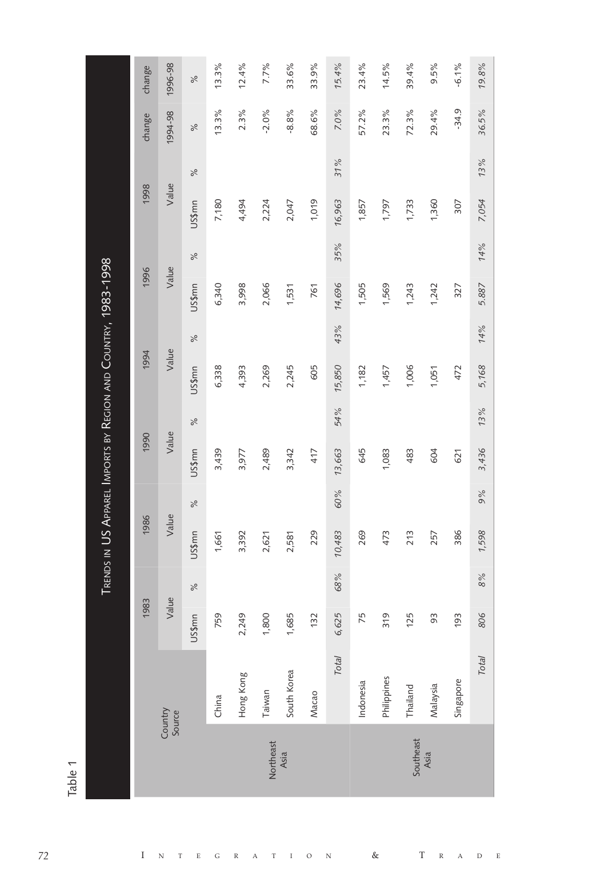Table 1

**Trends in US Apparel Imports by Region and Country, 1983-1998**

| | Country Source | 1983 Value US$mn | 1983 % | 1986 Value US$mn | 1986 % | 1990 Value US$mn | 1990 % | 1994 Value US$mn | 1994 % | 1996 Value US$mn | 1996 % | 1998 Value US$mn | 1998 % | change 1994-98 % | change 1996-98 % |
|---|---|---|---|---|---|---|---|---|---|---|---|---|---|---|---|
| Northeast Asia | China | 759 | | 1,661 | | 3,439 | | 6,338 | | 6,340 | | 7,180 | | 13.3% | 13.3% |
| | Hong Kong | 2,249 | | 3,392 | | 3,977 | | 4,393 | | 3,998 | | 4,494 | | 2.3% | 12.4% |
| | Taiwan | 1,800 | | 2,621 | | 2,489 | | 2,269 | | 2,066 | | 2,224 | | -2.0% | 7.7% |
| | South Korea | 1,685 | | 2,581 | | 3,342 | | 2,245 | | 1,531 | | 2,047 | | -8.8% | 33.6% |
| | Macao | 132 | | 229 | | 417 | | 605 | | 761 | | 1,019 | | 68.6% | 33.9% |
| | *Total* | *6,625* | *68%* | *10,483* | *60%* | *13,663* | *54%* | *15,850* | *43%* | *14,696* | *35%* | *16,963* | *31%* | *7.0%* | *15.4%* |
| Southeast Asia | Indonesia | 75 | | 269 | | 645 | | 1,182 | | 1,505 | | 1,857 | | 57.2% | 23.4% |
| | Philippines | 319 | | 473 | | 1,083 | | 1,457 | | 1,569 | | 1,797 | | 23.3% | 14.5% |
| | Thailand | 125 | | 213 | | 483 | | 1,006 | | 1,243 | | 1,733 | | 72.3% | 39.4% |
| | Malaysia | 93 | | 257 | | 604 | | 1,051 | | 1,242 | | 1,360 | | 29.4% | 9.5% |
| | Singapore | 193 | | 386 | | 621 | | 472 | | 327 | | 307 | | -34.9 | -6.1% |
| | *Total* | *806* | *8%* | *1,598* | *9%* | *3,436* | *13%* | *5,168* | *14%* | *5,887* | *14%* | *7,054* | *13%* | *36.5%* | *19.8%* |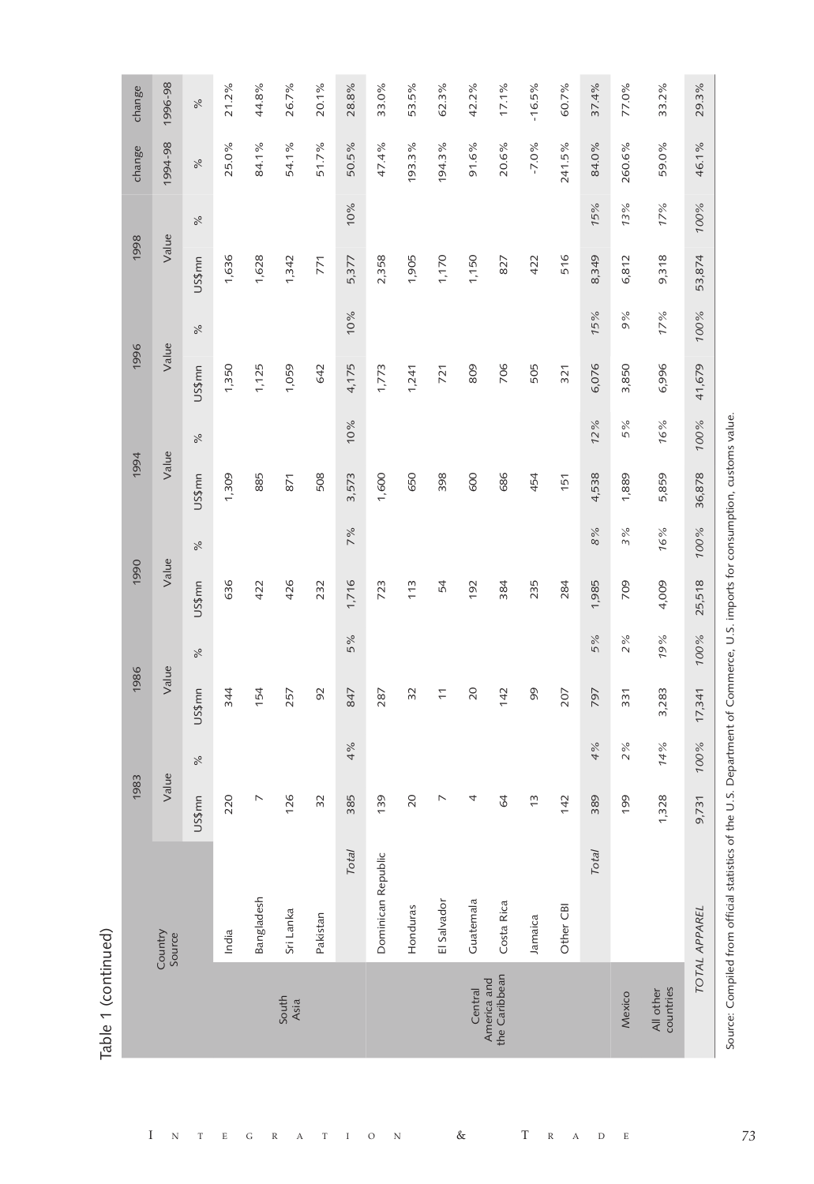Table 1 (continued)

| | Country Source | 1983 Value US$mn | 1983 % | 1986 Value US$mn | 1986 % | 1990 Value US$mn | 1990 % | 1994 Value US$mn | 1994 % | 1996 Value US$mn | 1996 % | 1998 Value US$mn | 1998 % | change 1994-98 % | change 1996-98 % |
|---|---|---|---|---|---|---|---|---|---|---|---|---|---|---|---|
| South Asia | India | 220 | | 344 | | 636 | | 1,309 | | 1,350 | | 1,636 | | 25.0% | 21.2% |
| | Bangladesh | 7 | | 154 | | 422 | | 885 | | 1,125 | | 1,628 | | 84.1% | 44.8% |
| | Sri Lanka | 126 | | 257 | | 426 | | 871 | | 1,059 | | 1,342 | | 54.1% | 26.7% |
| | Pakistan | 32 | | 92 | | 232 | | 508 | | 642 | | 771 | | 51.7% | 20.1% |
| | *Total* | 385 | 4% | 847 | 5% | 1,716 | 7% | 3,573 | 10% | 4,175 | 10% | 5,377 | 10% | 50.5% | 28.8% |
| Central America and the Caribbean | Dominican Republic | 139 | | 287 | | 723 | | 1,600 | | 1,773 | | 2,358 | | 47.4% | 33.0% |
| | Honduras | 20 | | 32 | | 113 | | 650 | | 1,241 | | 1,905 | | 193.3% | 53.5% |
| | El Salvador | 7 | | 11 | | 54 | | 398 | | 721 | | 1,170 | | 194.3% | 62.3% |
| | Guatemala | 4 | | 20 | | 192 | | 600 | | 809 | | 1,150 | | 91.6% | 42.2% |
| | Costa Rica | 64 | | 142 | | 384 | | 686 | | 706 | | 827 | | 20.6% | 17.1% |
| | Jamaica | 13 | | 99 | | 235 | | 454 | | 505 | | 422 | | -7.0% | -16.5% |
| | Other CBI | 142 | | 207 | | 284 | | 151 | | 321 | | 516 | | 241.5% | 60.7% |
| | *Total* | 389 | *4%* | 797 | *5%* | 1,985 | *8%* | 4,538 | *12%* | 6,076 | *15%* | 8,349 | *15%* | 84.0% | 37.4% |
| Mexico | | 199 | *2%* | 331 | *2%* | 709 | *3%* | 1,889 | *5%* | 3,850 | *9%* | 6,812 | *13%* | 260.6% | 77.0% |
| All other countries | | 1,328 | *14%* | 3,283 | *19%* | 4,009 | *16%* | 5,859 | *16%* | 6,996 | *17%* | 9,318 | *17%* | 59.0% | 33.2% |
| *TOTAL APPAREL* | | 9,731 | *100%* | 17,341 | *100%* | 25,518 | *100%* | 36,878 | *100%* | 41,679 | *100%* | 53,874 | *100%* | 46.1% | 29.3% |

Source: Compiled from official statistics of the U.S. Department of Commerce, U.S. imports for consumption, customs value.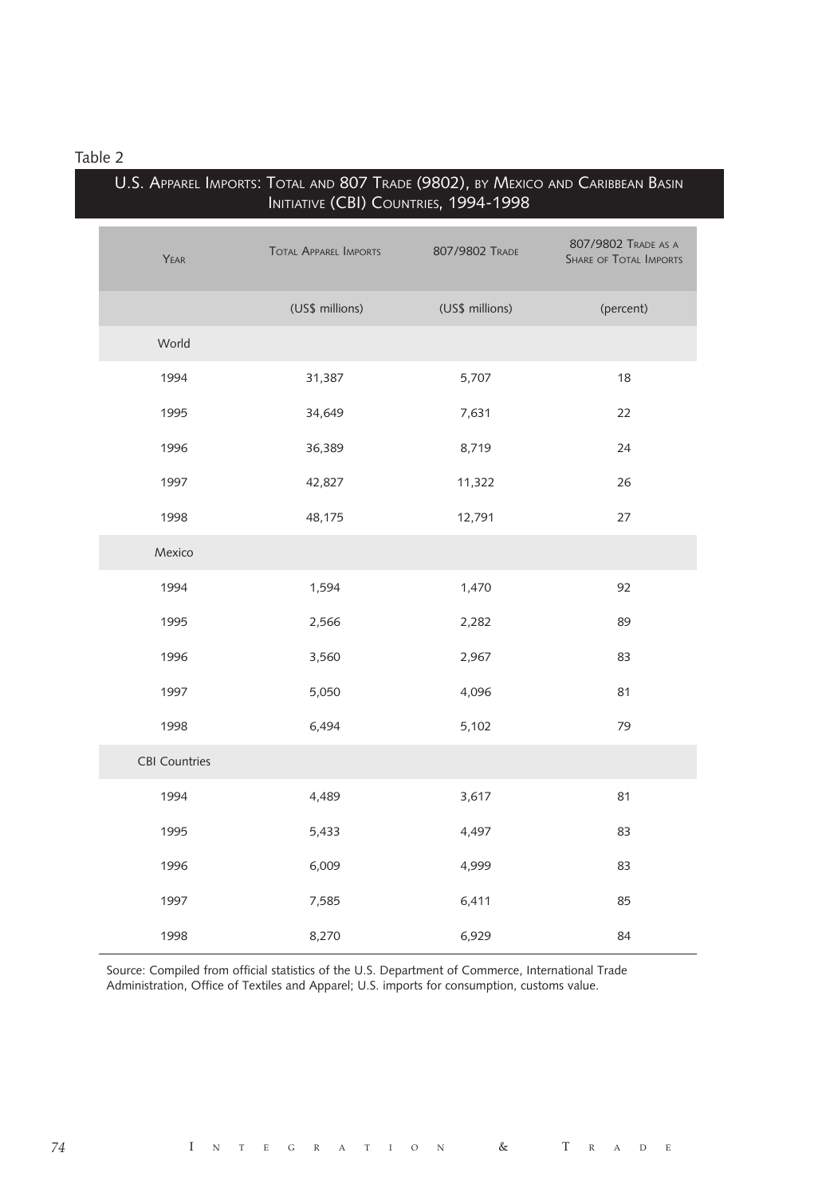Table 2

## U.S. Apparel Imports: Total and 807 Trade (9802), by Mexico and Caribbean Basin Initiative (CBI) Countries, 1994-1998

| Year | Total Apparel Imports | 807/9802 Trade | 807/9802 Trade as a Share of Total Imports |
|---|---|---|---|
| | (US$ millions) | (US$ millions) | (percent) |
| World | | | |
| 1994 | 31,387 | 5,707 | 18 |
| 1995 | 34,649 | 7,631 | 22 |
| 1996 | 36,389 | 8,719 | 24 |
| 1997 | 42,827 | 11,322 | 26 |
| 1998 | 48,175 | 12,791 | 27 |
| Mexico | | | |
| 1994 | 1,594 | 1,470 | 92 |
| 1995 | 2,566 | 2,282 | 89 |
| 1996 | 3,560 | 2,967 | 83 |
| 1997 | 5,050 | 4,096 | 81 |
| 1998 | 6,494 | 5,102 | 79 |
| CBI Countries | | | |
| 1994 | 4,489 | 3,617 | 81 |
| 1995 | 5,433 | 4,497 | 83 |
| 1996 | 6,009 | 4,999 | 83 |
| 1997 | 7,585 | 6,411 | 85 |
| 1998 | 8,270 | 6,929 | 84 |

Source: Compiled from official statistics of the U.S. Department of Commerce, International Trade Administration, Office of Textiles and Apparel; U.S. imports for consumption, customs value.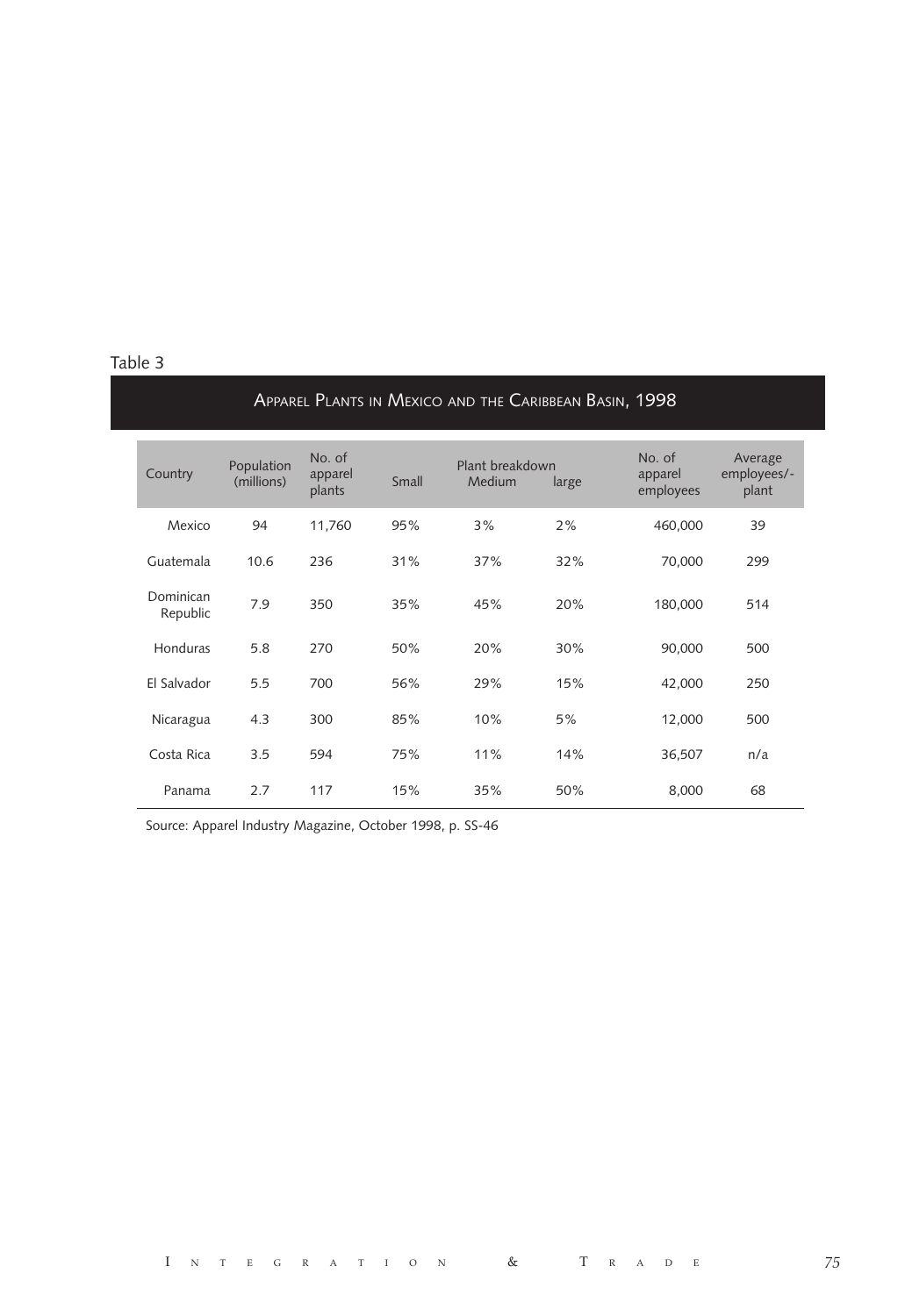Table 3

## Apparel Plants in Mexico and the Caribbean Basin, 1998

| Country | Population (millions) | No. of apparel plants | Plant breakdown | | | No. of apparel employees | Average employees/-plant |
|---|---|---|---|---|---|---|---|
| | | | Small | Medium | large | | |
| Mexico | 94 | 11,760 | 95% | 3% | 2% | 460,000 | 39 |
| Guatemala | 10.6 | 236 | 31% | 37% | 32% | 70,000 | 299 |
| Dominican Republic | 7.9 | 350 | 35% | 45% | 20% | 180,000 | 514 |
| Honduras | 5.8 | 270 | 50% | 20% | 30% | 90,000 | 500 |
| El Salvador | 5.5 | 700 | 56% | 29% | 15% | 42,000 | 250 |
| Nicaragua | 4.3 | 300 | 85% | 10% | 5% | 12,000 | 500 |
| Costa Rica | 3.5 | 594 | 75% | 11% | 14% | 36,507 | n/a |
| Panama | 2.7 | 117 | 15% | 35% | 50% | 8,000 | 68 |

Source: Apparel Industry Magazine, October 1998, p. SS-46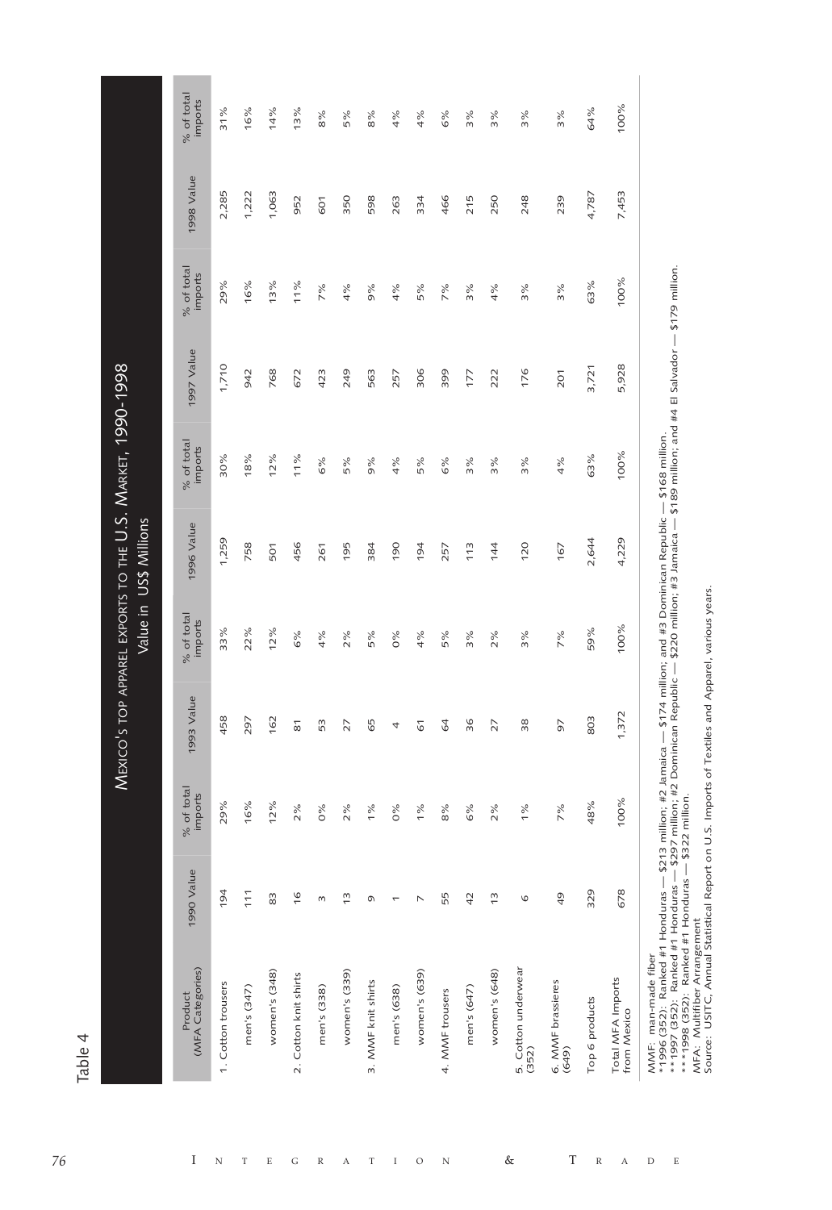Table 4

**MEXICO'S TOP APPAREL EXPORTS TO THE U.S. MARKET, 1990-1998**
Value in US$ Millions

| Product (MFA Categories) | 1990 Value | % of total imports | 1993 Value | % of total imports | 1996 Value | % of total imports | 1997 Value | % of total imports | 1998 Value | % of total imports |
|---|---|---|---|---|---|---|---|---|---|---|
| 1. Cotton trousers | 194 | 29% | 458 | 33% | 1,259 | 30% | 1,710 | 29% | 2,285 | 31% |
| men's (347) | 111 | 16% | 297 | 22% | 758 | 18% | 942 | 16% | 1,222 | 16% |
| women's (348) | 83 | 12% | 162 | 12% | 501 | 12% | 768 | 13% | 1,063 | 14% |
| 2. Cotton knit shirts | 16 | 2% | 81 | 6% | 456 | 11% | 672 | 11% | 952 | 13% |
| men's (338) | 3 | 0% | 53 | 4% | 261 | 6% | 423 | 7% | 601 | 8% |
| women's (339) | 13 | 2% | 27 | 2% | 195 | 5% | 249 | 4% | 350 | 5% |
| 3. MMF knit shirts | 9 | 1% | 65 | 5% | 384 | 9% | 563 | 9% | 598 | 8% |
| men's (638) | 1 | 0% | 4 | 0% | 190 | 4% | 257 | 4% | 263 | 4% |
| women's (639) | 7 | 1% | 61 | 4% | 194 | 5% | 306 | 5% | 334 | 4% |
| 4. MMF trousers | 55 | 8% | 64 | 5% | 257 | 6% | 399 | 7% | 466 | 6% |
| men's (647) | 42 | 6% | 36 | 3% | 113 | 3% | 177 | 3% | 215 | 3% |
| women's (648) | 13 | 2% | 27 | 2% | 144 | 3% | 222 | 4% | 250 | 3% |
| 5. Cotton underwear (352) | 6 | 1% | 38 | 3% | 120 | 3% | 176 | 3% | 248 | 3% |
| 6. MMF brassieres (649) | 49 | 7% | 97 | 7% | 167 | 4% | 201 | 3% | 239 | 3% |
| Top 6 products | 329 | 48% | 803 | 59% | 2,644 | 63% | 3,721 | 63% | 4,787 | 64% |
| Total MFA Imports from Mexico | 678 | 100% | 1,372 | 100% | 4,229 | 100% | 5,928 | 100% | 7,453 | 100% |

MMF: man-made fiber
*1996 (352): Ranked #1 Honduras — $213 million; #2 Jamaica — $174 million; and #3 Dominican Republic — $168 million.
**1997 (352): Ranked #1 Honduras — $297 million; #2 Dominican Republic — $220 million; #3 Jamaica — $189 million; and #4 El Salvador — $179 million.
***1998 (352): Ranked #1 Honduras — $322 million.
MFA: Multifiber Arrangement
Source: USITC, Annual Statistical Report on U.S. Imports of Textiles and Apparel, various years.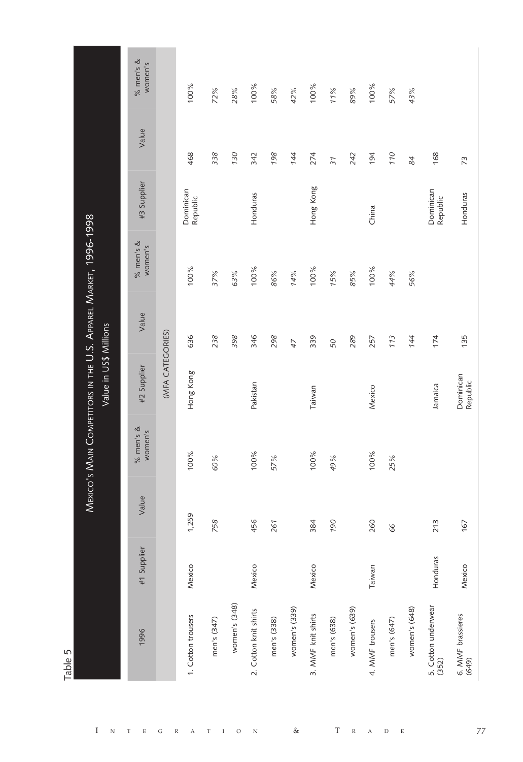Table 5

| MEXICO'S MAIN COMPETITORS IN THE U.S. APPAREL MARKET, 1996-1998 Value in US$ Millions | | | | | | | | | |
|---|---|---|---|---|---|---|---|---|---|
| 1996 | #1 Supplier | Value | % men's & women's | #2 Supplier | Value | % men's & women's | #3 Supplier | Value | % men's & women's |
| (MFA CATEGORIES) | | | | | | | | | |
| 1. Cotton trousers | Mexico | 1,259 | 100% | Hong Kong | 636 | 100% | Dominican Republic | 468 | 100% |
| men's (347) | | 758 | 60% | | 238 | 37% | | 338 | 72% |
| women's (348) | | | | | 398 | 63% | | 130 | 28% |
| 2. Cotton knit shirts | Mexico | 456 | 100% | Pakistan | 346 | 100% | Honduras | 342 | 100% |
| men's (338) | | 261 | 57% | | 298 | 86% | | 198 | 58% |
| women's (339) | | | | | 47 | 14% | | 144 | 42% |
| 3. MMF knit shirts | Mexico | 384 | 100% | Taiwan | 339 | 100% | Hong Kong | 274 | 100% |
| men's (638) | | 190 | 49% | | 50 | 15% | | 31 | 11% |
| women's (639) | | | | | 289 | 85% | | 242 | 89% |
| 4. MMF trousers | Taiwan | 260 | 100% | Mexico | 257 | 100% | China | 194 | 100% |
| men's (647) | | 66 | 25% | | 113 | 44% | | 110 | 57% |
| women's (648) | | | | | 144 | 56% | | 84 | 43% |
| 5. Cotton underwear (352) | Honduras | 213 | | Jamaica | 174 | | Dominican Republic | 168 | |
| 6. MMF brassieres (649) | Mexico | 167 | | Dominican Republic | 135 | | Honduras | 73 | |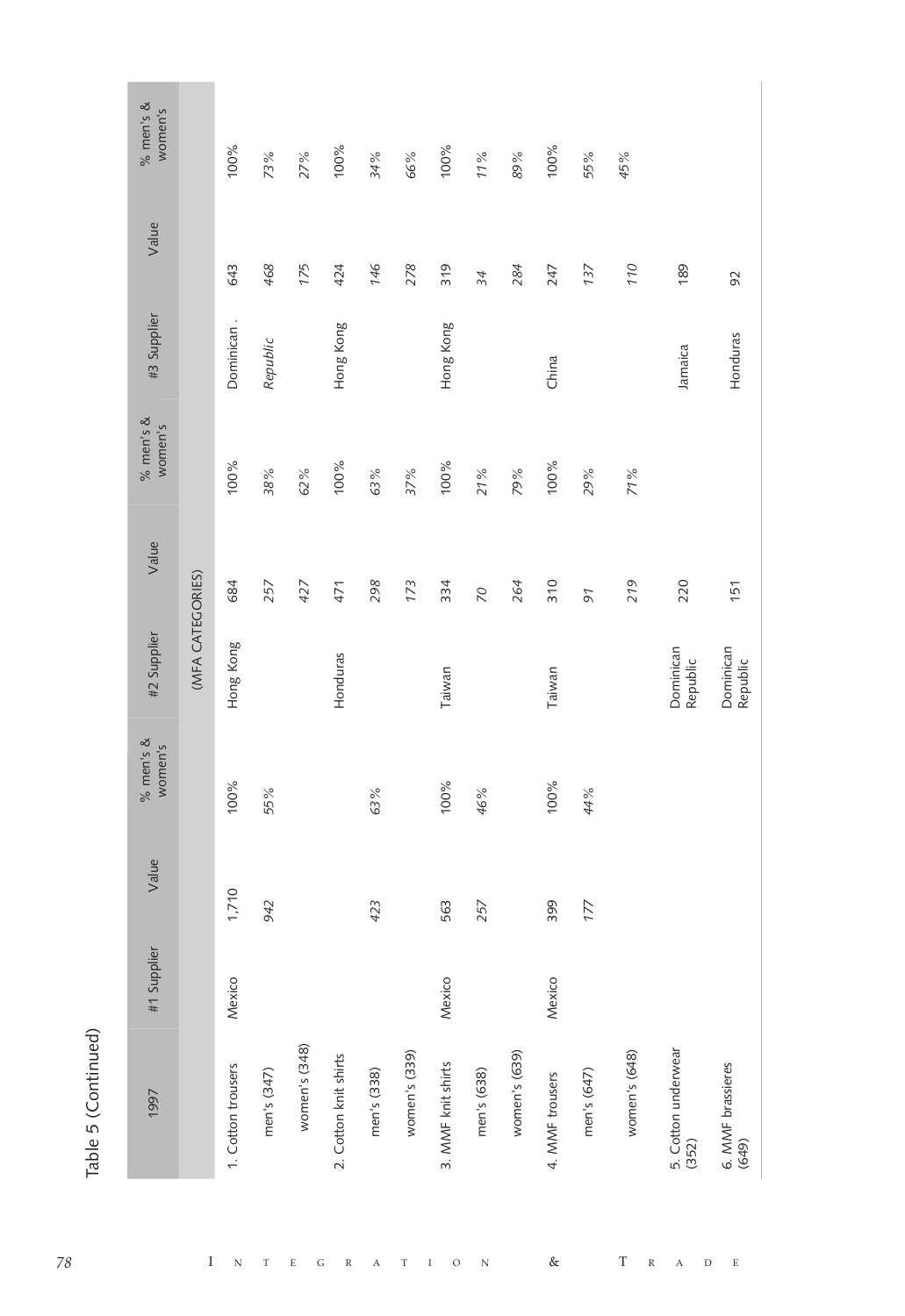Table 5 (Continued)

| 1997 | #1 Supplier | Value | % men's & women's | #2 Supplier | Value | % men's & women's | #3 Supplier | Value | % men's & women's |
|---|---|---|---|---|---|---|---|---|---|
| (MFA CATEGORIES) | | | | | | | | | |
| 1. Cotton trousers | Mexico | 1,710 | 100% | Hong Kong | 684 | 100% | Dominican . | 643 | 100% |
| men's (347) | | *942* | *55%* | | *257* | *38%* | *Republic* | *468* | *73%* |
| women's (348) | | | | | *427* | *62%* | | *175* | *27%* |
| 2. Cotton knit shirts | | | | Honduras | 471 | 100% | Hong Kong | 424 | 100% |
| men's (338) | | *423* | *63%* | | *298* | *63%* | | *146* | *34%* |
| women's (339) | | | | | *173* | *37%* | | *278* | *66%* |
| 3. MMF knit shirts | Mexico | 563 | 100% | Taiwan | 334 | 100% | Hong Kong | 319 | 100% |
| men's (638) | | *257* | *46%* | | *70* | *21%* | | *34* | *11%* |
| women's (639) | | | | | *264* | *79%* | | *284* | *89%* |
| 4. MMF trousers | Mexico | 399 | 100% | Taiwan | 310 | 100% | China | 247 | 100% |
| men's (647) | | *177* | *44%* | | *91* | *29%* | | *137* | *55%* |
| women's (648) | | | | | *219* | *71%* | | *110* | *45%* |
| 5. Cotton underwear (352) | | | | Dominican Republic | 220 | | Jamaica | 189 | |
| 6. MMF brassieres (649) | | | | Dominican Republic | 151 | | Honduras | 92 | |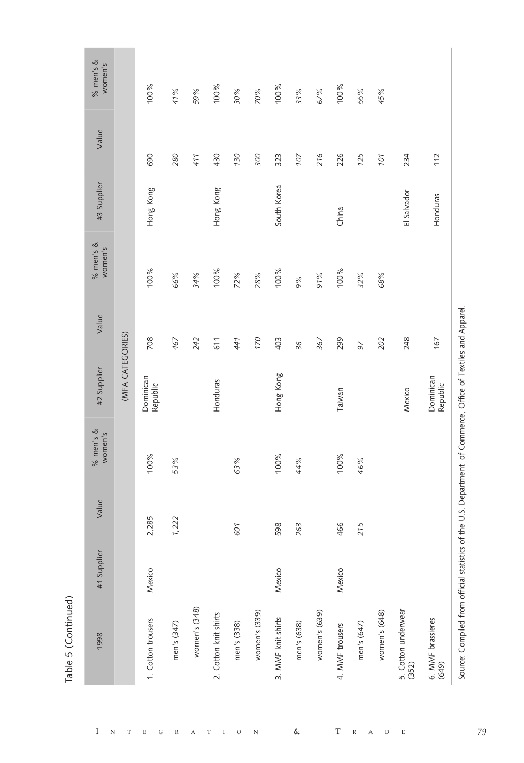Table 5 (Continued)

| 1998 | #1 Supplier | Value | % men's & women's | #2 Supplier | Value | % men's & women's | #3 Supplier | Value | % men's & women's |
|---|---|---|---|---|---|---|---|---|---|
| (MFA CATEGORIES) | | | | | | | | | |
| 1. Cotton trousers | Mexico | 2,285 | 100% | Dominican Republic | 708 | 100% | Hong Kong | 690 | 100% |
| men's (347) | | *1,222* | *53%* | | *467* | *66%* | | *280* | *41%* |
| women's (348) | | | | | *242* | *34%* | | *411* | *59%* |
| 2. Cotton knit shirts | | | | Honduras | 611 | 100% | Hong Kong | 430 | 100% |
| men's (338) | | *601* | *63%* | | *441* | *72%* | | *130* | *30%* |
| women's (339) | | | | | *170* | *28%* | | *300* | *70%* |
| 3. MMF knit shirts | Mexico | 598 | 100% | Hong Kong | 403 | 100% | South Korea | 323 | 100% |
| men's (638) | | *263* | *44%* | | *36* | *9%* | | *107* | *33%* |
| women's (639) | | | | | *367* | *91%* | | *216* | *67%* |
| 4. MMF trousers | Mexico | 466 | 100% | Taiwan | 299 | 100% | China | 226 | 100% |
| men's (647) | | *215* | *46%* | | *97* | *32%* | | *125* | *55%* |
| women's (648) | | | | | *202* | *68%* | | *101* | *45%* |
| 5. Cotton underwear (352) | | | | Mexico | 248 | | El Salvador | 234 | |
| 6. MMF brassieres (649) | | | | Dominican Republic | 167 | | Honduras | 112 | |

Source: Compiled from official statistics of the U.S. Department of Commerce, Office of Textiles and Apparel.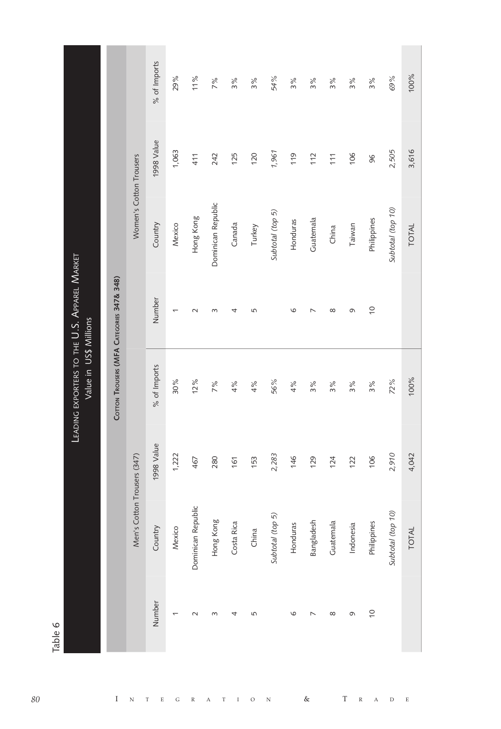Table 6

**Leading Exporters to the U.S. Apparel Market**
Value in US$ Millions

| Cotton Trousers (MFA Categories 347& 348) | | | | | | | |
|---|---|---|---|---|---|---|---|
| Men's Cotton Trousers (347) | | | | Women's Cotton Trousers | | | |
| Number | Country | 1998 Value | % of Imports | Number | Country | 1998 Value | % of Imports |
| 1 | Mexico | 1,222 | 30% | 1 | Mexico | 1,063 | 29% |
| 2 | Dominican Republic | 467 | 12% | 2 | Hong Kong | 411 | 11% |
| 3 | Hong Kong | 280 | 7% | 3 | Dominican Republic | 242 | 7% |
| 4 | Costa Rica | 161 | 4% | 4 | Canada | 125 | 3% |
| 5 | China | 153 | 4% | 5 | Turkey | 120 | 3% |
| | *Subtotal (top 5)* | *2,283* | *56%* | | *Subtotal (top 5)* | *1,961* | *54%* |
| 6 | Honduras | 146 | 4% | 6 | Honduras | 119 | 3% |
| 7 | Bangladesh | 129 | 3% | 7 | Guatemala | 112 | 3% |
| 8 | Guatemala | 124 | 3% | 8 | China | 111 | 3% |
| 9 | Indonesia | 122 | 3% | 9 | Taiwan | 106 | 3% |
| 10 | Philippines | 106 | 3% | 10 | Philippines | 96 | 3% |
| | *Subtotal (top 10)* | *2,910* | *72%* | | *Subtotal (top 10)* | *2,505* | *69%* |
| | TOTAL | 4,042 | 100% | | TOTAL | 3,616 | 100% |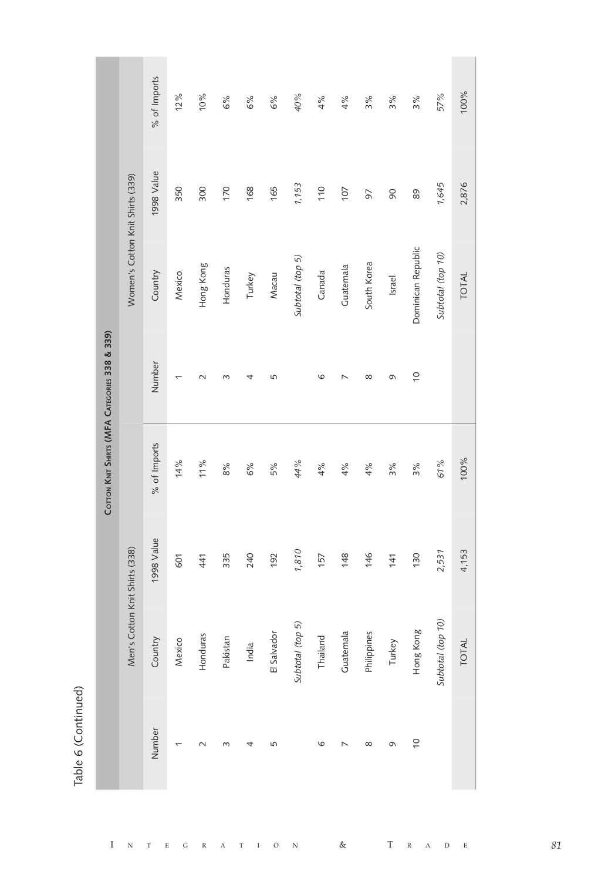Table 6 (Continued)

| Cotton Knit Shirts (MFA Categories 338 & 339) | | | | | | | |
|---|---|---|---|---|---|---|---|
| | Men's Cotton Knit Shirts (338) | | | | Women's Cotton Knit Shirts (339) | | |
| Number | Country | 1998 Value | % of Imports | Number | Country | 1998 Value | % of Imports |
| 1 | Mexico | 601 | 14% | 1 | Mexico | 350 | 12% |
| 2 | Honduras | 441 | 11% | 2 | Hong Kong | 300 | 10% |
| 3 | Pakistan | 335 | 8% | 3 | Honduras | 170 | 6% |
| 4 | India | 240 | 6% | 4 | Turkey | 168 | 6% |
| 5 | El Salvador | 192 | 5% | 5 | Macau | 165 | 6% |
| | *Subtotal (top 5)* | *1,810* | *44%* | | *Subtotal (top 5)* | *1,153* | *40%* |
| 6 | Thailand | 157 | 4% | 6 | Canada | 110 | 4% |
| 7 | Guatemala | 148 | 4% | 7 | Guatemala | 107 | 4% |
| 8 | Philippines | 146 | 4% | 8 | South Korea | 97 | 3% |
| 9 | Turkey | 141 | 3% | 9 | Israel | 90 | 3% |
| 10 | Hong Kong | 130 | 3% | 10 | Dominican Republic | 89 | 3% |
| | *Subtotal (top 10)* | *2,531* | *61%* | | *Subtotal (top 10)* | *1,645* | *57%* |
| | TOTAL | 4,153 | 100% | | TOTAL | 2,876 | 100% |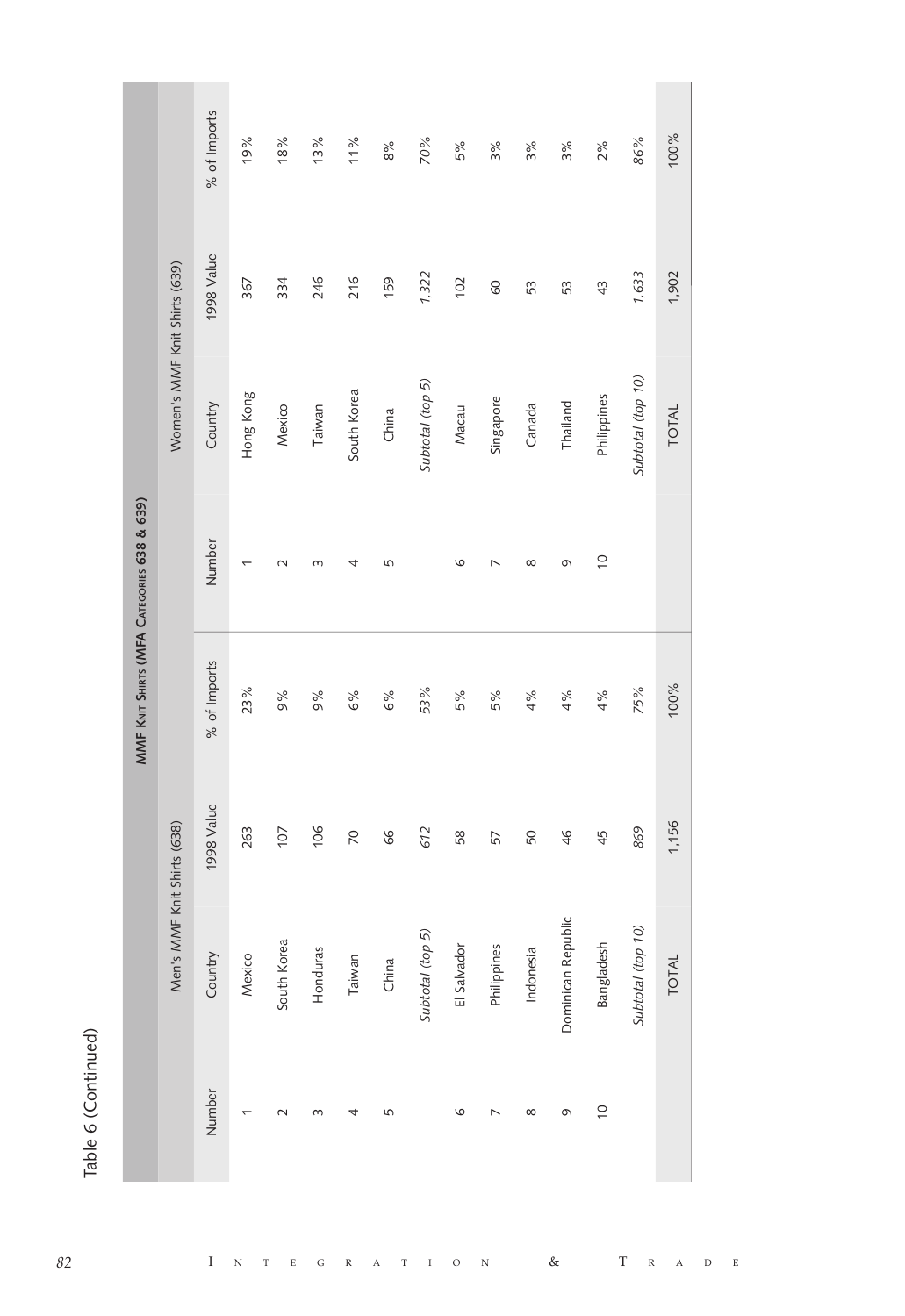Table 6 (Continued)

| MMF Knit Shirts (MFA Categories 638 & 639) | | | | | | | |
|---|---|---|---|---|---|---|---|
| | Men's MMF Knit Shirts (638) | | | | Women's MMF Knit Shirts (639) | | |
| Number | Country | 1998 Value | % of Imports | Number | Country | 1998 Value | % of Imports |
| 1 | Mexico | 263 | 23% | 1 | Hong Kong | 367 | 19% |
| 2 | South Korea | 107 | 9% | 2 | Mexico | 334 | 18% |
| 3 | Honduras | 106 | 9% | 3 | Taiwan | 246 | 13% |
| 4 | Taiwan | 70 | 6% | 4 | South Korea | 216 | 11% |
| 5 | China | 66 | 6% | 5 | China | 159 | 8% |
| | *Subtotal (top 5)* | *612* | *53%* | | *Subtotal (top 5)* | *1,322* | *70%* |
| 6 | El Salvador | 58 | 5% | 6 | Macau | 102 | 5% |
| 7 | Philippines | 57 | 5% | 7 | Singapore | 60 | 3% |
| 8 | Indonesia | 50 | 4% | 8 | Canada | 53 | 3% |
| 9 | Dominican Republic | 46 | 4% | 9 | Thailand | 53 | 3% |
| 10 | Bangladesh | 45 | 4% | 10 | Philippines | 43 | 2% |
| | *Subtotal (top 10)* | *869* | *75%* | | *Subtotal (top 10)* | *1,633* | *86%* |
| | TOTAL | 1,156 | 100% | | TOTAL | 1,902 | 100% |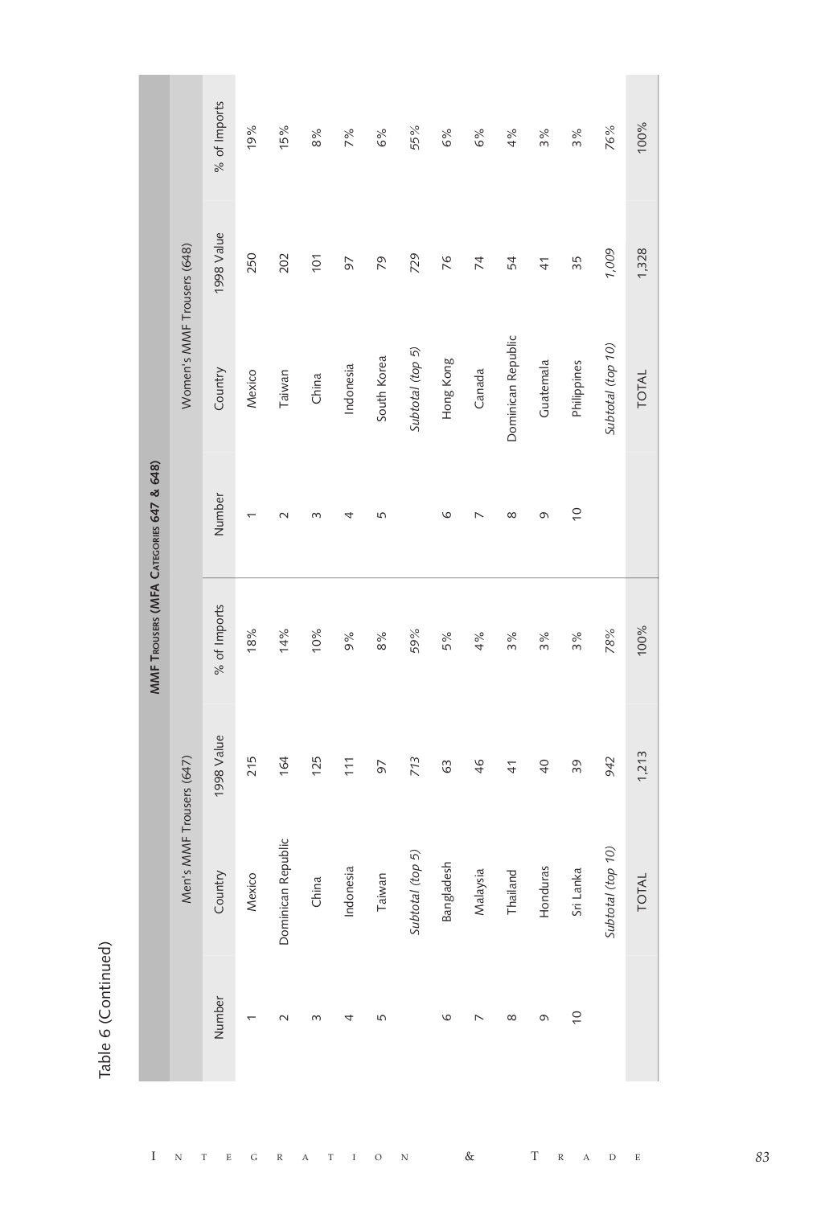Table 6 (Continued)

| MMF TROUSERS (MFA CATEGORIES 647 & 648) | | | | | | | |
|---|---|---|---|---|---|---|---|
| | Men's MMF Trousers (647) | | | | Women's MMF Trousers (648) | | |
| Number | Country | 1998 Value | % of Imports | Number | Country | 1998 Value | % of Imports |
| 1 | Mexico | 215 | 18% | 1 | Mexico | 250 | 19% |
| 2 | Dominican Republic | 164 | 14% | 2 | Taiwan | 202 | 15% |
| 3 | China | 125 | 10% | 3 | China | 101 | 8% |
| 4 | Indonesia | 111 | 9% | 4 | Indonesia | 97 | 7% |
| 5 | Taiwan | 97 | 8% | 5 | South Korea | 79 | 6% |
| | *Subtotal (top 5)* | *713* | *59%* | | *Subtotal (top 5)* | *729* | *55%* |
| 6 | Bangladesh | 63 | 5% | 6 | Hong Kong | 76 | 6% |
| 7 | Malaysia | 46 | 4% | 7 | Canada | 74 | 6% |
| 8 | Thailand | 41 | 3% | 8 | Dominican Republic | 54 | 4% |
| 9 | Honduras | 40 | 3% | 9 | Guatemala | 41 | 3% |
| 10 | Sri Lanka | 39 | 3% | 10 | Philippines | 35 | 3% |
| | *Subtotal (top 10)* | *942* | *78%* | | *Subtotal (top 10)* | *1,009* | *76%* |
| | TOTAL | 1,213 | 100% | | TOTAL | 1,328 | 100% |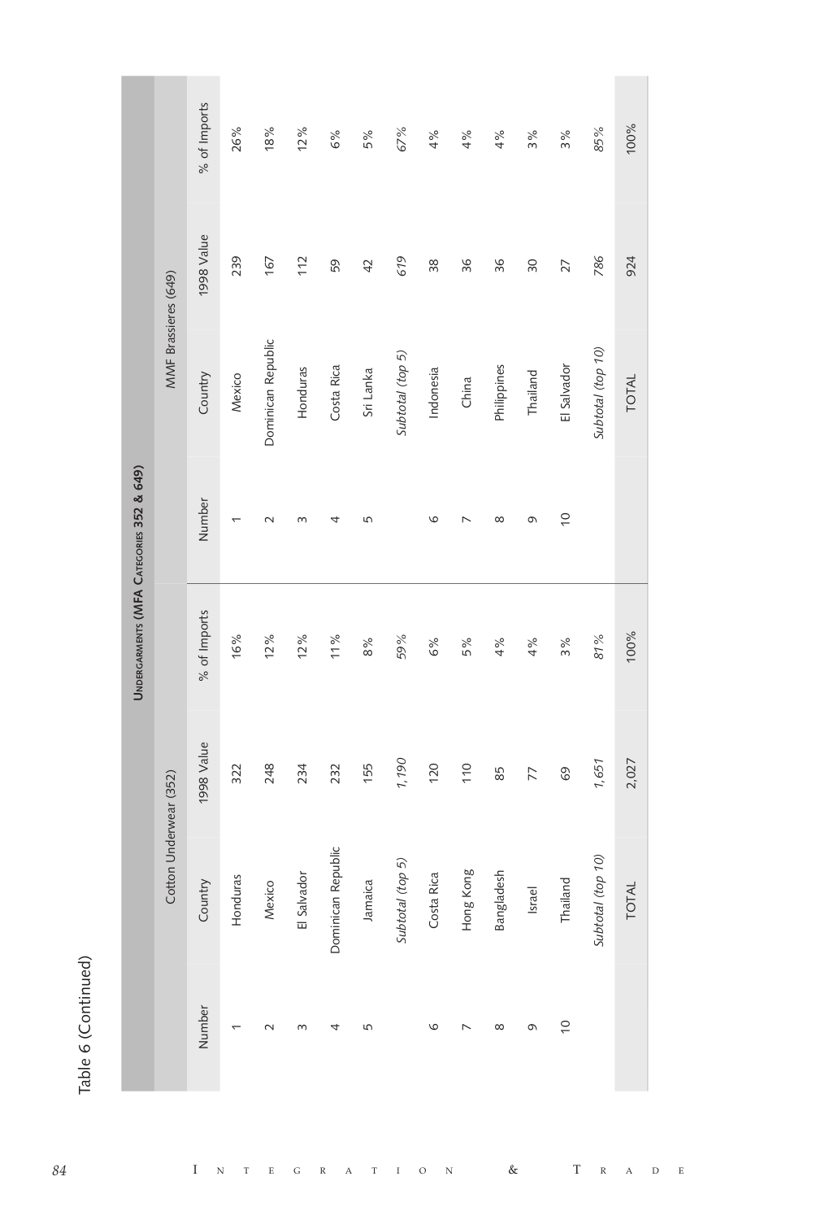Table 6 (Continued)

| Undergarments (MFA Categories 352 & 649) | | | | | | | | |
|---|---|---|---|---|---|---|---|---|
| Cotton Underwear (352) | | | | | MMF Brassieres (649) | | | |
| Number | Country | 1998 Value | % of Imports | | Number | Country | 1998 Value | % of Imports |
| 1 | Honduras | 322 | 16% | | 1 | Mexico | 239 | 26% |
| 2 | Mexico | 248 | 12% | | 2 | Dominican Republic | 167 | 18% |
| 3 | El Salvador | 234 | 12% | | 3 | Honduras | 112 | 12% |
| 4 | Dominican Republic | 232 | 11% | | 4 | Costa Rica | 59 | 6% |
| 5 | Jamaica | 155 | 8% | | 5 | Sri Lanka | 42 | 5% |
| | *Subtotal (top 5)* | *1,190* | *59%* | | | *Subtotal (top 5)* | *619* | *67%* |
| 6 | Costa Rica | 120 | 6% | | 6 | Indonesia | 38 | 4% |
| 7 | Hong Kong | 110 | 5% | | 7 | China | 36 | 4% |
| 8 | Bangladesh | 85 | 4% | | 8 | Philippines | 36 | 4% |
| 9 | Israel | 77 | 4% | | 9 | Thailand | 30 | 3% |
| 10 | Thailand | 69 | 3% | | 10 | El Salvador | 27 | 3% |
| | *Subtotal (top 10)* | *1,651* | *81%* | | | *Subtotal (top 10)* | *786* | *85%* |
| | TOTAL | 2,027 | 100% | | | TOTAL | 924 | 100% |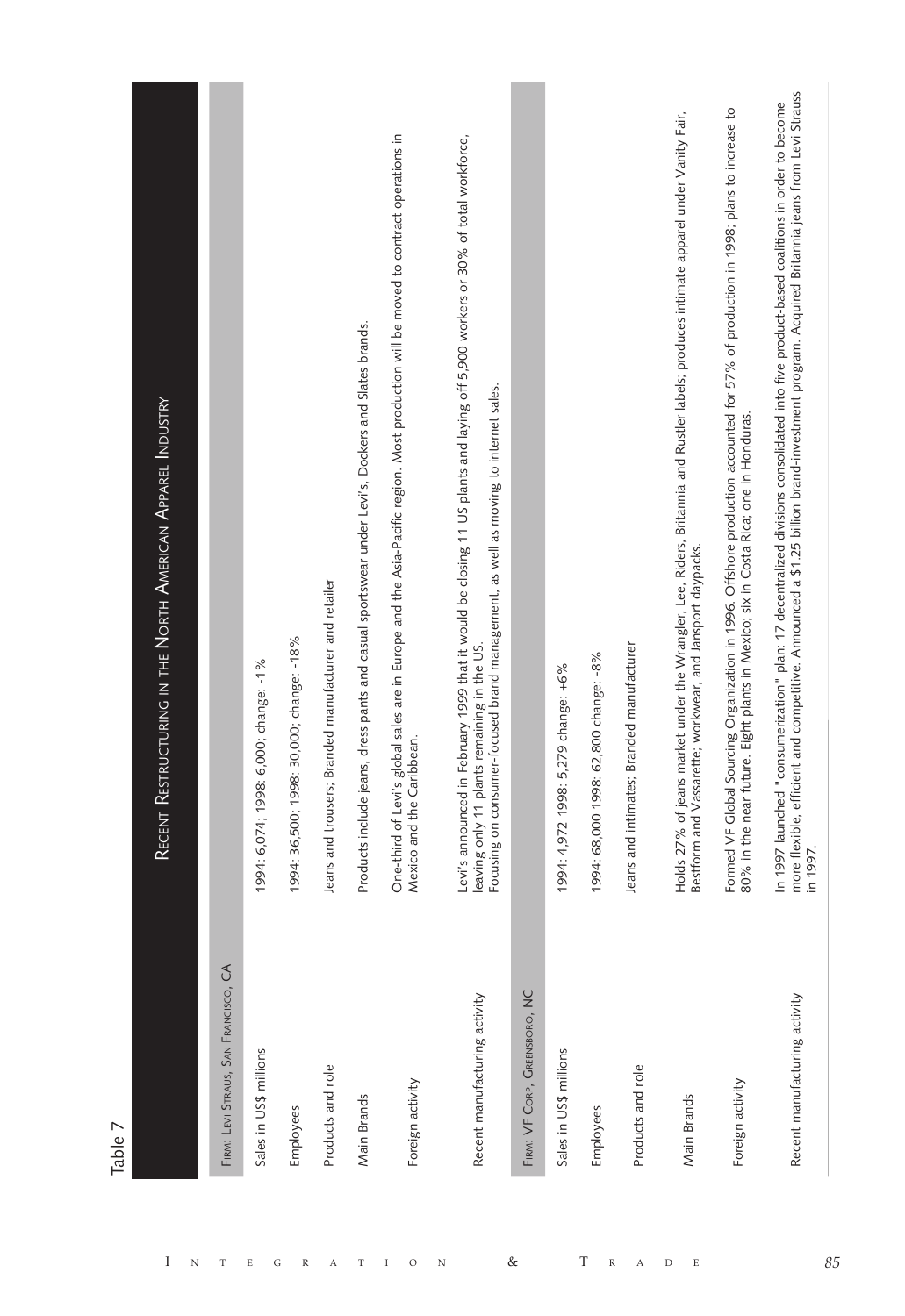Table 7

| Recent Restructuring in the North American Apparel Industry | |
|---|---|
| **Firm: Levi Straus, San Francisco, CA** | |
| Sales in US$ millions | 1994: 6,074; 1998: 6,000; change: -1% |
| Employees | 1994: 36,500; 1998: 30,000; change: -18% |
| Products and role | Jeans and trousers; Branded manufacturer and retailer |
| Main Brands | Products include jeans, dress pants and casual sportswear under Levi's, Dockers and Slates brands. |
| Foreign activity | One-third of Levi's global sales are in Europe and the Asia-Pacific region. Most production will be moved to contract operations in Mexico and the Caribbean. |
| Recent manufacturing activity | Levi's announced in February 1999 that it would be closing 11 US plants and laying off 5,900 workers or 30% of total workforce, leaving only 11 plants remaining in the US. Focusing on consumer-focused brand management, as well as moving to internet sales. |
| **Firm: VF Corp, Greensboro, NC** | |
| Sales in US$ millions | 1994: 4,972 1998: 5,279 change: +6% |
| Employees | 1994: 68,000 1998: 62,800 change: -8% |
| Products and role | Jeans and intimates; Branded manufacturer |
| Main Brands | Holds 27% of jeans market under the Wrangler, Lee, Riders, Britannia and Rustler labels; produces intimate apparel under Vanity Fair, Bestform and Vassarette; workwear, and Jansport daypacks. |
| Foreign activity | Formed VF Global Sourcing Organization in 1996. Offshore production accounted for 57% of production in 1998; plans to increase to 80% in the near future. Eight plants in Mexico; six in Costa Rica; one in Honduras. |
| Recent manufacturing activity | In 1997 launched "consumerization" plan: 17 decentralized divisions consolidated into five product-based coalitions in order to become more flexible, efficient and competitive. Announced a $1.25 billion brand-investment program. Acquired Britannia jeans from Levi Strauss in 1997. |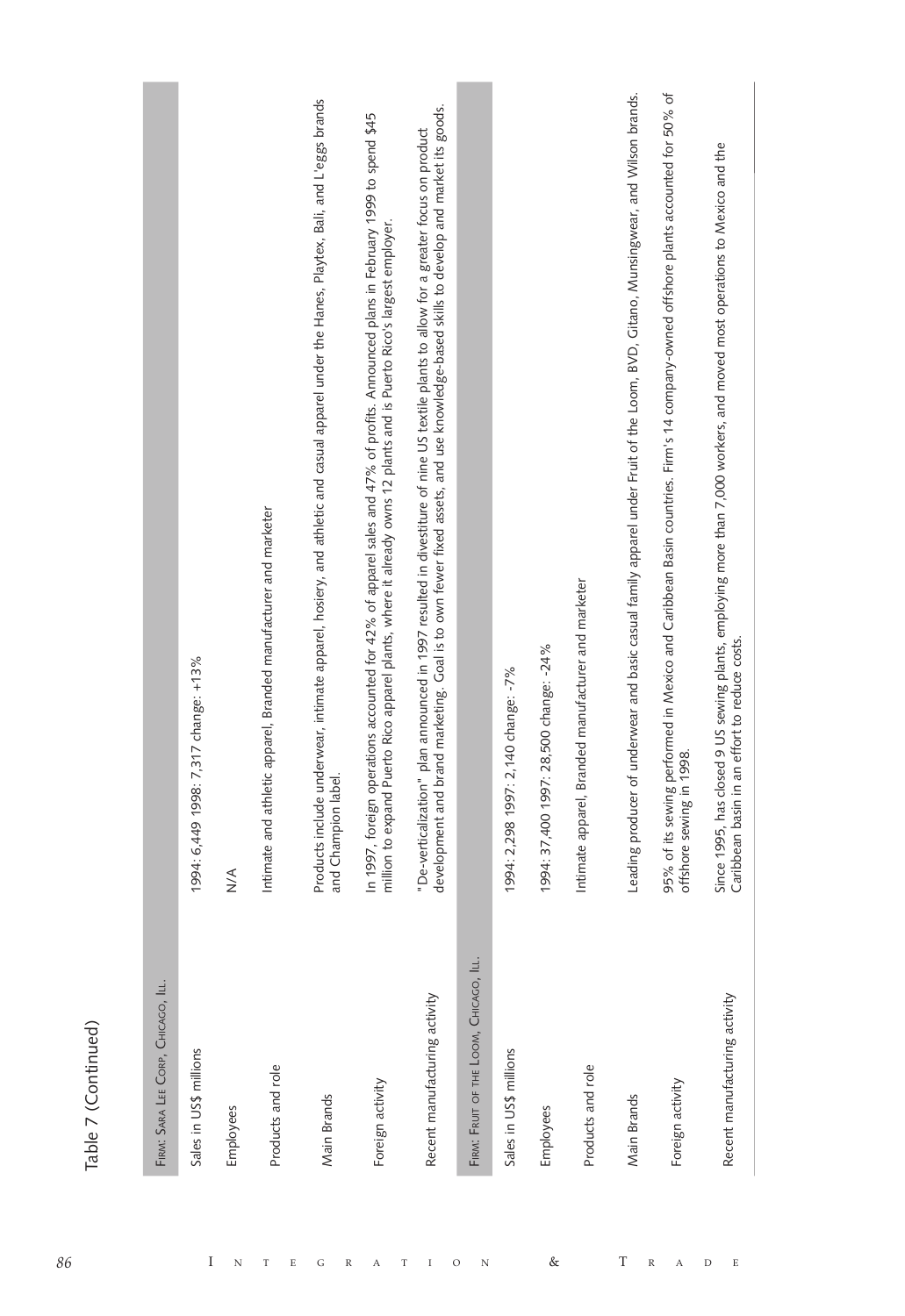Table 7 (Continued)

| Firm: Sara Lee Corp, Chicago, Ill. | |
|---|---|
| Sales in US$ millions | 1994: 6,449 1998: 7,317 change: +13% |
| Employees | N/A |
| Products and role | Intimate and athletic apparel, Branded manufacturer and marketer |
| Main Brands | Products include underwear, intimate apparel, hosiery, and athletic and casual apparel under the Hanes, Playtex, Bali, and L'eggs brands and Champion label. |
| Foreign activity | In 1997, foreign operations accounted for 42% of apparel sales and 47% of profits. Announced plans in February 1999 to spend $45 million to expand Puerto Rico apparel plants, where it already owns 12 plants and is Puerto Rico's largest employer. |
| Recent manufacturing activity | "De-verticalization" plan announced in 1997 resulted in divestiture of nine US textile plants to allow for a greater focus on product development and brand marketing. Goal is to own fewer fixed assets, and use knowledge-based skills to develop and market its goods. |
| **Firm: Fruit of the Loom, Chicago, Ill.** | |
| Sales in US$ millions | 1994: 2,298 1997: 2,140 change: -7% |
| Employees | 1994: 37,400 1997: 28,500 change: -24% |
| Products and role | Intimate apparel, Branded manufacturer and marketer |
| Main Brands | Leading producer of underwear and basic casual family apparel under Fruit of the Loom, BVD, Gitano, Munsingwear, and Wilson brands. |
| Foreign activity | 95% of its sewing performed in Mexico and Caribbean Basin countries. Firm's 14 company-owned offshore plants accounted for 50% of offshore sewing in 1998. |
| Recent manufacturing activity | Since 1995, has closed 9 US sewing plants, employing more than 7,000 workers, and moved most operations to Mexico and the Caribbean basin in an effort to reduce costs. |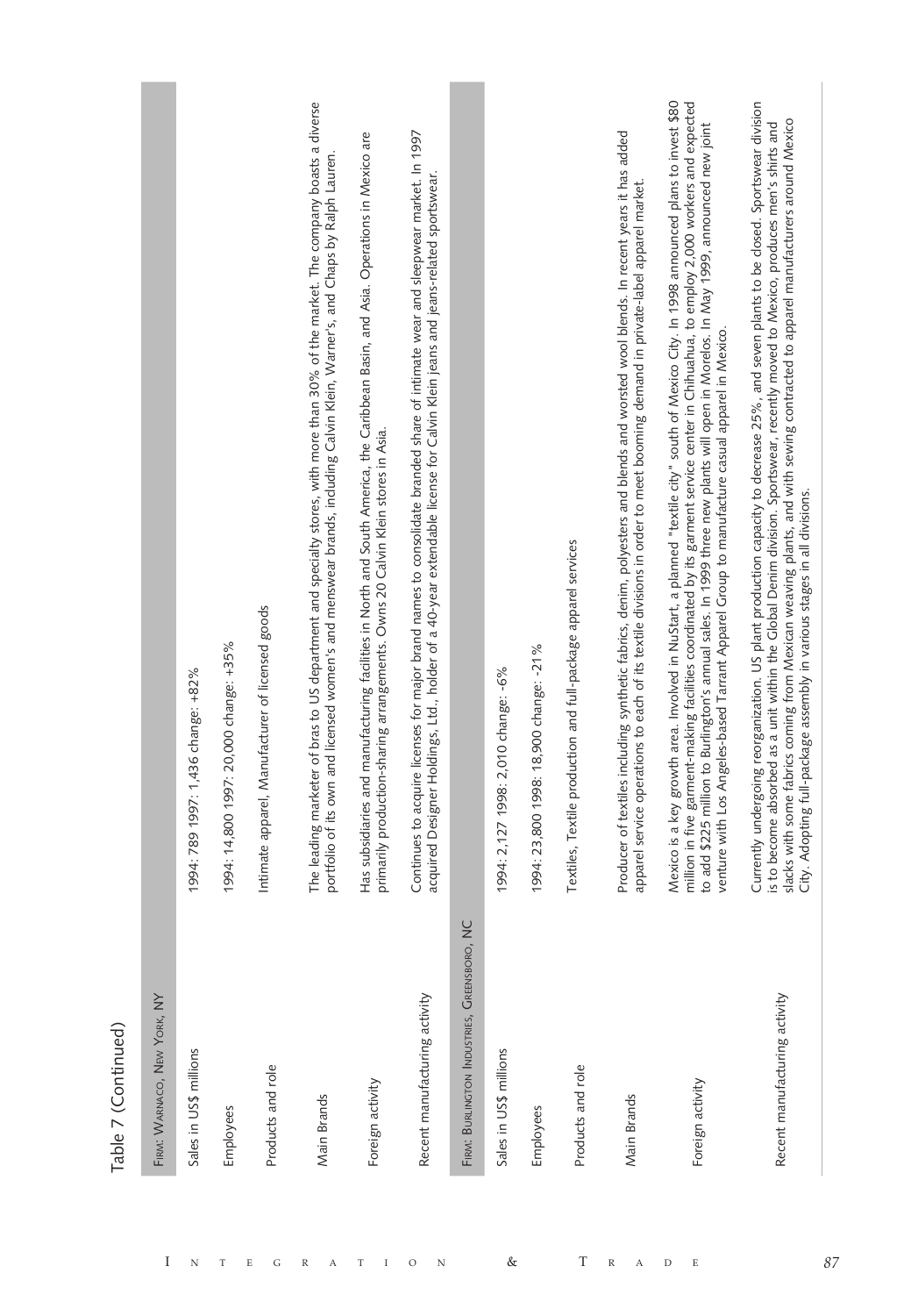Table 7 (Continued)

| Firm: Warnaco, New York, NY | |
|---|---|
| Sales in US$ millions | 1994: 789 1997: 1,436 change: +82% |
| Employees | 1994: 14,800 1997: 20,000 change: +35% |
| Products and role | Intimate apparel, Manufacturer of licensed goods |
| Main Brands | The leading marketer of bras to US department and specialty stores, with more than 30% of the market. The company boasts a diverse portfolio of its own and licensed women's and menswear brands, including Calvin Klein, Warner's, and Chaps by Ralph Lauren. |
| Foreign activity | Has subsidiaries and manufacturing facilities in North and South America, the Caribbean Basin, and Asia. Operations in Mexico are primarily production-sharing arrangements. Owns 20 Calvin Klein stores in Asia. |
| Recent manufacturing activity | Continues to acquire licenses for major brand names to consolidate branded share of intimate wear and sleepwear market. In 1997 acquired Designer Holdings, Ltd., holder of a 40-year extendable license for Calvin Klein jeans and jeans-related sportswear. |
| **Firm: Burlington Industries, Greensboro, NC** | |
| Sales in US$ millions | 1994: 2,127 1998: 2,010 change: -6% |
| Employees | 1994: 23,800 1998: 18,900 change: -21% |
| Products and role | Textiles, Textile production and full-package apparel services |
| Main Brands | Producer of textiles including synthetic fabrics, denim, polyesters and blends and worsted wool blends. In recent years it has added apparel service operations to each of its textile divisions in order to meet booming demand in private-label apparel market. |
| Foreign activity | Mexico is a key growth area. Involved in NuStart, a planned "textile city" south of Mexico City. In 1998 announced plans to invest $80 million in five garment-making facilities coordinated by its garment service center in Chihuahua, to employ 2,000 workers and expected to add $225 million to Burlington's annual sales. In 1999 three new plants will open in Morelos. In May 1999, announced new joint venture with Los Angeles-based Tarrant Apparel Group to manufacture casual apparel in Mexico. |
| Recent manufacturing activity | Currently undergoing reorganization. US plant production capacity to decrease 25%, and seven plants to be closed. Sportswear division is to become absorbed as a unit within the Global Denim division. Sportswear, recently moved to Mexico, produces men's shirts and slacks with some fabrics coming from Mexican weaving plants, and with sewing contracted to apparel manufacturers around Mexico City. Adopting full-package assembly in various stages in all divisions. |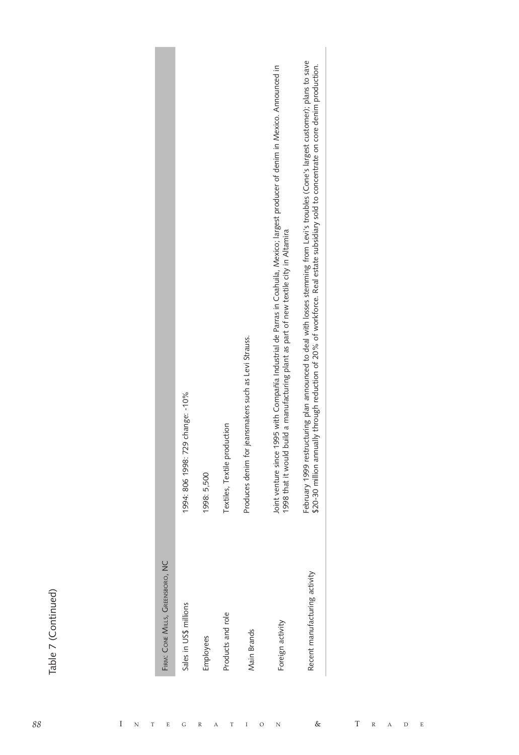Table 7 (Continued)

| Firm: Cone Mills, Greensboro, NC | |
|---|---|
| Sales in US$ millions | 1994: 806 1998: 729 change: -10% |
| Employees | 1998: 5,500 |
| Products and role | Textiles, Textile production |
| Main Brands | Produces denim for jeansmakers such as Levi Strauss. |
| Foreign activity | Joint venture since 1995 with Compañía Industrial de Parras in Coahuila, Mexico; largest producer of denim in Mexico. Announced in 1998 that it would build a manufacturing plant as part of new textile city in Altamira |
| Recent manufacturing activity | February 1999 restructuring plan announced to deal with losses stemming from Levi's troubles (Cone's largest customer); plans to save $20-30 million annually through reduction of 20% of workforce. Real estate subsidiary sold to concentrate on core denim production. |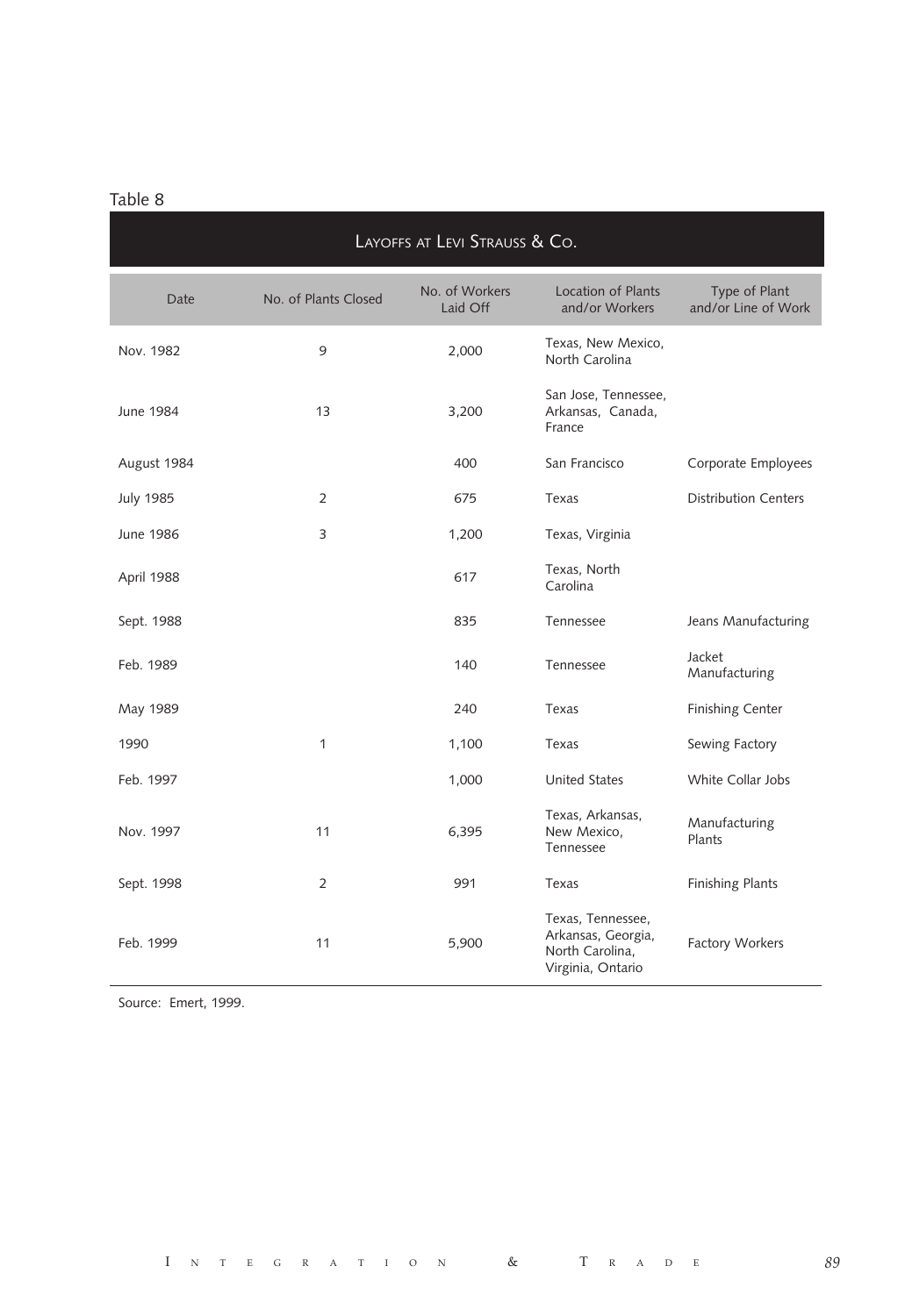Table 8

| LAYOFFS AT LEVI STRAUSS & CO. | | | | |
|---|---|---|---|---|
| Date | No. of Plants Closed | No. of Workers Laid Off | Location of Plants and/or Workers | Type of Plant and/or Line of Work |
| Nov. 1982 | 9 | 2,000 | Texas, New Mexico, North Carolina | |
| June 1984 | 13 | 3,200 | San Jose, Tennessee, Arkansas, Canada, France | |
| August 1984 | | 400 | San Francisco | Corporate Employees |
| July 1985 | 2 | 675 | Texas | Distribution Centers |
| June 1986 | 3 | 1,200 | Texas, Virginia | |
| April 1988 | | 617 | Texas, North Carolina | |
| Sept. 1988 | | 835 | Tennessee | Jeans Manufacturing |
| Feb. 1989 | | 140 | Tennessee | Jacket Manufacturing |
| May 1989 | | 240 | Texas | Finishing Center |
| 1990 | 1 | 1,100 | Texas | Sewing Factory |
| Feb. 1997 | | 1,000 | United States | White Collar Jobs |
| Nov. 1997 | 11 | 6,395 | Texas, Arkansas, New Mexico, Tennessee | Manufacturing Plants |
| Sept. 1998 | 2 | 991 | Texas | Finishing Plants |
| Feb. 1999 | 11 | 5,900 | Texas, Tennessee, Arkansas, Georgia, North Carolina, Virginia, Ontario | Factory Workers |

Source: Emert, 1999.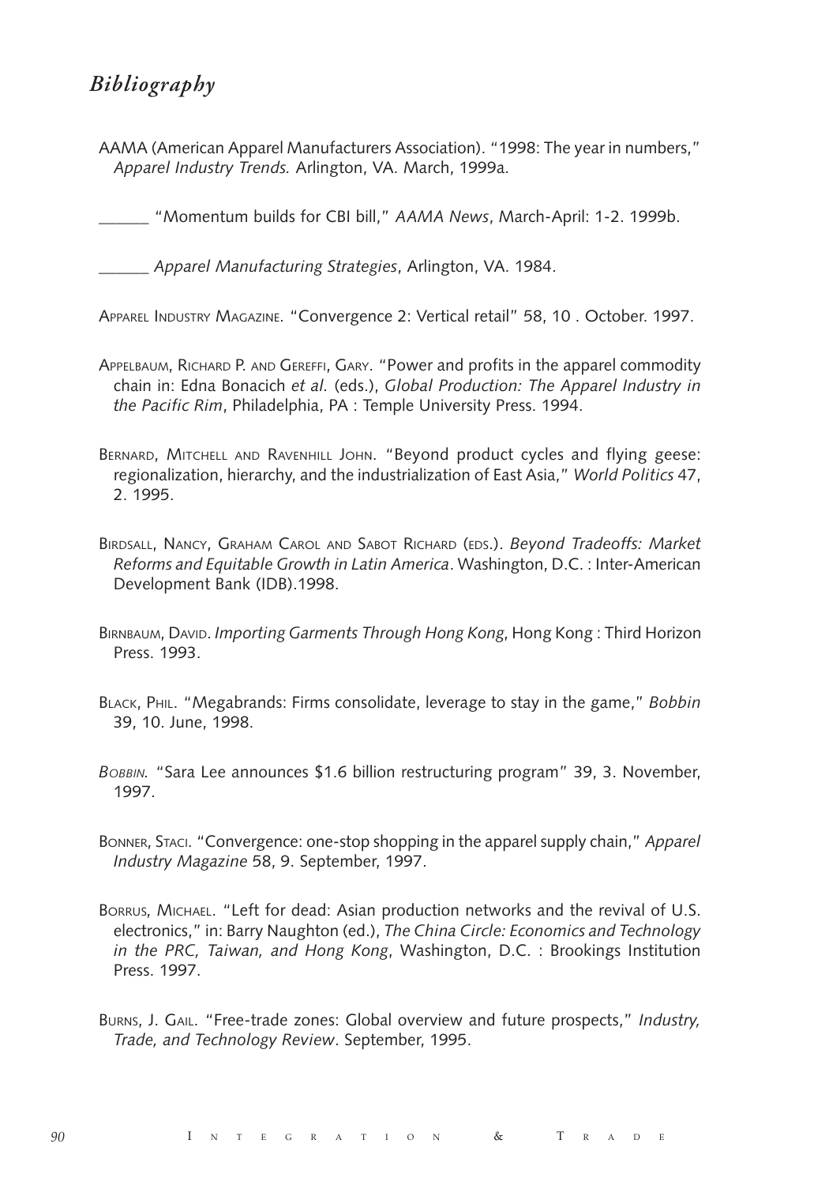## *Bibliography*

AAMA (American Apparel Manufacturers Association). "1998: The year in numbers," *Apparel Industry Trends.* Arlington, VA. March, 1999a.

______ "Momentum builds for CBI bill," *AAMA News*, March-April: 1-2. 1999b.

______ *Apparel Manufacturing Strategies*, Arlington, VA. 1984.

Apparel Industry Magazine. "Convergence 2: Vertical retail" 58, 10 . October. 1997.

Appelbaum, Richard P. and Gereffi, Gary. "Power and profits in the apparel commodity chain in: Edna Bonacich *et al*. (eds.), *Global Production: The Apparel Industry in the Pacific Rim*, Philadelphia, PA : Temple University Press. 1994.

Bernard, Mitchell and Ravenhill John. "Beyond product cycles and flying geese: regionalization, hierarchy, and the industrialization of East Asia," *World Politics* 47, 2. 1995.

Birdsall, Nancy, Graham Carol and Sabot Richard (eds.). *Beyond Tradeoffs: Market Reforms and Equitable Growth in Latin America*. Washington, D.C. : Inter-American Development Bank (IDB).1998.

Birnbaum, David. *Importing Garments Through Hong Kong*, Hong Kong : Third Horizon Press. 1993.

Black, Phil. "Megabrands: Firms consolidate, leverage to stay in the game," *Bobbin* 39, 10. June, 1998.

*Bobbin.* "Sara Lee announces $1.6 billion restructuring program" 39, 3. November, 1997.

Bonner, Staci. "Convergence: one-stop shopping in the apparel supply chain," *Apparel Industry Magazine* 58, 9. September, 1997.

Borrus, Michael. "Left for dead: Asian production networks and the revival of U.S. electronics," in: Barry Naughton (ed.), *The China Circle: Economics and Technology in the PRC, Taiwan, and Hong Kong*, Washington, D.C. : Brookings Institution Press. 1997.

Burns, J. Gail. "Free-trade zones: Global overview and future prospects," *Industry, Trade, and Technology Review*. September, 1995.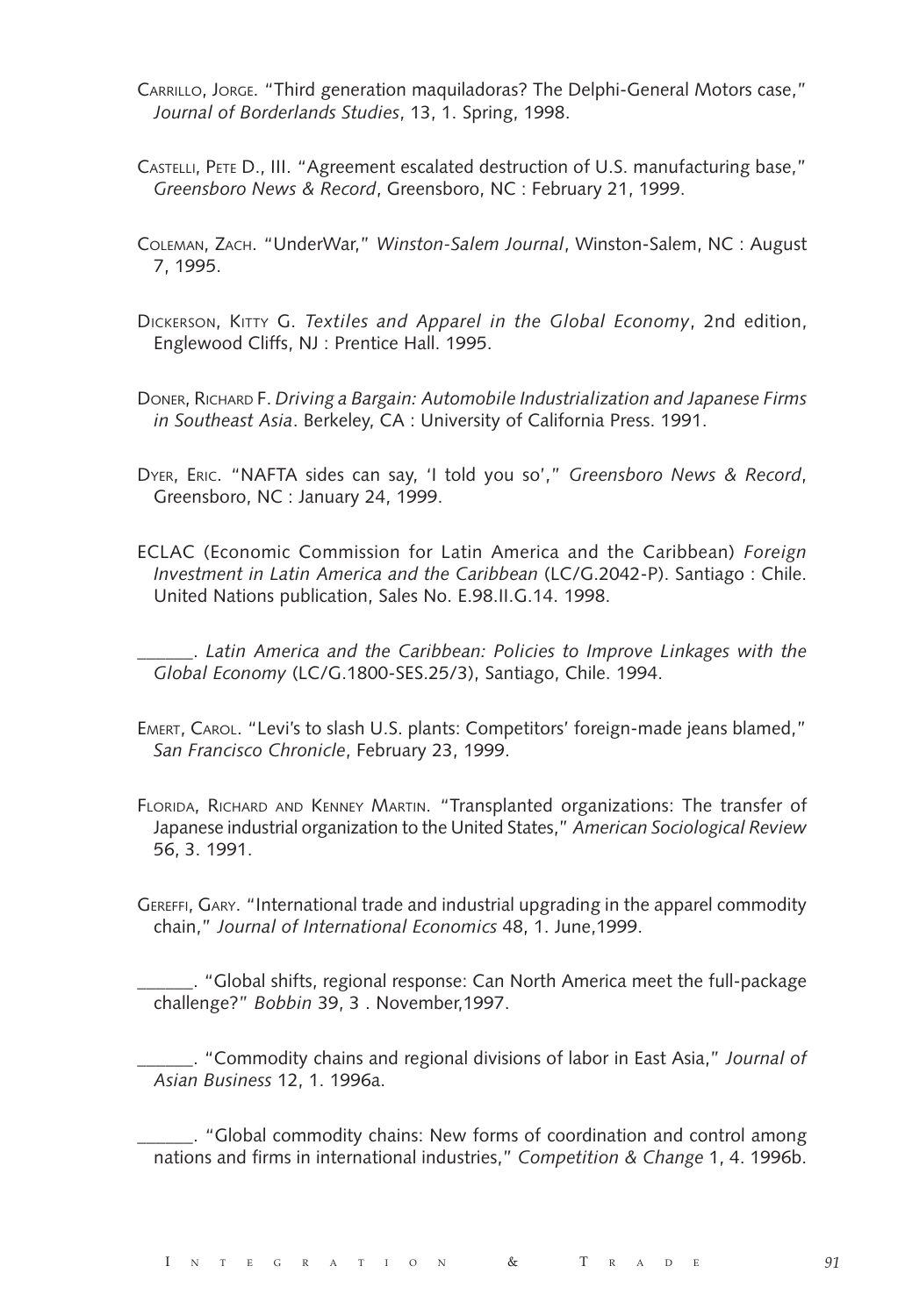Carrillo, Jorge. "Third generation maquiladoras? The Delphi-General Motors case," *Journal of Borderlands Studies*, 13, 1. Spring, 1998.

Castelli, Pete D., III. "Agreement escalated destruction of U.S. manufacturing base," *Greensboro News & Record*, Greensboro, NC : February 21, 1999.

Coleman, Zach. "UnderWar," *Winston-Salem Journal*, Winston-Salem, NC : August 7, 1995.

Dickerson, Kitty G. *Textiles and Apparel in the Global Economy*, 2nd edition, Englewood Cliffs, NJ : Prentice Hall. 1995.

Doner, Richard F. *Driving a Bargain: Automobile Industrialization and Japanese Firms in Southeast Asia*. Berkeley, CA : University of California Press. 1991.

Dyer, Eric. "NAFTA sides can say, 'I told you so'," *Greensboro News & Record*, Greensboro, NC : January 24, 1999.

ECLAC (Economic Commission for Latin America and the Caribbean) *Foreign Investment in Latin America and the Caribbean* (LC/G.2042-P). Santiago : Chile. United Nations publication, Sales No. E.98.II.G.14. 1998.

______. *Latin America and the Caribbean: Policies to Improve Linkages with the Global Economy* (LC/G.1800-SES.25/3), Santiago, Chile. 1994.

Emert, Carol. "Levi's to slash U.S. plants: Competitors' foreign-made jeans blamed," *San Francisco Chronicle*, February 23, 1999.

Florida, Richard and Kenney Martin. "Transplanted organizations: The transfer of Japanese industrial organization to the United States," *American Sociological Review* 56, 3. 1991.

Gereffi, Gary. "International trade and industrial upgrading in the apparel commodity chain," *Journal of International Economics* 48, 1. June,1999.

______. "Global shifts, regional response: Can North America meet the full-package challenge?" *Bobbin* 39, 3 . November,1997.

______. "Commodity chains and regional divisions of labor in East Asia," *Journal of Asian Business* 12, 1. 1996a.

______. "Global commodity chains: New forms of coordination and control among nations and firms in international industries," *Competition & Change* 1, 4. 1996b.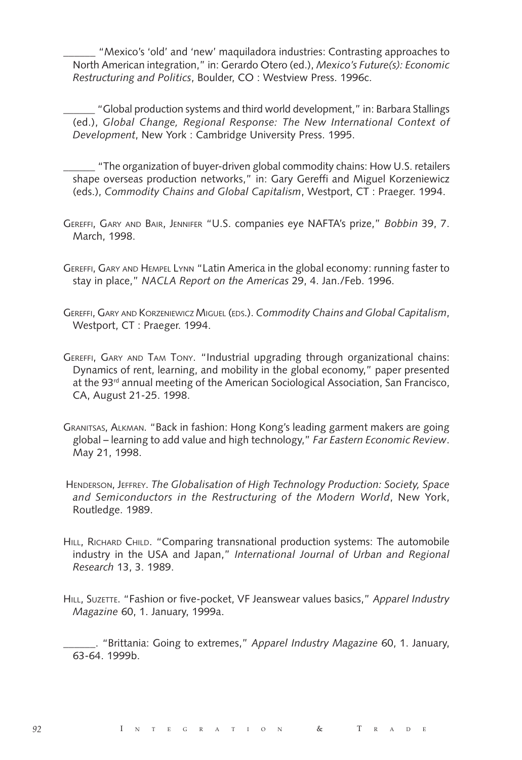______ "Mexico's 'old' and 'new' maquiladora industries: Contrasting approaches to North American integration," in: Gerardo Otero (ed.), *Mexico's Future(s): Economic Restructuring and Politics*, Boulder, CO : Westview Press. 1996c.

______ "Global production systems and third world development," in: Barbara Stallings (ed.), *Global Change, Regional Response: The New International Context of Development*, New York : Cambridge University Press. 1995.

______ "The organization of buyer-driven global commodity chains: How U.S. retailers shape overseas production networks," in: Gary Gereffi and Miguel Korzeniewicz (eds.), *Commodity Chains and Global Capitalism*, Westport, CT : Praeger. 1994.

Gereffi, Gary and Bair, Jennifer "U.S. companies eye NAFTA's prize," *Bobbin* 39, 7. March, 1998.

Gereffi, Gary and Hempel Lynn "Latin America in the global economy: running faster to stay in place," *NACLA Report on the Americas* 29, 4. Jan./Feb. 1996.

Gereffi, Gary and Korzeniewicz Miguel (eds.). *Commodity Chains and Global Capitalism*, Westport, CT : Praeger. 1994.

Gereffi, Gary and Tam Tony. "Industrial upgrading through organizational chains: Dynamics of rent, learning, and mobility in the global economy," paper presented at the 93rd annual meeting of the American Sociological Association, San Francisco, CA, August 21-25. 1998.

Granitsas, Alkman. "Back in fashion: Hong Kong's leading garment makers are going global – learning to add value and high technology," *Far Eastern Economic Review*. May 21, 1998.

Henderson, Jeffrey. *The Globalisation of High Technology Production: Society, Space and Semiconductors in the Restructuring of the Modern World*, New York, Routledge. 1989.

Hill, Richard Child. "Comparing transnational production systems: The automobile industry in the USA and Japan," *International Journal of Urban and Regional Research* 13, 3. 1989.

Hill, Suzette. "Fashion or five-pocket, VF Jeanswear values basics," *Apparel Industry Magazine* 60, 1. January, 1999a.

______. "Brittania: Going to extremes," *Apparel Industry Magazine* 60, 1. January, 63-64. 1999b.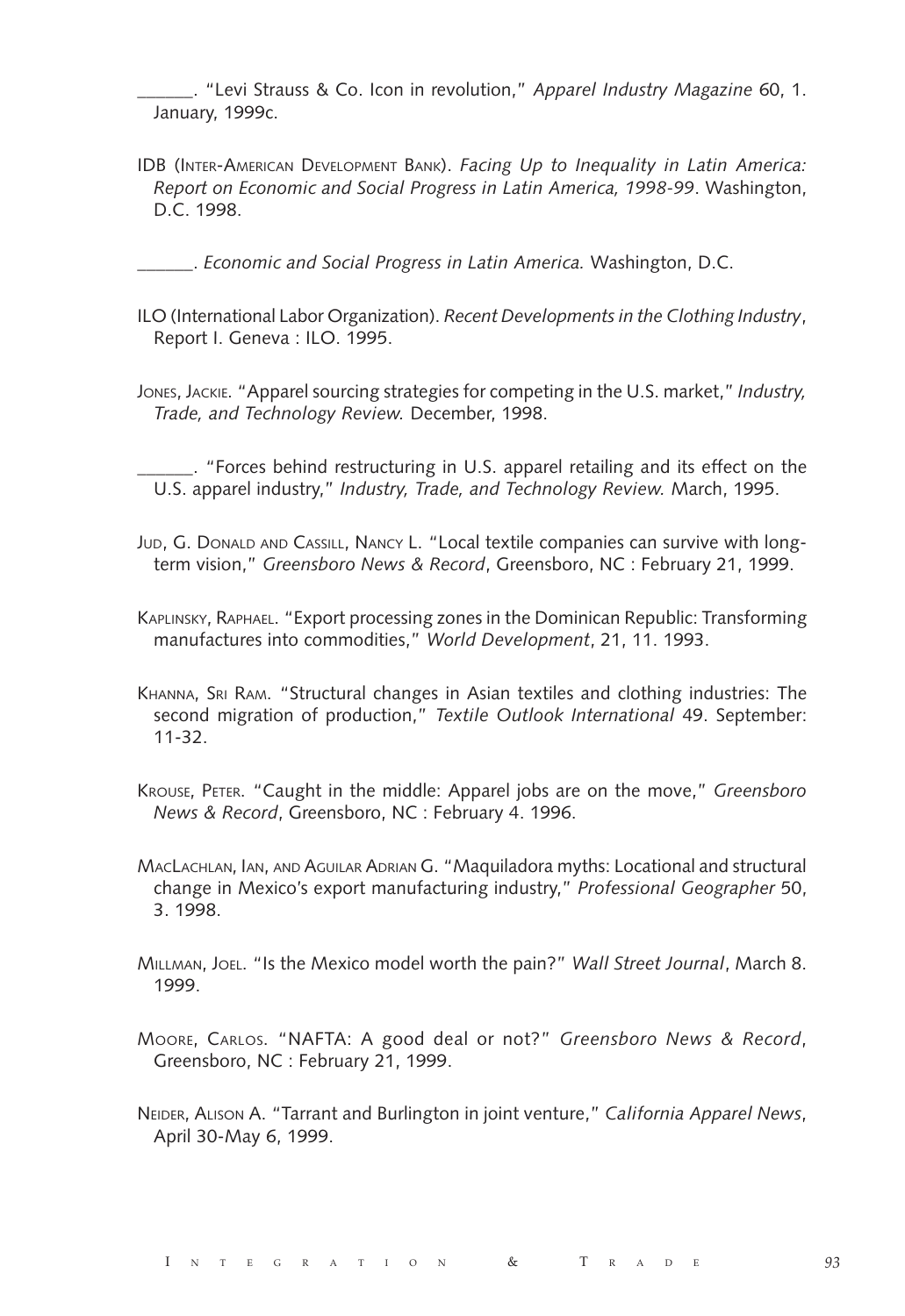______. "Levi Strauss & Co. Icon in revolution," *Apparel Industry Magazine* 60, 1. January, 1999c.

IDB (Inter-American Development Bank). *Facing Up to Inequality in Latin America: Report on Economic and Social Progress in Latin America, 1998-99*. Washington, D.C. 1998.

______. *Economic and Social Progress in Latin America.* Washington, D.C.

ILO (International Labor Organization). *Recent Developments in the Clothing Industry*, Report I. Geneva : ILO. 1995.

Jones, Jackie. "Apparel sourcing strategies for competing in the U.S. market," *Industry, Trade, and Technology Review.* December, 1998.

______. "Forces behind restructuring in U.S. apparel retailing and its effect on the U.S. apparel industry," *Industry, Trade, and Technology Review.* March, 1995.

Jud, G. Donald and Cassill, Nancy L. "Local textile companies can survive with long-term vision," *Greensboro News & Record*, Greensboro, NC : February 21, 1999.

Kaplinsky, Raphael. "Export processing zones in the Dominican Republic: Transforming manufactures into commodities," *World Development*, 21, 11. 1993.

Khanna, Sri Ram. "Structural changes in Asian textiles and clothing industries: The second migration of production," *Textile Outlook International* 49. September: 11-32.

Krouse, Peter. "Caught in the middle: Apparel jobs are on the move," *Greensboro News & Record*, Greensboro, NC : February 4. 1996.

MacLachlan, Ian, and Aguilar Adrian G. "Maquiladora myths: Locational and structural change in Mexico's export manufacturing industry," *Professional Geographer* 50, 3. 1998.

Millman, Joel. "Is the Mexico model worth the pain?" *Wall Street Journal*, March 8. 1999.

Moore, Carlos. "NAFTA: A good deal or not?" *Greensboro News & Record*, Greensboro, NC : February 21, 1999.

Neider, Alison A. "Tarrant and Burlington in joint venture," *California Apparel News*, April 30-May 6, 1999.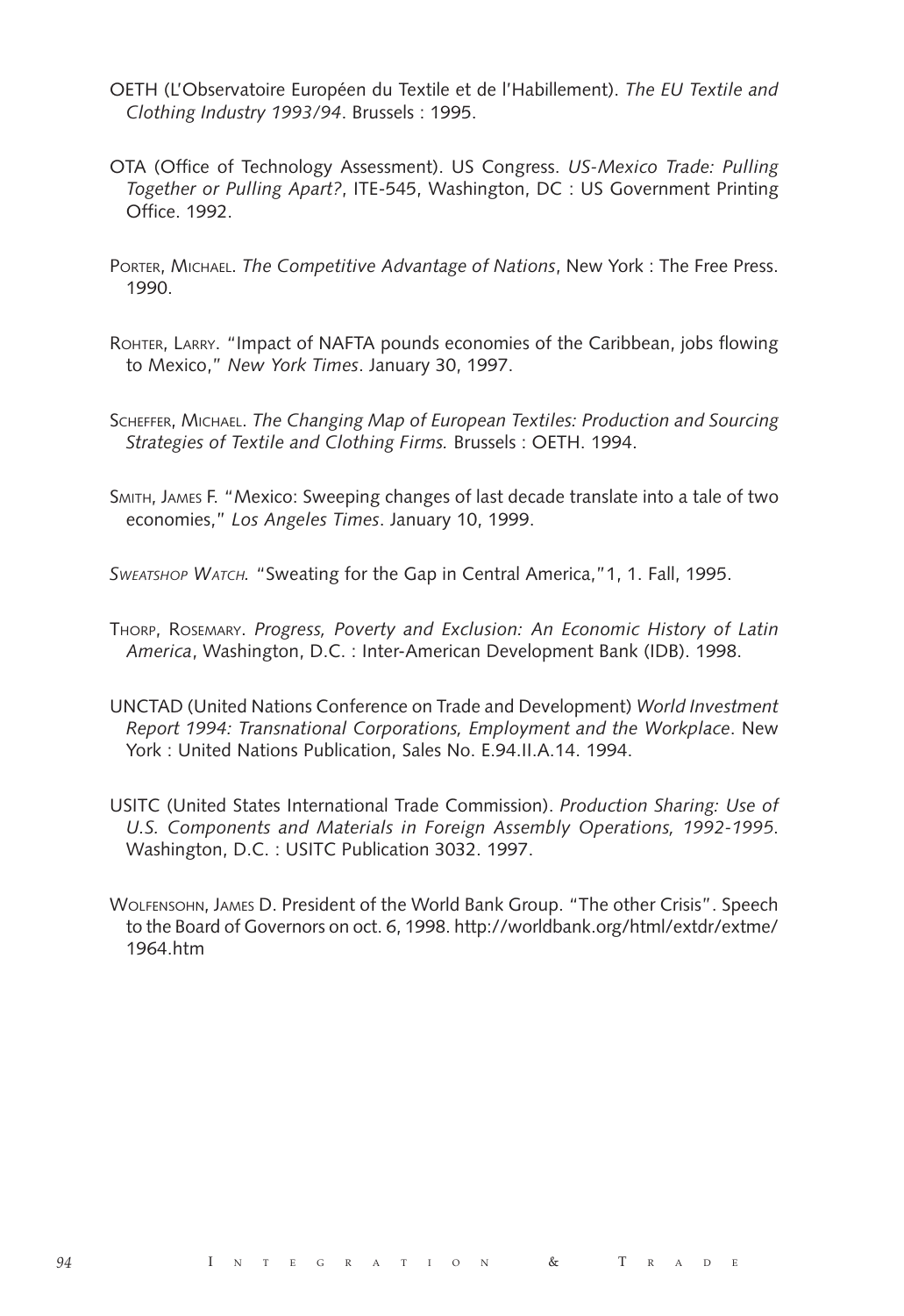OETH (L'Observatoire Européen du Textile et de l'Habillement). *The EU Textile and Clothing Industry 1993/94*. Brussels : 1995.

OTA (Office of Technology Assessment). US Congress. *US-Mexico Trade: Pulling Together or Pulling Apart?*, ITE-545, Washington, DC : US Government Printing Office. 1992.

Porter, Michael. *The Competitive Advantage of Nations*, New York : The Free Press. 1990.

Rohter, Larry. "Impact of NAFTA pounds economies of the Caribbean, jobs flowing to Mexico," *New York Times*. January 30, 1997.

Scheffer, Michael. *The Changing Map of European Textiles: Production and Sourcing Strategies of Textile and Clothing Firms.* Brussels : OETH. 1994.

Smith, James F. "Mexico: Sweeping changes of last decade translate into a tale of two economies," *Los Angeles Times*. January 10, 1999.

*Sweatshop Watch.* "Sweating for the Gap in Central America,"1, 1. Fall, 1995.

Thorp, Rosemary. *Progress, Poverty and Exclusion: An Economic History of Latin America*, Washington, D.C. : Inter-American Development Bank (IDB). 1998.

UNCTAD (United Nations Conference on Trade and Development) *World Investment Report 1994: Transnational Corporations, Employment and the Workplace*. New York : United Nations Publication, Sales No. E.94.II.A.14. 1994.

USITC (United States International Trade Commission). *Production Sharing: Use of U.S. Components and Materials in Foreign Assembly Operations, 1992-1995.* Washington, D.C. : USITC Publication 3032. 1997.

Wolfensohn, James D. President of the World Bank Group. "The other Crisis". Speech to the Board of Governors on oct. 6, 1998. http://worldbank.org/html/extdr/extme/1964.htm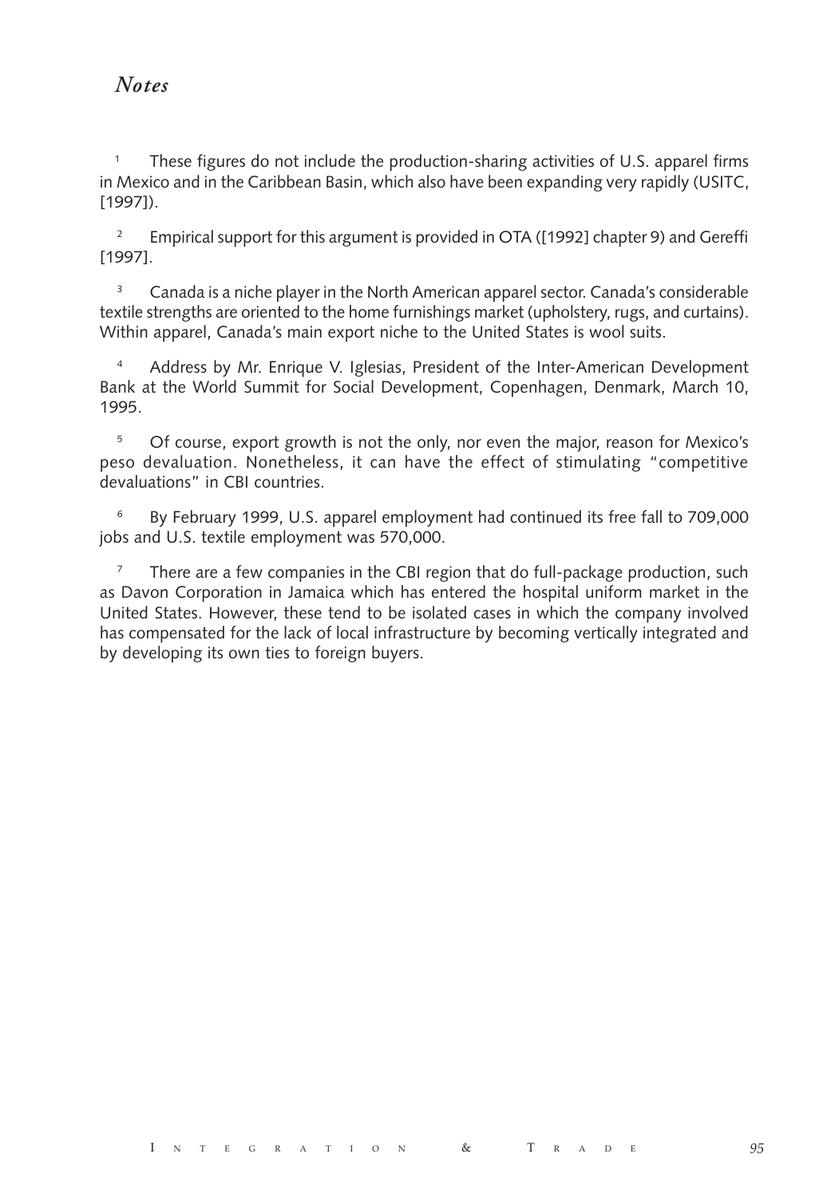## *Notes*

[1] These figures do not include the production-sharing activities of U.S. apparel firms in Mexico and in the Caribbean Basin, which also have been expanding very rapidly (USITC, [1997]).

[2] Empirical support for this argument is provided in OTA ([1992] chapter 9) and Gereffi [1997].

[3] Canada is a niche player in the North American apparel sector. Canada's considerable textile strengths are oriented to the home furnishings market (upholstery, rugs, and curtains). Within apparel, Canada's main export niche to the United States is wool suits.

[4] Address by Mr. Enrique V. Iglesias, President of the Inter-American Development Bank at the World Summit for Social Development, Copenhagen, Denmark, March 10, 1995.

[5] Of course, export growth is not the only, nor even the major, reason for Mexico's peso devaluation. Nonetheless, it can have the effect of stimulating "competitive devaluations" in CBI countries.

[6] By February 1999, U.S. apparel employment had continued its free fall to 709,000 jobs and U.S. textile employment was 570,000.

[7] There are a few companies in the CBI region that do full-package production, such as Davon Corporation in Jamaica which has entered the hospital uniform market in the United States. However, these tend to be isolated cases in which the company involved has compensated for the lack of local infrastructure by becoming vertically integrated and by developing its own ties to foreign buyers.